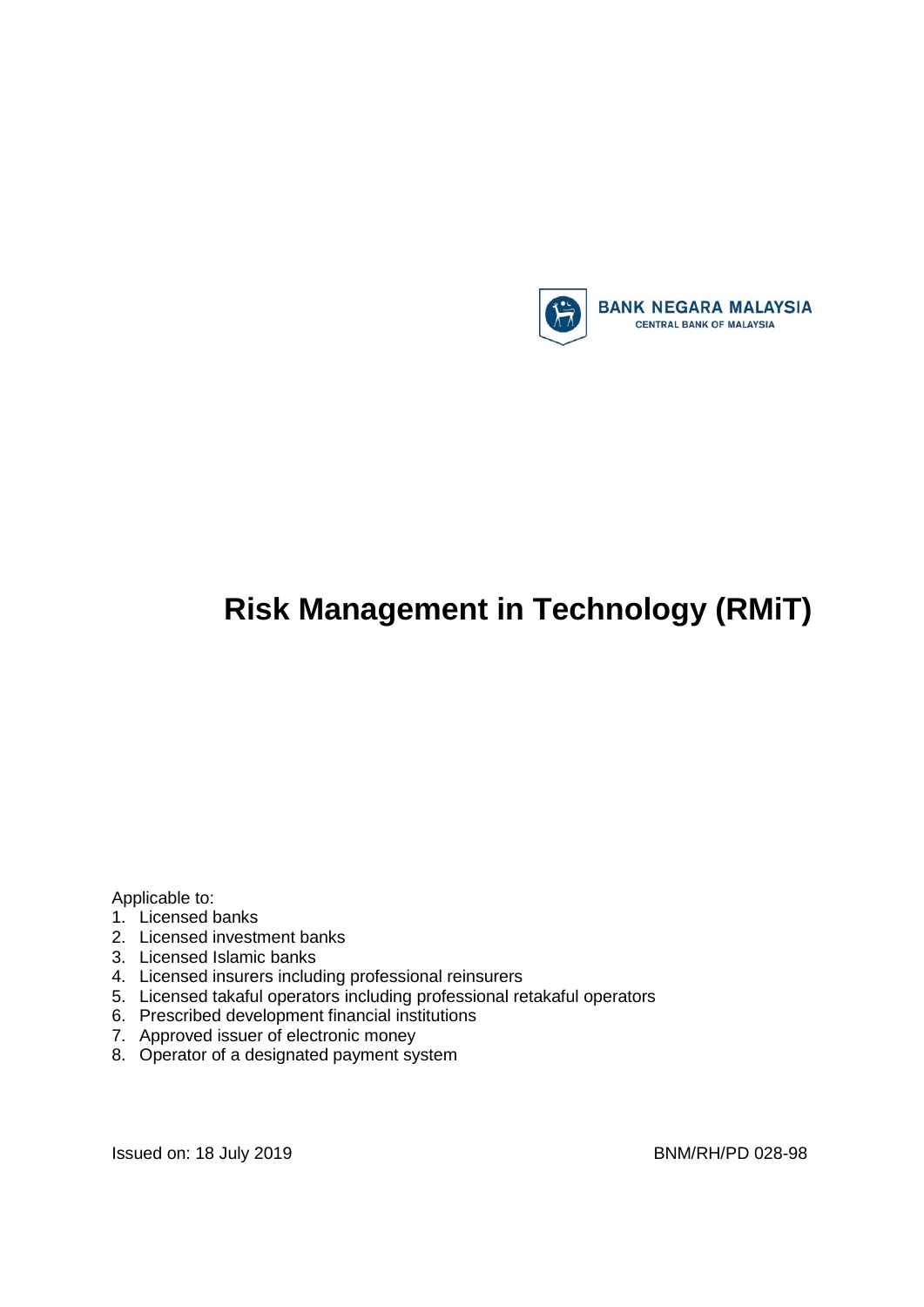BANK NEGARA MALAYSIA
CENTRAL BANK OF MALAYSIA

# Risk Management in Technology (RMiT)

Applicable to:

1. Licensed banks
2. Licensed investment banks
3. Licensed Islamic banks
4. Licensed insurers including professional reinsurers
5. Licensed takaful operators including professional retakaful operators
6. Prescribed development financial institutions
7. Approved issuer of electronic money
8. Operator of a designated payment system

Issued on: 18 July 2019

BNM/RH/PD 028-98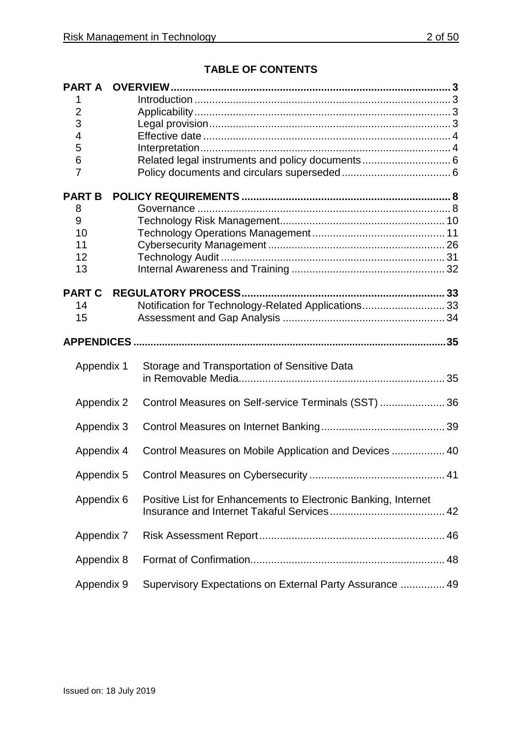## TABLE OF CONTENTS

| | | |
|---|---|---|
| **PART A** | **OVERVIEW** | **3** |
| 1 | Introduction | 3 |
| 2 | Applicability | 3 |
| 3 | Legal provision | 3 |
| 4 | Effective date | 4 |
| 5 | Interpretation | 4 |
| 6 | Related legal instruments and policy documents | 6 |
| 7 | Policy documents and circulars superseded | 6 |
| **PART B** | **POLICY REQUIREMENTS** | **8** |
| 8 | Governance | 8 |
| 9 | Technology Risk Management | 10 |
| 10 | Technology Operations Management | 11 |
| 11 | Cybersecurity Management | 26 |
| 12 | Technology Audit | 31 |
| 13 | Internal Awareness and Training | 32 |
| **PART C** | **REGULATORY PROCESS** | **33** |
| 14 | Notification for Technology-Related Applications | 33 |
| 15 | Assessment and Gap Analysis | 34 |
| **APPENDICES** | | **35** |
| Appendix 1 | Storage and Transportation of Sensitive Data in Removable Media | 35 |
| Appendix 2 | Control Measures on Self-service Terminals (SST) | 36 |
| Appendix 3 | Control Measures on Internet Banking | 39 |
| Appendix 4 | Control Measures on Mobile Application and Devices | 40 |
| Appendix 5 | Control Measures on Cybersecurity | 41 |
| Appendix 6 | Positive List for Enhancements to Electronic Banking, Internet Insurance and Internet Takaful Services | 42 |
| Appendix 7 | Risk Assessment Report | 46 |
| Appendix 8 | Format of Confirmation | 48 |
| Appendix 9 | Supervisory Expectations on External Party Assurance | 49 |

Issued on: 18 July 2019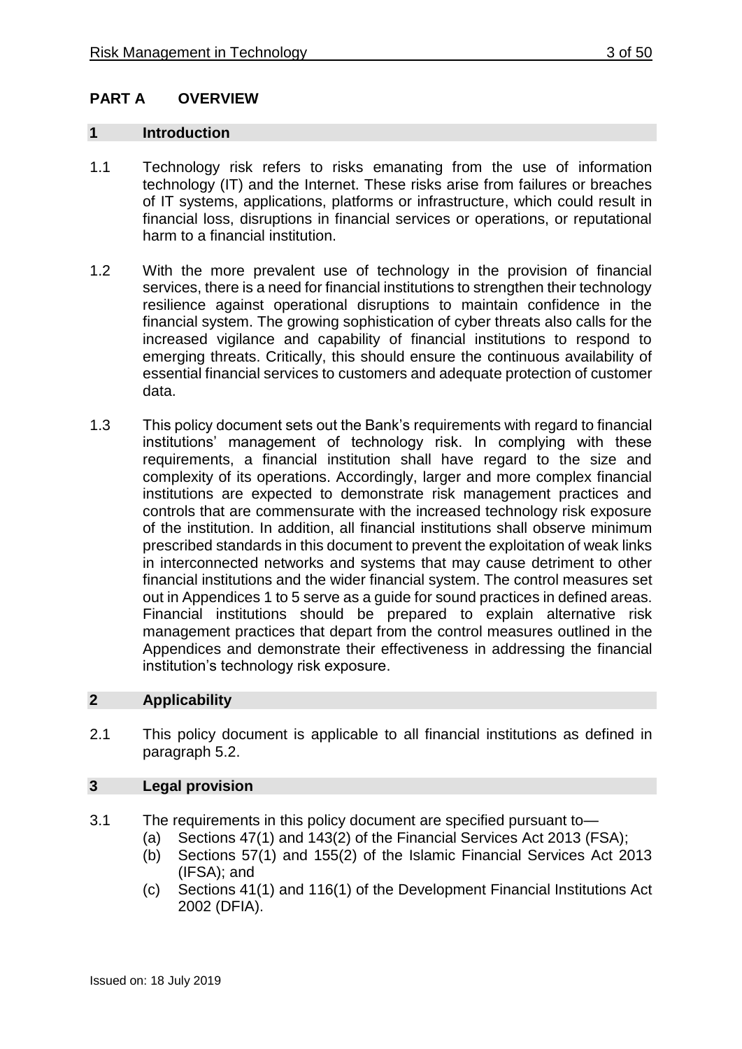# PART A OVERVIEW

## 1 Introduction

1.1 Technology risk refers to risks emanating from the use of information technology (IT) and the Internet. These risks arise from failures or breaches of IT systems, applications, platforms or infrastructure, which could result in financial loss, disruptions in financial services or operations, or reputational harm to a financial institution.

1.2 With the more prevalent use of technology in the provision of financial services, there is a need for financial institutions to strengthen their technology resilience against operational disruptions to maintain confidence in the financial system. The growing sophistication of cyber threats also calls for the increased vigilance and capability of financial institutions to respond to emerging threats. Critically, this should ensure the continuous availability of essential financial services to customers and adequate protection of customer data.

1.3 This policy document sets out the Bank's requirements with regard to financial institutions' management of technology risk. In complying with these requirements, a financial institution shall have regard to the size and complexity of its operations. Accordingly, larger and more complex financial institutions are expected to demonstrate risk management practices and controls that are commensurate with the increased technology risk exposure of the institution. In addition, all financial institutions shall observe minimum prescribed standards in this document to prevent the exploitation of weak links in interconnected networks and systems that may cause detriment to other financial institutions and the wider financial system. The control measures set out in Appendices 1 to 5 serve as a guide for sound practices in defined areas. Financial institutions should be prepared to explain alternative risk management practices that depart from the control measures outlined in the Appendices and demonstrate their effectiveness in addressing the financial institution's technology risk exposure.

## 2 Applicability

2.1 This policy document is applicable to all financial institutions as defined in paragraph 5.2.

## 3 Legal provision

3.1 The requirements in this policy document are specified pursuant to—

(a) Sections 47(1) and 143(2) of the Financial Services Act 2013 (FSA);

(b) Sections 57(1) and 155(2) of the Islamic Financial Services Act 2013 (IFSA); and

(c) Sections 41(1) and 116(1) of the Development Financial Institutions Act 2002 (DFIA).

Issued on: 18 July 2019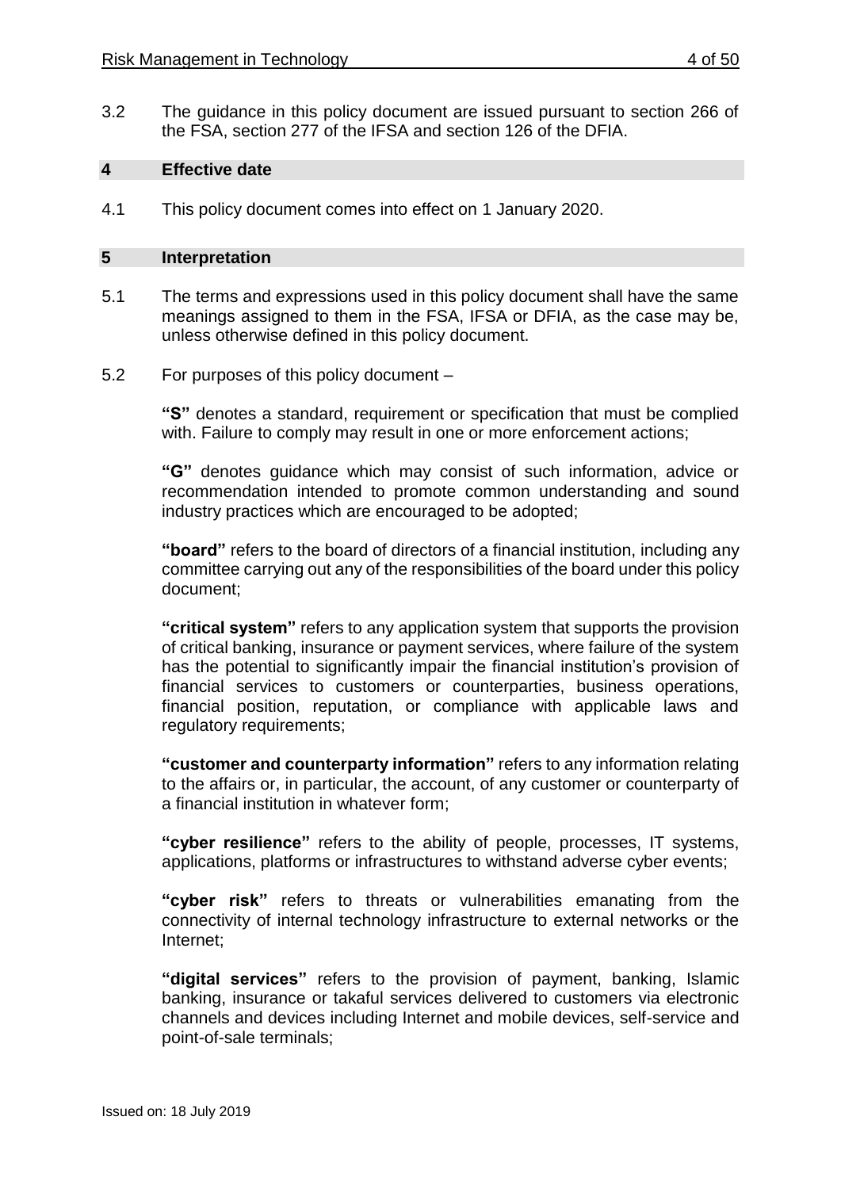3.2 The guidance in this policy document are issued pursuant to section 266 of the FSA, section 277 of the IFSA and section 126 of the DFIA.

## 4 Effective date

4.1 This policy document comes into effect on 1 January 2020.

## 5 Interpretation

5.1 The terms and expressions used in this policy document shall have the same meanings assigned to them in the FSA, IFSA or DFIA, as the case may be, unless otherwise defined in this policy document.

5.2 For purposes of this policy document –

**"S"** denotes a standard, requirement or specification that must be complied with. Failure to comply may result in one or more enforcement actions;

**"G"** denotes guidance which may consist of such information, advice or recommendation intended to promote common understanding and sound industry practices which are encouraged to be adopted;

**"board"** refers to the board of directors of a financial institution, including any committee carrying out any of the responsibilities of the board under this policy document;

**"critical system"** refers to any application system that supports the provision of critical banking, insurance or payment services, where failure of the system has the potential to significantly impair the financial institution's provision of financial services to customers or counterparties, business operations, financial position, reputation, or compliance with applicable laws and regulatory requirements;

**"customer and counterparty information"** refers to any information relating to the affairs or, in particular, the account, of any customer or counterparty of a financial institution in whatever form;

**"cyber resilience"** refers to the ability of people, processes, IT systems, applications, platforms or infrastructures to withstand adverse cyber events;

**"cyber risk"** refers to threats or vulnerabilities emanating from the connectivity of internal technology infrastructure to external networks or the Internet;

**"digital services"** refers to the provision of payment, banking, Islamic banking, insurance or takaful services delivered to customers via electronic channels and devices including Internet and mobile devices, self-service and point-of-sale terminals;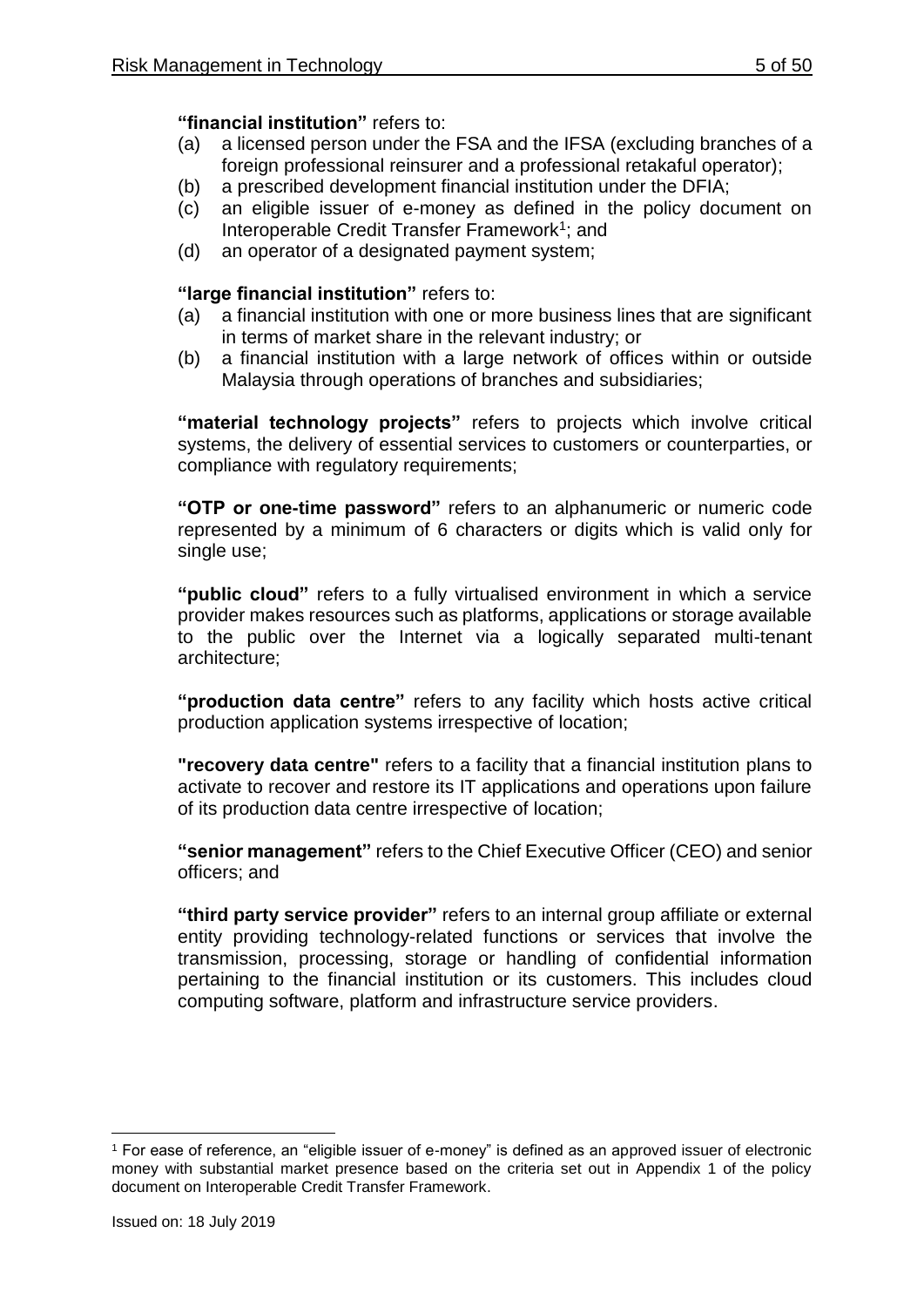**"financial institution"** refers to:

(a) a licensed person under the FSA and the IFSA (excluding branches of a foreign professional reinsurer and a professional retakaful operator);
(b) a prescribed development financial institution under the DFIA;
(c) an eligible issuer of e-money as defined in the policy document on Interoperable Credit Transfer Framework[1]; and
(d) an operator of a designated payment system;

**"large financial institution"** refers to:

(a) a financial institution with one or more business lines that are significant in terms of market share in the relevant industry; or
(b) a financial institution with a large network of offices within or outside Malaysia through operations of branches and subsidiaries;

**"material technology projects"** refers to projects which involve critical systems, the delivery of essential services to customers or counterparties, or compliance with regulatory requirements;

**"OTP or one-time password"** refers to an alphanumeric or numeric code represented by a minimum of 6 characters or digits which is valid only for single use;

**"public cloud"** refers to a fully virtualised environment in which a service provider makes resources such as platforms, applications or storage available to the public over the Internet via a logically separated multi-tenant architecture;

**"production data centre"** refers to any facility which hosts active critical production application systems irrespective of location;

**"recovery data centre"** refers to a facility that a financial institution plans to activate to recover and restore its IT applications and operations upon failure of its production data centre irrespective of location;

**"senior management"** refers to the Chief Executive Officer (CEO) and senior officers; and

**"third party service provider"** refers to an internal group affiliate or external entity providing technology-related functions or services that involve the transmission, processing, storage or handling of confidential information pertaining to the financial institution or its customers. This includes cloud computing software, platform and infrastructure service providers.

---

[1] For ease of reference, an "eligible issuer of e-money" is defined as an approved issuer of electronic money with substantial market presence based on the criteria set out in Appendix 1 of the policy document on Interoperable Credit Transfer Framework.

Issued on: 18 July 2019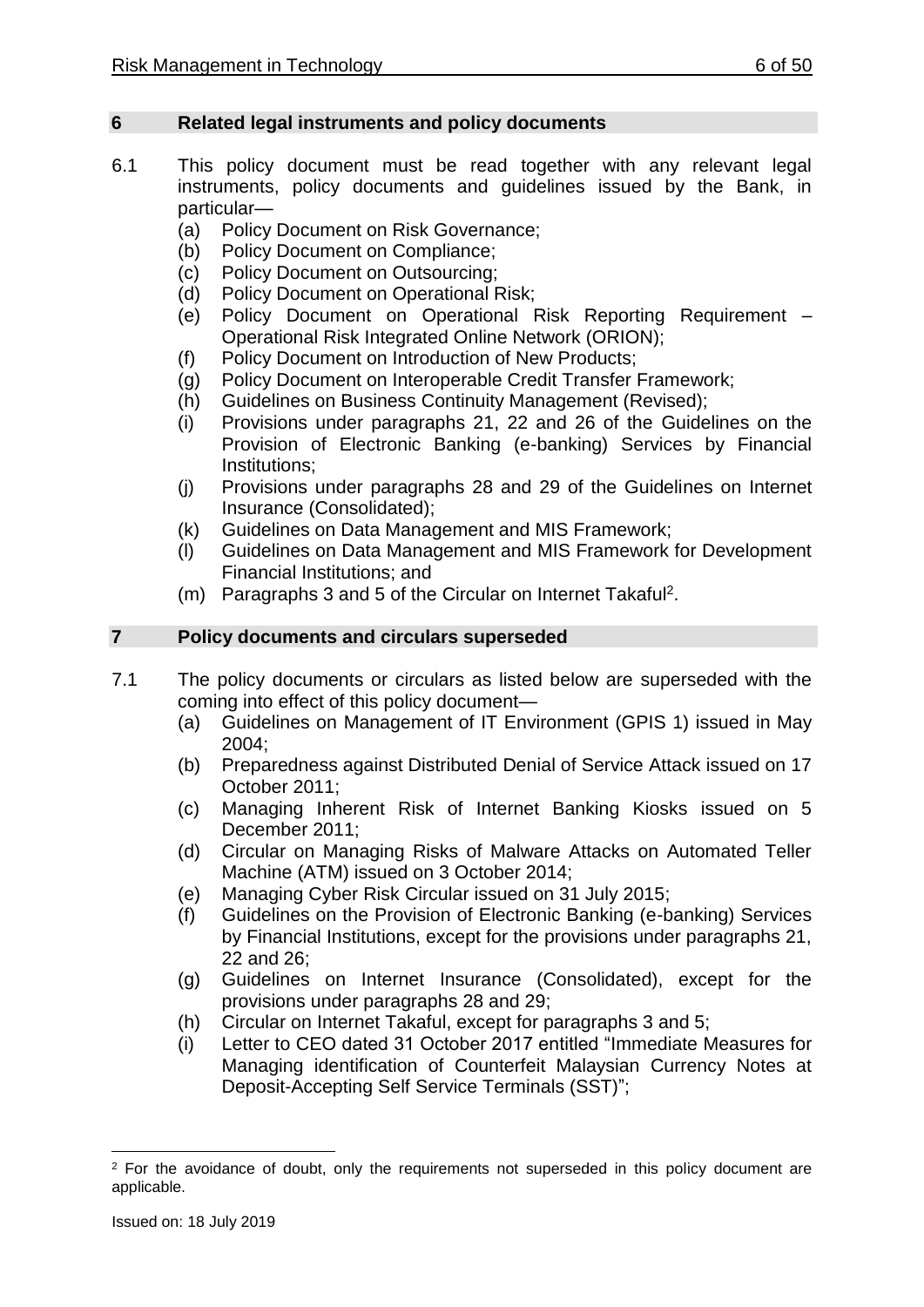## 6 Related legal instruments and policy documents

6.1 This policy document must be read together with any relevant legal instruments, policy documents and guidelines issued by the Bank, in particular—

(a) Policy Document on Risk Governance;
(b) Policy Document on Compliance;
(c) Policy Document on Outsourcing;
(d) Policy Document on Operational Risk;
(e) Policy Document on Operational Risk Reporting Requirement – Operational Risk Integrated Online Network (ORION);
(f) Policy Document on Introduction of New Products;
(g) Policy Document on Interoperable Credit Transfer Framework;
(h) Guidelines on Business Continuity Management (Revised);
(i) Provisions under paragraphs 21, 22 and 26 of the Guidelines on the Provision of Electronic Banking (e-banking) Services by Financial Institutions;
(j) Provisions under paragraphs 28 and 29 of the Guidelines on Internet Insurance (Consolidated);
(k) Guidelines on Data Management and MIS Framework;
(l) Guidelines on Data Management and MIS Framework for Development Financial Institutions; and
(m) Paragraphs 3 and 5 of the Circular on Internet Takaful[2].

## 7 Policy documents and circulars superseded

7.1 The policy documents or circulars as listed below are superseded with the coming into effect of this policy document—

(a) Guidelines on Management of IT Environment (GPIS 1) issued in May 2004;
(b) Preparedness against Distributed Denial of Service Attack issued on 17 October 2011;
(c) Managing Inherent Risk of Internet Banking Kiosks issued on 5 December 2011;
(d) Circular on Managing Risks of Malware Attacks on Automated Teller Machine (ATM) issued on 3 October 2014;
(e) Managing Cyber Risk Circular issued on 31 July 2015;
(f) Guidelines on the Provision of Electronic Banking (e-banking) Services by Financial Institutions, except for the provisions under paragraphs 21, 22 and 26;
(g) Guidelines on Internet Insurance (Consolidated), except for the provisions under paragraphs 28 and 29;
(h) Circular on Internet Takaful, except for paragraphs 3 and 5;
(i) Letter to CEO dated 31 October 2017 entitled "Immediate Measures for Managing identification of Counterfeit Malaysian Currency Notes at Deposit-Accepting Self Service Terminals (SST)";

[2] For the avoidance of doubt, only the requirements not superseded in this policy document are applicable.

Issued on: 18 July 2019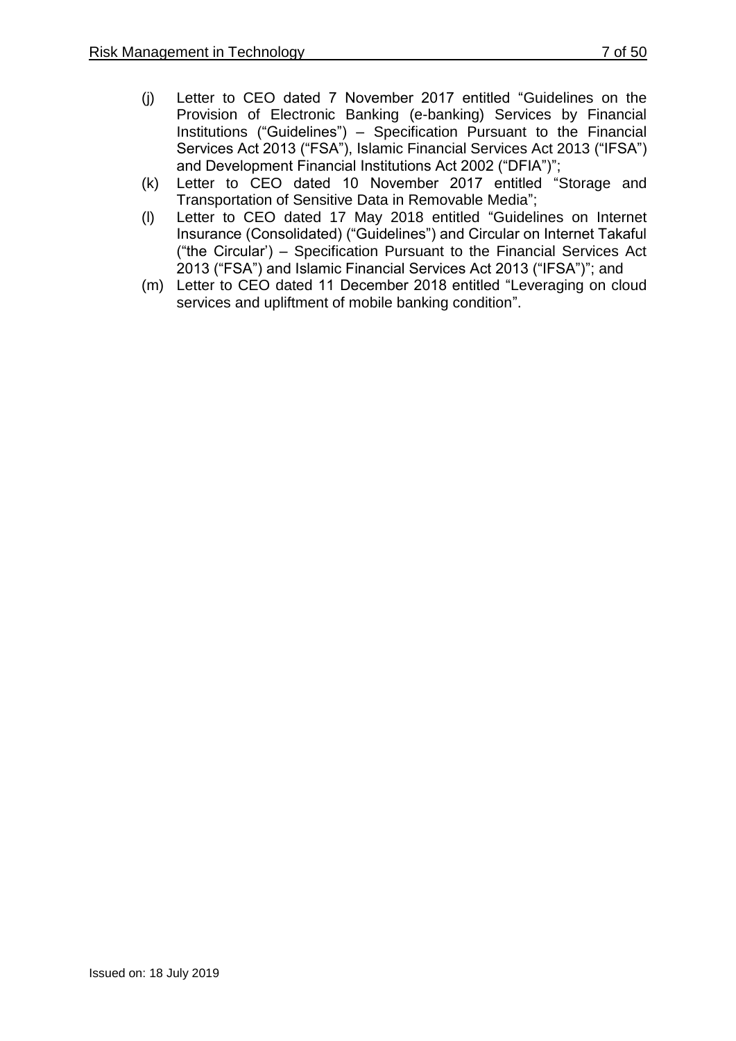(j) Letter to CEO dated 7 November 2017 entitled "Guidelines on the Provision of Electronic Banking (e-banking) Services by Financial Institutions ("Guidelines") – Specification Pursuant to the Financial Services Act 2013 ("FSA"), Islamic Financial Services Act 2013 ("IFSA") and Development Financial Institutions Act 2002 ("DFIA")";

(k) Letter to CEO dated 10 November 2017 entitled "Storage and Transportation of Sensitive Data in Removable Media";

(l) Letter to CEO dated 17 May 2018 entitled "Guidelines on Internet Insurance (Consolidated) ("Guidelines") and Circular on Internet Takaful ("the Circular') – Specification Pursuant to the Financial Services Act 2013 ("FSA") and Islamic Financial Services Act 2013 ("IFSA")"; and

(m) Letter to CEO dated 11 December 2018 entitled "Leveraging on cloud services and upliftment of mobile banking condition".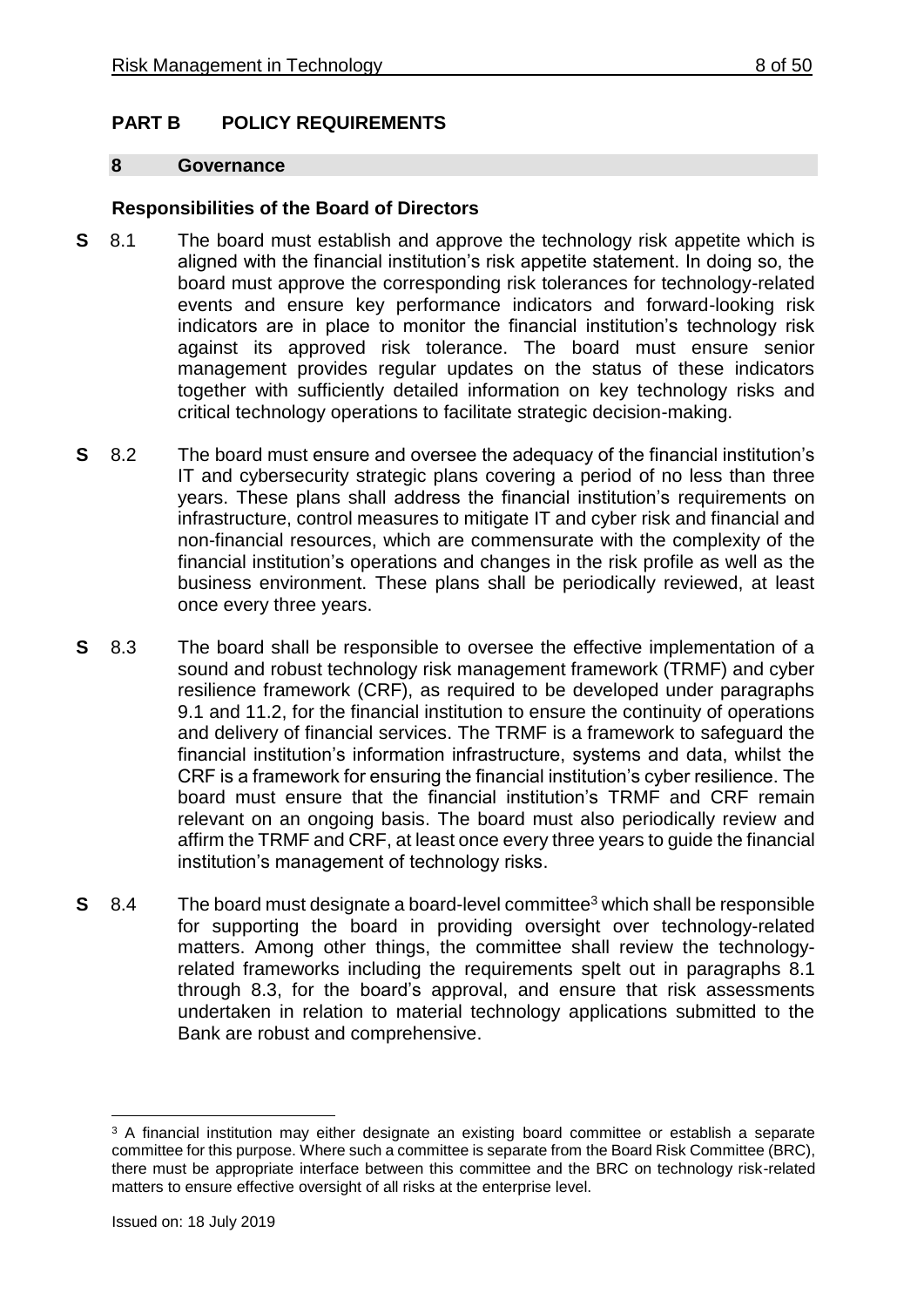# PART B POLICY REQUIREMENTS

## 8 Governance

### Responsibilities of the Board of Directors

**S** 8.1 The board must establish and approve the technology risk appetite which is aligned with the financial institution's risk appetite statement. In doing so, the board must approve the corresponding risk tolerances for technology-related events and ensure key performance indicators and forward-looking risk indicators are in place to monitor the financial institution's technology risk against its approved risk tolerance. The board must ensure senior management provides regular updates on the status of these indicators together with sufficiently detailed information on key technology risks and critical technology operations to facilitate strategic decision-making.

**S** 8.2 The board must ensure and oversee the adequacy of the financial institution's IT and cybersecurity strategic plans covering a period of no less than three years. These plans shall address the financial institution's requirements on infrastructure, control measures to mitigate IT and cyber risk and financial and non-financial resources, which are commensurate with the complexity of the financial institution's operations and changes in the risk profile as well as the business environment. These plans shall be periodically reviewed, at least once every three years.

**S** 8.3 The board shall be responsible to oversee the effective implementation of a sound and robust technology risk management framework (TRMF) and cyber resilience framework (CRF), as required to be developed under paragraphs 9.1 and 11.2, for the financial institution to ensure the continuity of operations and delivery of financial services. The TRMF is a framework to safeguard the financial institution's information infrastructure, systems and data, whilst the CRF is a framework for ensuring the financial institution's cyber resilience. The board must ensure that the financial institution's TRMF and CRF remain relevant on an ongoing basis. The board must also periodically review and affirm the TRMF and CRF, at least once every three years to guide the financial institution's management of technology risks.

**S** 8.4 The board must designate a board-level committee[3] which shall be responsible for supporting the board in providing oversight over technology-related matters. Among other things, the committee shall review the technology-related frameworks including the requirements spelt out in paragraphs 8.1 through 8.3, for the board's approval, and ensure that risk assessments undertaken in relation to material technology applications submitted to the Bank are robust and comprehensive.

[3] A financial institution may either designate an existing board committee or establish a separate committee for this purpose. Where such a committee is separate from the Board Risk Committee (BRC), there must be appropriate interface between this committee and the BRC on technology risk-related matters to ensure effective oversight of all risks at the enterprise level.

Issued on: 18 July 2019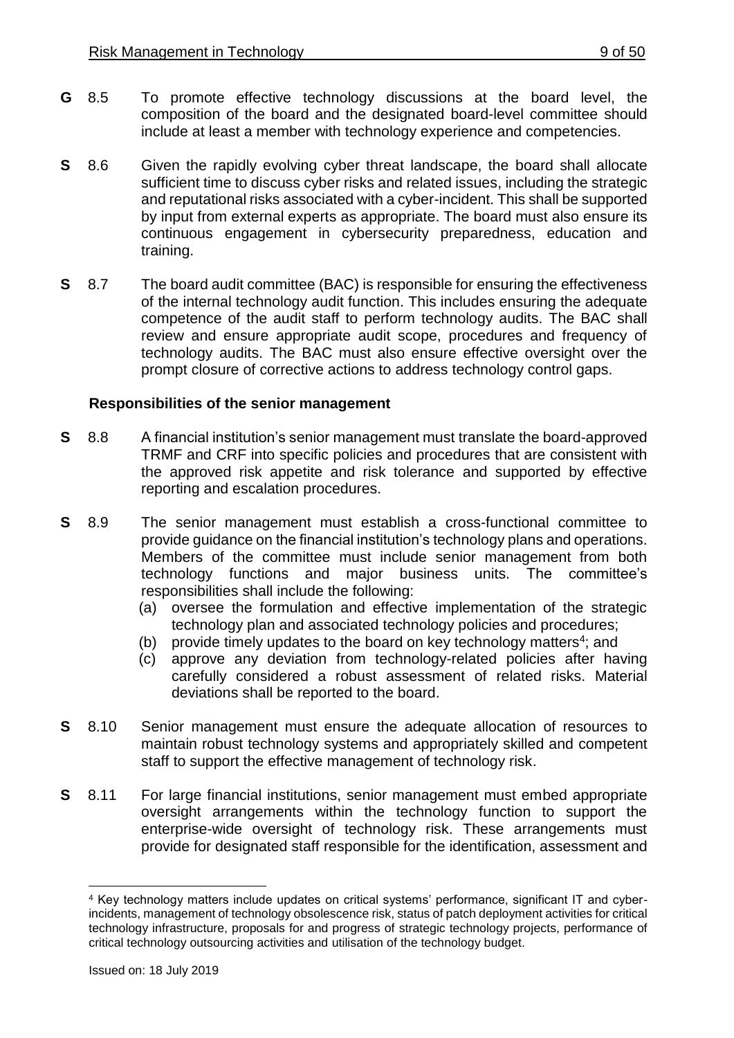**G** 8.5 To promote effective technology discussions at the board level, the composition of the board and the designated board-level committee should include at least a member with technology experience and competencies.

**S** 8.6 Given the rapidly evolving cyber threat landscape, the board shall allocate sufficient time to discuss cyber risks and related issues, including the strategic and reputational risks associated with a cyber-incident. This shall be supported by input from external experts as appropriate. The board must also ensure its continuous engagement in cybersecurity preparedness, education and training.

**S** 8.7 The board audit committee (BAC) is responsible for ensuring the effectiveness of the internal technology audit function. This includes ensuring the adequate competence of the audit staff to perform technology audits. The BAC shall review and ensure appropriate audit scope, procedures and frequency of technology audits. The BAC must also ensure effective oversight over the prompt closure of corrective actions to address technology control gaps.

**Responsibilities of the senior management**

**S** 8.8 A financial institution's senior management must translate the board-approved TRMF and CRF into specific policies and procedures that are consistent with the approved risk appetite and risk tolerance and supported by effective reporting and escalation procedures.

**S** 8.9 The senior management must establish a cross-functional committee to provide guidance on the financial institution's technology plans and operations. Members of the committee must include senior management from both technology functions and major business units. The committee's responsibilities shall include the following:

(a) oversee the formulation and effective implementation of the strategic technology plan and associated technology policies and procedures;

(b) provide timely updates to the board on key technology matters[4]; and

(c) approve any deviation from technology-related policies after having carefully considered a robust assessment of related risks. Material deviations shall be reported to the board.

**S** 8.10 Senior management must ensure the adequate allocation of resources to maintain robust technology systems and appropriately skilled and competent staff to support the effective management of technology risk.

**S** 8.11 For large financial institutions, senior management must embed appropriate oversight arrangements within the technology function to support the enterprise-wide oversight of technology risk. These arrangements must provide for designated staff responsible for the identification, assessment and

---

[4] Key technology matters include updates on critical systems' performance, significant IT and cyber-incidents, management of technology obsolescence risk, status of patch deployment activities for critical technology infrastructure, proposals for and progress of strategic technology projects, performance of critical technology outsourcing activities and utilisation of the technology budget.

Issued on: 18 July 2019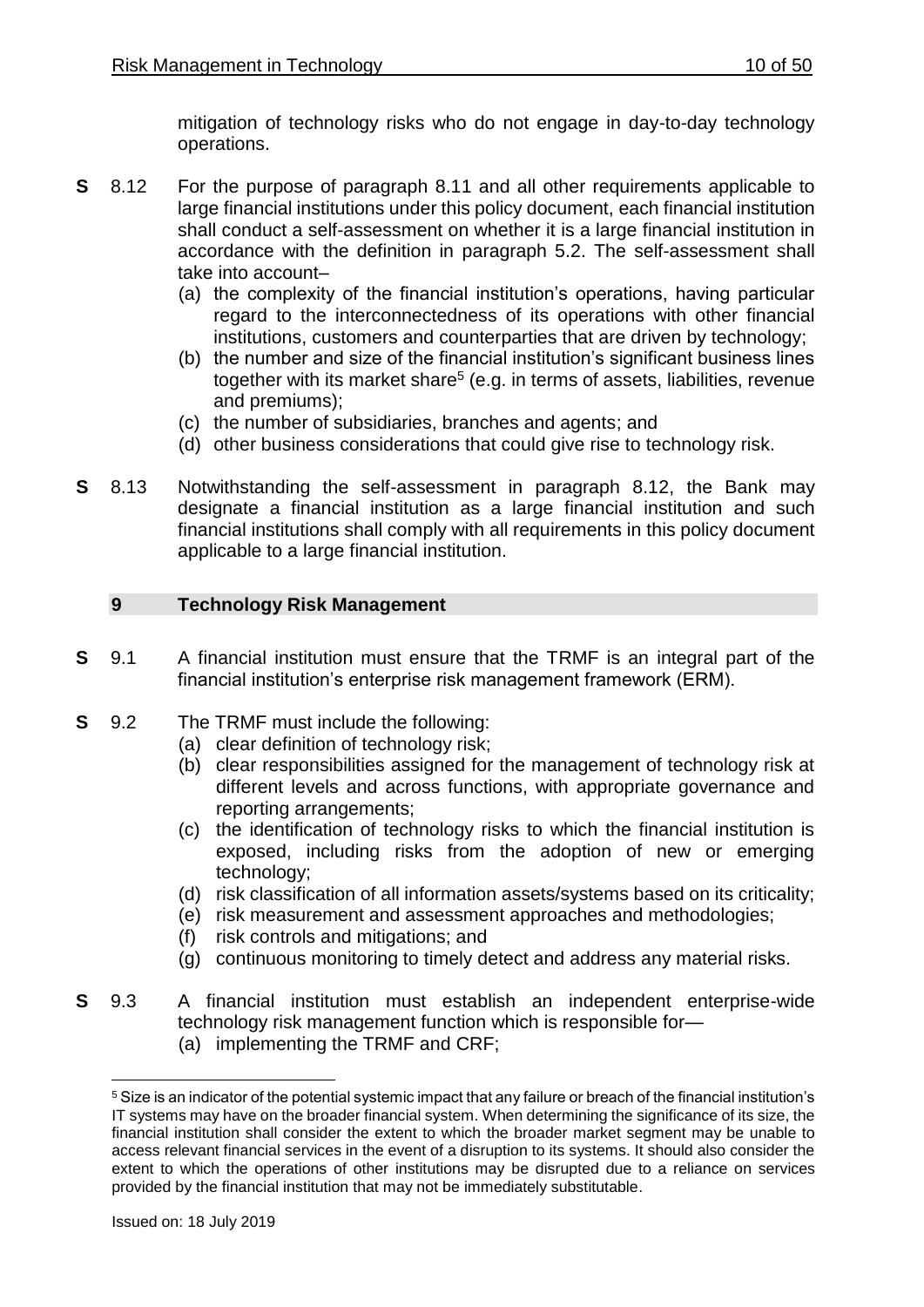mitigation of technology risks who do not engage in day-to-day technology operations.

**S** 8.12 For the purpose of paragraph 8.11 and all other requirements applicable to large financial institutions under this policy document, each financial institution shall conduct a self-assessment on whether it is a large financial institution in accordance with the definition in paragraph 5.2. The self-assessment shall take into account–

(a) the complexity of the financial institution's operations, having particular regard to the interconnectedness of its operations with other financial institutions, customers and counterparties that are driven by technology;

(b) the number and size of the financial institution's significant business lines together with its market share[5] (e.g. in terms of assets, liabilities, revenue and premiums);

(c) the number of subsidiaries, branches and agents; and

(d) other business considerations that could give rise to technology risk.

**S** 8.13 Notwithstanding the self-assessment in paragraph 8.12, the Bank may designate a financial institution as a large financial institution and such financial institutions shall comply with all requirements in this policy document applicable to a large financial institution.

## 9 Technology Risk Management

**S** 9.1 A financial institution must ensure that the TRMF is an integral part of the financial institution's enterprise risk management framework (ERM).

**S** 9.2 The TRMF must include the following:

(a) clear definition of technology risk;

(b) clear responsibilities assigned for the management of technology risk at different levels and across functions, with appropriate governance and reporting arrangements;

(c) the identification of technology risks to which the financial institution is exposed, including risks from the adoption of new or emerging technology;

(d) risk classification of all information assets/systems based on its criticality;

(e) risk measurement and assessment approaches and methodologies;

(f) risk controls and mitigations; and

(g) continuous monitoring to timely detect and address any material risks.

**S** 9.3 A financial institution must establish an independent enterprise-wide technology risk management function which is responsible for—

(a) implementing the TRMF and CRF;

---

[5] Size is an indicator of the potential systemic impact that any failure or breach of the financial institution's IT systems may have on the broader financial system. When determining the significance of its size, the financial institution shall consider the extent to which the broader market segment may be unable to access relevant financial services in the event of a disruption to its systems. It should also consider the extent to which the operations of other institutions may be disrupted due to a reliance on services provided by the financial institution that may not be immediately substitutable.

Issued on: 18 July 2019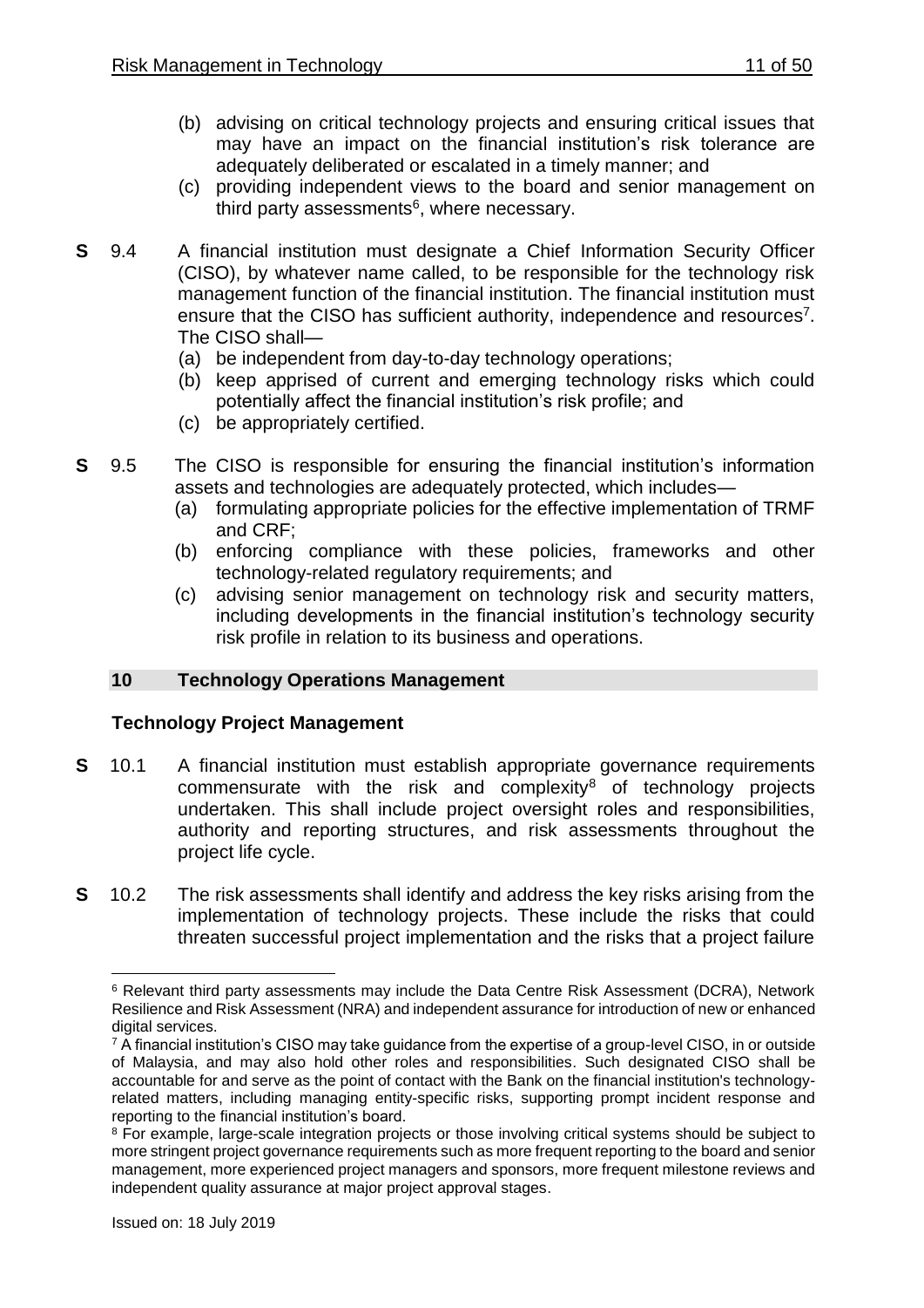(b) advising on critical technology projects and ensuring critical issues that may have an impact on the financial institution's risk tolerance are adequately deliberated or escalated in a timely manner; and

(c) providing independent views to the board and senior management on third party assessments[6], where necessary.

**S** 9.4 A financial institution must designate a Chief Information Security Officer (CISO), by whatever name called, to be responsible for the technology risk management function of the financial institution. The financial institution must ensure that the CISO has sufficient authority, independence and resources[7]. The CISO shall—

(a) be independent from day-to-day technology operations;

(b) keep apprised of current and emerging technology risks which could potentially affect the financial institution's risk profile; and

(c) be appropriately certified.

**S** 9.5 The CISO is responsible for ensuring the financial institution's information assets and technologies are adequately protected, which includes—

(a) formulating appropriate policies for the effective implementation of TRMF and CRF;

(b) enforcing compliance with these policies, frameworks and other technology-related regulatory requirements; and

(c) advising senior management on technology risk and security matters, including developments in the financial institution's technology security risk profile in relation to its business and operations.

## 10 Technology Operations Management

### Technology Project Management

**S** 10.1 A financial institution must establish appropriate governance requirements commensurate with the risk and complexity[8] of technology projects undertaken. This shall include project oversight roles and responsibilities, authority and reporting structures, and risk assessments throughout the project life cycle.

**S** 10.2 The risk assessments shall identify and address the key risks arising from the implementation of technology projects. These include the risks that could threaten successful project implementation and the risks that a project failure

---

[6] Relevant third party assessments may include the Data Centre Risk Assessment (DCRA), Network Resilience and Risk Assessment (NRA) and independent assurance for introduction of new or enhanced digital services.

[7] A financial institution's CISO may take guidance from the expertise of a group-level CISO, in or outside of Malaysia, and may also hold other roles and responsibilities. Such designated CISO shall be accountable for and serve as the point of contact with the Bank on the financial institution's technology-related matters, including managing entity-specific risks, supporting prompt incident response and reporting to the financial institution's board.

[8] For example, large-scale integration projects or those involving critical systems should be subject to more stringent project governance requirements such as more frequent reporting to the board and senior management, more experienced project managers and sponsors, more frequent milestone reviews and independent quality assurance at major project approval stages.

Issued on: 18 July 2019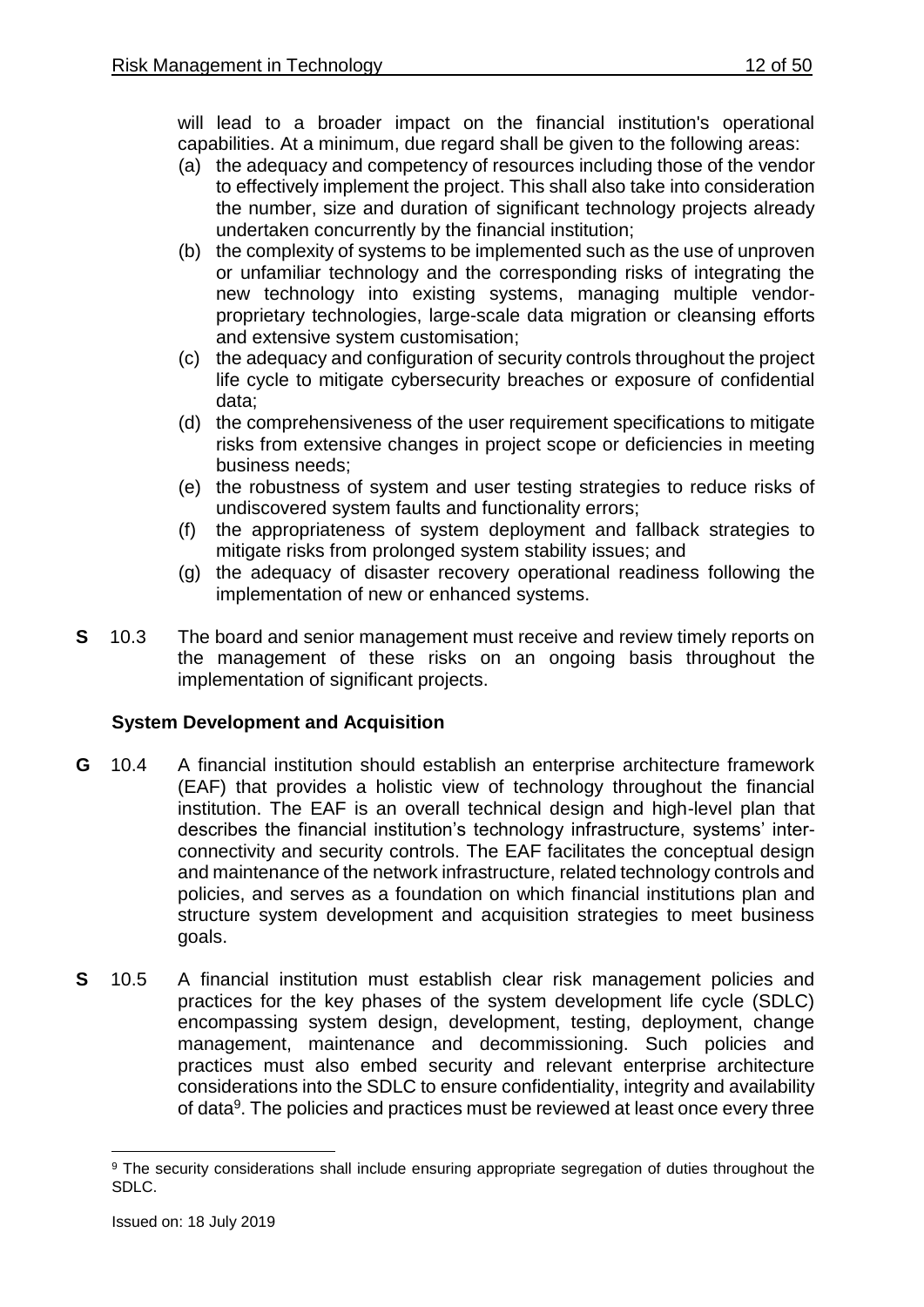will lead to a broader impact on the financial institution's operational capabilities. At a minimum, due regard shall be given to the following areas:

(a) the adequacy and competency of resources including those of the vendor to effectively implement the project. This shall also take into consideration the number, size and duration of significant technology projects already undertaken concurrently by the financial institution;

(b) the complexity of systems to be implemented such as the use of unproven or unfamiliar technology and the corresponding risks of integrating the new technology into existing systems, managing multiple vendor-proprietary technologies, large-scale data migration or cleansing efforts and extensive system customisation;

(c) the adequacy and configuration of security controls throughout the project life cycle to mitigate cybersecurity breaches or exposure of confidential data;

(d) the comprehensiveness of the user requirement specifications to mitigate risks from extensive changes in project scope or deficiencies in meeting business needs;

(e) the robustness of system and user testing strategies to reduce risks of undiscovered system faults and functionality errors;

(f) the appropriateness of system deployment and fallback strategies to mitigate risks from prolonged system stability issues; and

(g) the adequacy of disaster recovery operational readiness following the implementation of new or enhanced systems.

**S** 10.3 The board and senior management must receive and review timely reports on the management of these risks on an ongoing basis throughout the implementation of significant projects.

### System Development and Acquisition

**G** 10.4 A financial institution should establish an enterprise architecture framework (EAF) that provides a holistic view of technology throughout the financial institution. The EAF is an overall technical design and high-level plan that describes the financial institution's technology infrastructure, systems' inter-connectivity and security controls. The EAF facilitates the conceptual design and maintenance of the network infrastructure, related technology controls and policies, and serves as a foundation on which financial institutions plan and structure system development and acquisition strategies to meet business goals.

**S** 10.5 A financial institution must establish clear risk management policies and practices for the key phases of the system development life cycle (SDLC) encompassing system design, development, testing, deployment, change management, maintenance and decommissioning. Such policies and practices must also embed security and relevant enterprise architecture considerations into the SDLC to ensure confidentiality, integrity and availability of data[9]. The policies and practices must be reviewed at least once every three

[9] The security considerations shall include ensuring appropriate segregation of duties throughout the SDLC.

Issued on: 18 July 2019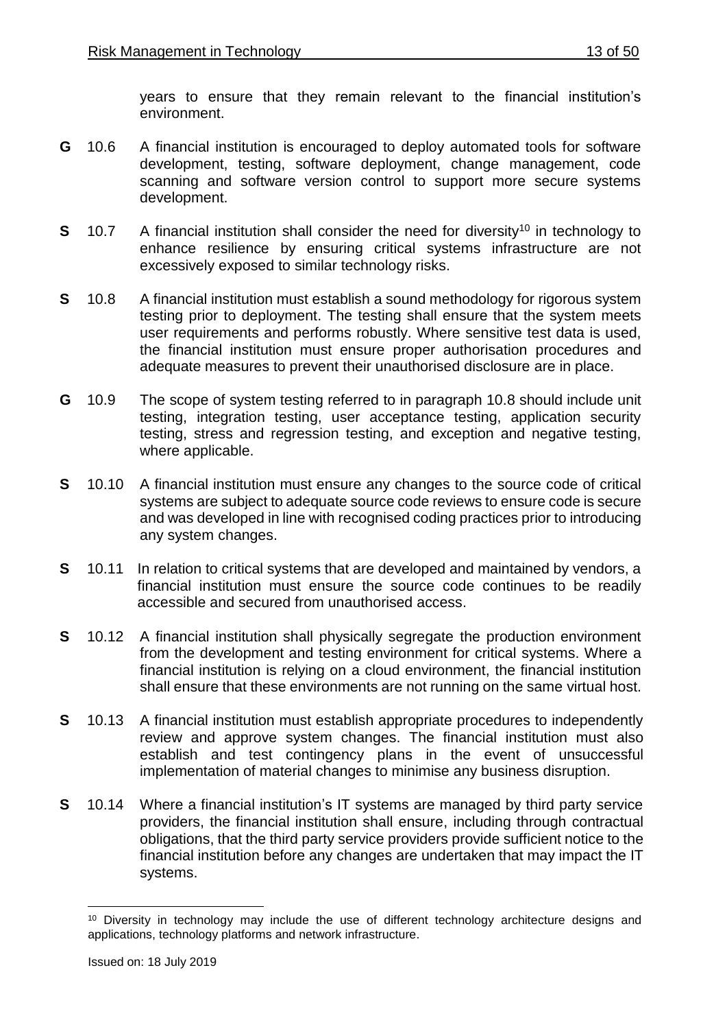years to ensure that they remain relevant to the financial institution's environment.

**G** 10.6 A financial institution is encouraged to deploy automated tools for software development, testing, software deployment, change management, code scanning and software version control to support more secure systems development.

**S** 10.7 A financial institution shall consider the need for diversity[10] in technology to enhance resilience by ensuring critical systems infrastructure are not excessively exposed to similar technology risks.

**S** 10.8 A financial institution must establish a sound methodology for rigorous system testing prior to deployment. The testing shall ensure that the system meets user requirements and performs robustly. Where sensitive test data is used, the financial institution must ensure proper authorisation procedures and adequate measures to prevent their unauthorised disclosure are in place.

**G** 10.9 The scope of system testing referred to in paragraph 10.8 should include unit testing, integration testing, user acceptance testing, application security testing, stress and regression testing, and exception and negative testing, where applicable.

**S** 10.10 A financial institution must ensure any changes to the source code of critical systems are subject to adequate source code reviews to ensure code is secure and was developed in line with recognised coding practices prior to introducing any system changes.

**S** 10.11 In relation to critical systems that are developed and maintained by vendors, a financial institution must ensure the source code continues to be readily accessible and secured from unauthorised access.

**S** 10.12 A financial institution shall physically segregate the production environment from the development and testing environment for critical systems. Where a financial institution is relying on a cloud environment, the financial institution shall ensure that these environments are not running on the same virtual host.

**S** 10.13 A financial institution must establish appropriate procedures to independently review and approve system changes. The financial institution must also establish and test contingency plans in the event of unsuccessful implementation of material changes to minimise any business disruption.

**S** 10.14 Where a financial institution's IT systems are managed by third party service providers, the financial institution shall ensure, including through contractual obligations, that the third party service providers provide sufficient notice to the financial institution before any changes are undertaken that may impact the IT systems.

---

[10] Diversity in technology may include the use of different technology architecture designs and applications, technology platforms and network infrastructure.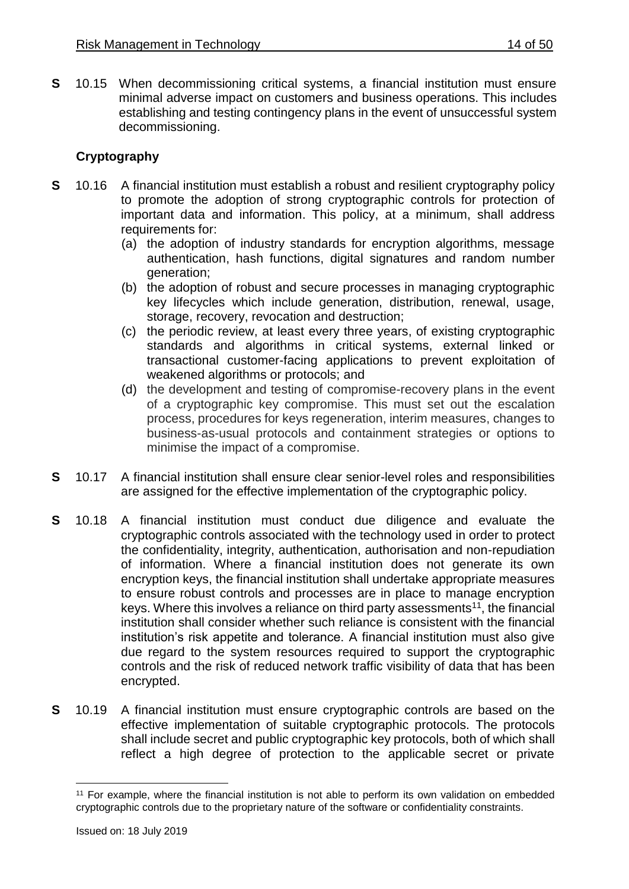**S** 10.15 When decommissioning critical systems, a financial institution must ensure minimal adverse impact on customers and business operations. This includes establishing and testing contingency plans in the event of unsuccessful system decommissioning.

### Cryptography

**S** 10.16 A financial institution must establish a robust and resilient cryptography policy to promote the adoption of strong cryptographic controls for protection of important data and information. This policy, at a minimum, shall address requirements for:

(a) the adoption of industry standards for encryption algorithms, message authentication, hash functions, digital signatures and random number generation;

(b) the adoption of robust and secure processes in managing cryptographic key lifecycles which include generation, distribution, renewal, usage, storage, recovery, revocation and destruction;

(c) the periodic review, at least every three years, of existing cryptographic standards and algorithms in critical systems, external linked or transactional customer-facing applications to prevent exploitation of weakened algorithms or protocols; and

(d) the development and testing of compromise-recovery plans in the event of a cryptographic key compromise. This must set out the escalation process, procedures for keys regeneration, interim measures, changes to business-as-usual protocols and containment strategies or options to minimise the impact of a compromise.

**S** 10.17 A financial institution shall ensure clear senior-level roles and responsibilities are assigned for the effective implementation of the cryptographic policy.

**S** 10.18 A financial institution must conduct due diligence and evaluate the cryptographic controls associated with the technology used in order to protect the confidentiality, integrity, authentication, authorisation and non-repudiation of information. Where a financial institution does not generate its own encryption keys, the financial institution shall undertake appropriate measures to ensure robust controls and processes are in place to manage encryption keys. Where this involves a reliance on third party assessments[11], the financial institution shall consider whether such reliance is consistent with the financial institution's risk appetite and tolerance. A financial institution must also give due regard to the system resources required to support the cryptographic controls and the risk of reduced network traffic visibility of data that has been encrypted.

**S** 10.19 A financial institution must ensure cryptographic controls are based on the effective implementation of suitable cryptographic protocols. The protocols shall include secret and public cryptographic key protocols, both of which shall reflect a high degree of protection to the applicable secret or private

---

[11] For example, where the financial institution is not able to perform its own validation on embedded cryptographic controls due to the proprietary nature of the software or confidentiality constraints.

Issued on: 18 July 2019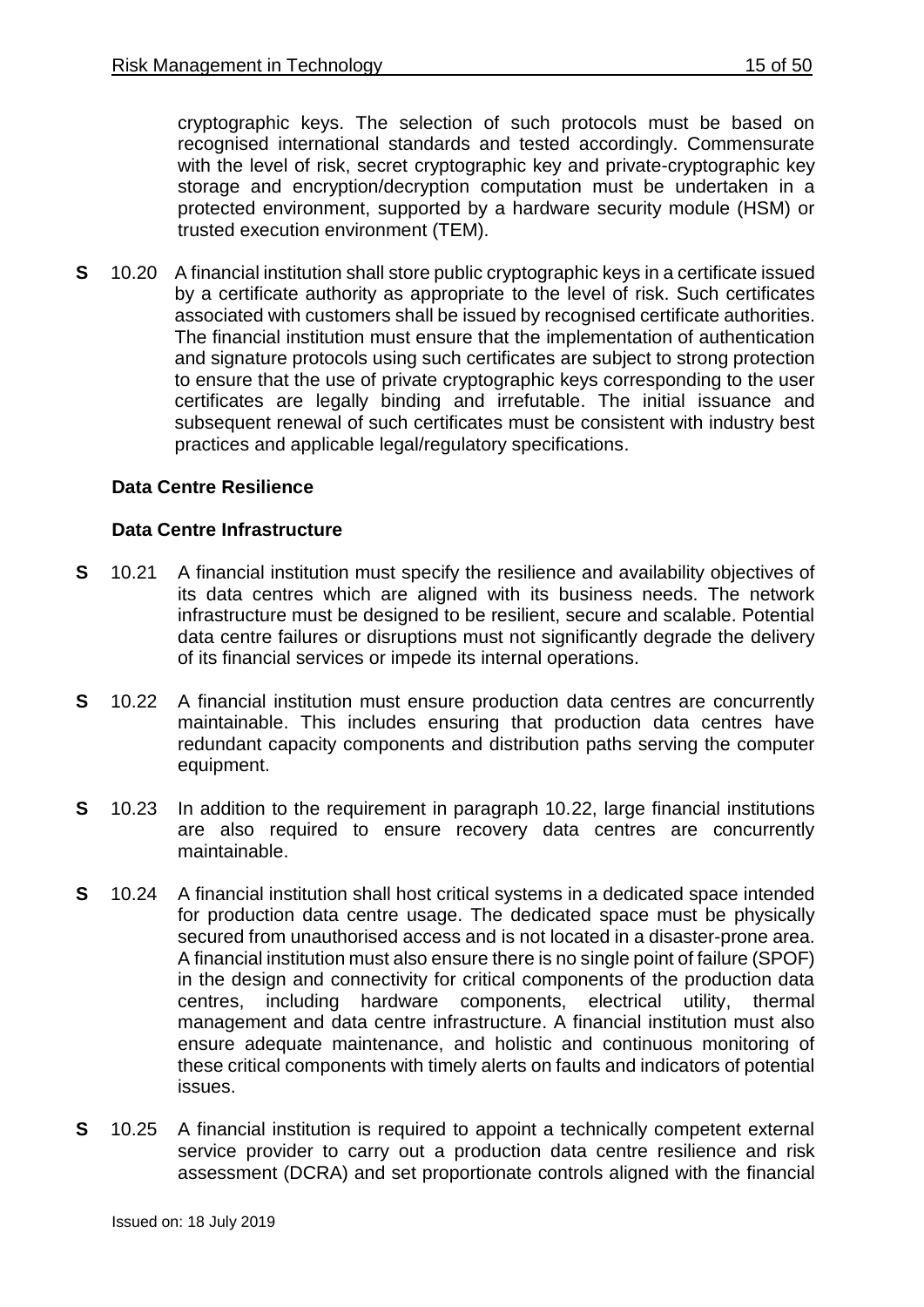cryptographic keys. The selection of such protocols must be based on recognised international standards and tested accordingly. Commensurate with the level of risk, secret cryptographic key and private-cryptographic key storage and encryption/decryption computation must be undertaken in a protected environment, supported by a hardware security module (HSM) or trusted execution environment (TEM).

**S** 10.20 A financial institution shall store public cryptographic keys in a certificate issued by a certificate authority as appropriate to the level of risk. Such certificates associated with customers shall be issued by recognised certificate authorities. The financial institution must ensure that the implementation of authentication and signature protocols using such certificates are subject to strong protection to ensure that the use of private cryptographic keys corresponding to the user certificates are legally binding and irrefutable. The initial issuance and subsequent renewal of such certificates must be consistent with industry best practices and applicable legal/regulatory specifications.

### Data Centre Resilience

#### Data Centre Infrastructure

**S** 10.21 A financial institution must specify the resilience and availability objectives of its data centres which are aligned with its business needs. The network infrastructure must be designed to be resilient, secure and scalable. Potential data centre failures or disruptions must not significantly degrade the delivery of its financial services or impede its internal operations.

**S** 10.22 A financial institution must ensure production data centres are concurrently maintainable. This includes ensuring that production data centres have redundant capacity components and distribution paths serving the computer equipment.

**S** 10.23 In addition to the requirement in paragraph 10.22, large financial institutions are also required to ensure recovery data centres are concurrently maintainable.

**S** 10.24 A financial institution shall host critical systems in a dedicated space intended for production data centre usage. The dedicated space must be physically secured from unauthorised access and is not located in a disaster-prone area. A financial institution must also ensure there is no single point of failure (SPOF) in the design and connectivity for critical components of the production data centres, including hardware components, electrical utility, thermal management and data centre infrastructure. A financial institution must also ensure adequate maintenance, and holistic and continuous monitoring of these critical components with timely alerts on faults and indicators of potential issues.

**S** 10.25 A financial institution is required to appoint a technically competent external service provider to carry out a production data centre resilience and risk assessment (DCRA) and set proportionate controls aligned with the financial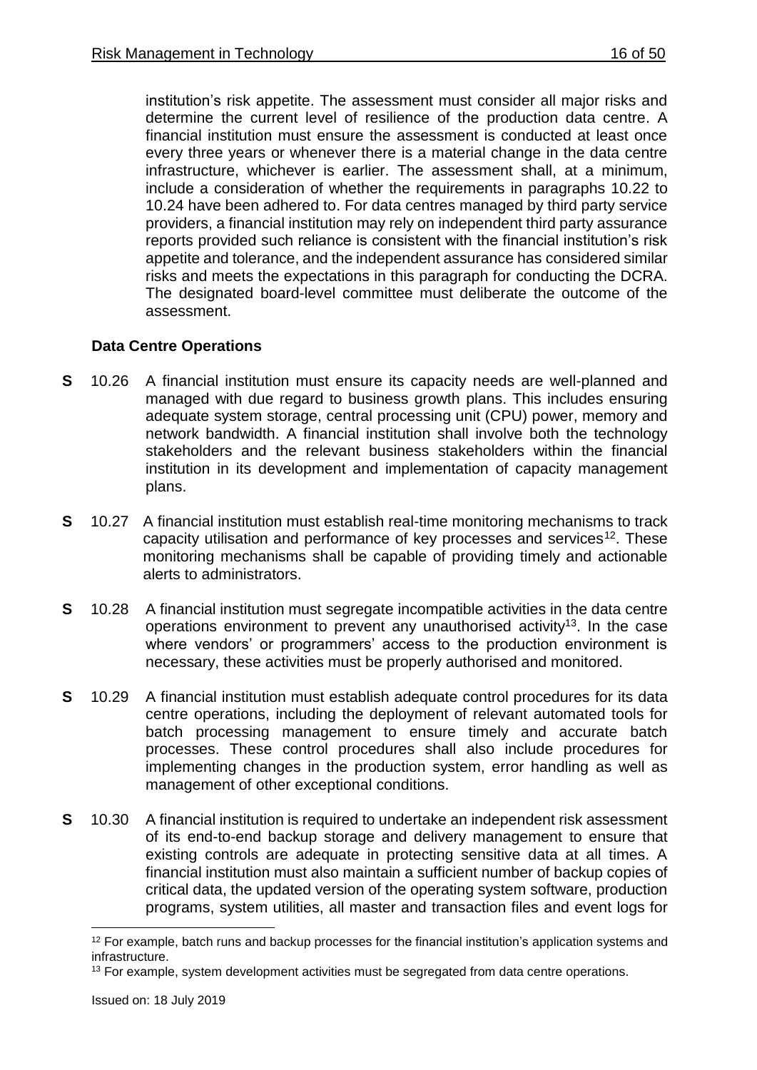institution's risk appetite. The assessment must consider all major risks and determine the current level of resilience of the production data centre. A financial institution must ensure the assessment is conducted at least once every three years or whenever there is a material change in the data centre infrastructure, whichever is earlier. The assessment shall, at a minimum, include a consideration of whether the requirements in paragraphs 10.22 to 10.24 have been adhered to. For data centres managed by third party service providers, a financial institution may rely on independent third party assurance reports provided such reliance is consistent with the financial institution's risk appetite and tolerance, and the independent assurance has considered similar risks and meets the expectations in this paragraph for conducting the DCRA. The designated board-level committee must deliberate the outcome of the assessment.

### Data Centre Operations

**S** 10.26 A financial institution must ensure its capacity needs are well-planned and managed with due regard to business growth plans. This includes ensuring adequate system storage, central processing unit (CPU) power, memory and network bandwidth. A financial institution shall involve both the technology stakeholders and the relevant business stakeholders within the financial institution in its development and implementation of capacity management plans.

**S** 10.27 A financial institution must establish real-time monitoring mechanisms to track capacity utilisation and performance of key processes and services[12]. These monitoring mechanisms shall be capable of providing timely and actionable alerts to administrators.

**S** 10.28 A financial institution must segregate incompatible activities in the data centre operations environment to prevent any unauthorised activity[13]. In the case where vendors' or programmers' access to the production environment is necessary, these activities must be properly authorised and monitored.

**S** 10.29 A financial institution must establish adequate control procedures for its data centre operations, including the deployment of relevant automated tools for batch processing management to ensure timely and accurate batch processes. These control procedures shall also include procedures for implementing changes in the production system, error handling as well as management of other exceptional conditions.

**S** 10.30 A financial institution is required to undertake an independent risk assessment of its end-to-end backup storage and delivery management to ensure that existing controls are adequate in protecting sensitive data at all times. A financial institution must also maintain a sufficient number of backup copies of critical data, the updated version of the operating system software, production programs, system utilities, all master and transaction files and event logs for

---

[12] For example, batch runs and backup processes for the financial institution's application systems and infrastructure.

[13] For example, system development activities must be segregated from data centre operations.

Issued on: 18 July 2019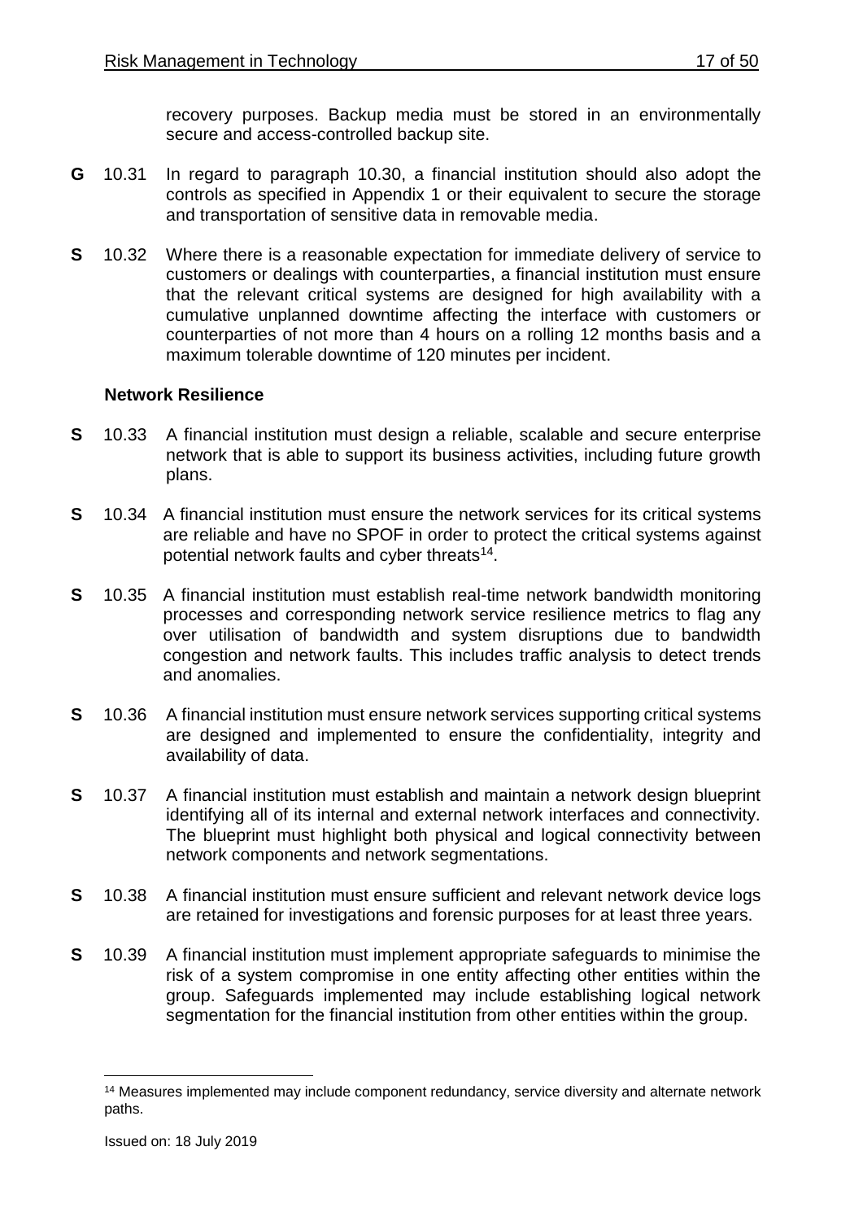recovery purposes. Backup media must be stored in an environmentally secure and access-controlled backup site.

**G** 10.31 In regard to paragraph 10.30, a financial institution should also adopt the controls as specified in Appendix 1 or their equivalent to secure the storage and transportation of sensitive data in removable media.

**S** 10.32 Where there is a reasonable expectation for immediate delivery of service to customers or dealings with counterparties, a financial institution must ensure that the relevant critical systems are designed for high availability with a cumulative unplanned downtime affecting the interface with customers or counterparties of not more than 4 hours on a rolling 12 months basis and a maximum tolerable downtime of 120 minutes per incident.

**Network Resilience**

**S** 10.33 A financial institution must design a reliable, scalable and secure enterprise network that is able to support its business activities, including future growth plans.

**S** 10.34 A financial institution must ensure the network services for its critical systems are reliable and have no SPOF in order to protect the critical systems against potential network faults and cyber threats[14].

**S** 10.35 A financial institution must establish real-time network bandwidth monitoring processes and corresponding network service resilience metrics to flag any over utilisation of bandwidth and system disruptions due to bandwidth congestion and network faults. This includes traffic analysis to detect trends and anomalies.

**S** 10.36 A financial institution must ensure network services supporting critical systems are designed and implemented to ensure the confidentiality, integrity and availability of data.

**S** 10.37 A financial institution must establish and maintain a network design blueprint identifying all of its internal and external network interfaces and connectivity. The blueprint must highlight both physical and logical connectivity between network components and network segmentations.

**S** 10.38 A financial institution must ensure sufficient and relevant network device logs are retained for investigations and forensic purposes for at least three years.

**S** 10.39 A financial institution must implement appropriate safeguards to minimise the risk of a system compromise in one entity affecting other entities within the group. Safeguards implemented may include establishing logical network segmentation for the financial institution from other entities within the group.

---

[14] Measures implemented may include component redundancy, service diversity and alternate network paths.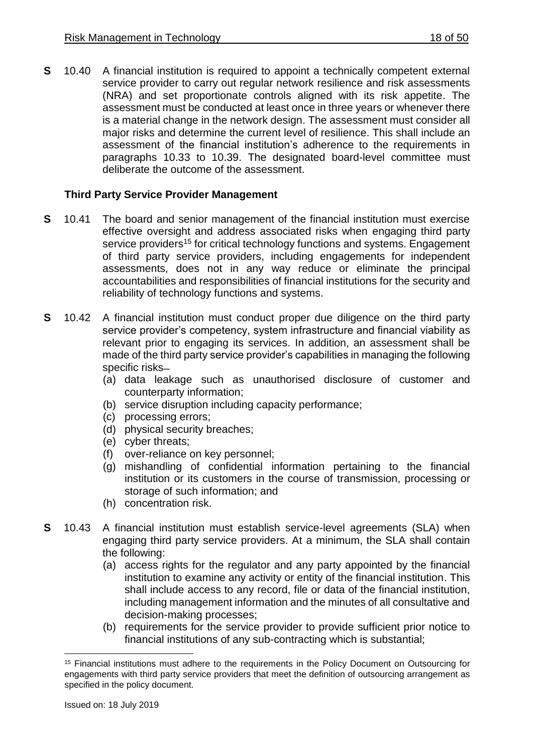**S** 10.40 A financial institution is required to appoint a technically competent external service provider to carry out regular network resilience and risk assessments (NRA) and set proportionate controls aligned with its risk appetite. The assessment must be conducted at least once in three years or whenever there is a material change in the network design. The assessment must consider all major risks and determine the current level of resilience. This shall include an assessment of the financial institution's adherence to the requirements in paragraphs 10.33 to 10.39. The designated board-level committee must deliberate the outcome of the assessment.

### Third Party Service Provider Management

**S** 10.41 The board and senior management of the financial institution must exercise effective oversight and address associated risks when engaging third party service providers[15] for critical technology functions and systems. Engagement of third party service providers, including engagements for independent assessments, does not in any way reduce or eliminate the principal accountabilities and responsibilities of financial institutions for the security and reliability of technology functions and systems.

**S** 10.42 A financial institution must conduct proper due diligence on the third party service provider's competency, system infrastructure and financial viability as relevant prior to engaging its services. In addition, an assessment shall be made of the third party service provider's capabilities in managing the following specific risks–

(a) data leakage such as unauthorised disclosure of customer and counterparty information;
(b) service disruption including capacity performance;
(c) processing errors;
(d) physical security breaches;
(e) cyber threats;
(f) over-reliance on key personnel;
(g) mishandling of confidential information pertaining to the financial institution or its customers in the course of transmission, processing or storage of such information; and
(h) concentration risk.

**S** 10.43 A financial institution must establish service-level agreements (SLA) when engaging third party service providers. At a minimum, the SLA shall contain the following:

(a) access rights for the regulator and any party appointed by the financial institution to examine any activity or entity of the financial institution. This shall include access to any record, file or data of the financial institution, including management information and the minutes of all consultative and decision-making processes;
(b) requirements for the service provider to provide sufficient prior notice to financial institutions of any sub-contracting which is substantial;

---

[15] Financial institutions must adhere to the requirements in the Policy Document on Outsourcing for engagements with third party service providers that meet the definition of outsourcing arrangement as specified in the policy document.

Issued on: 18 July 2019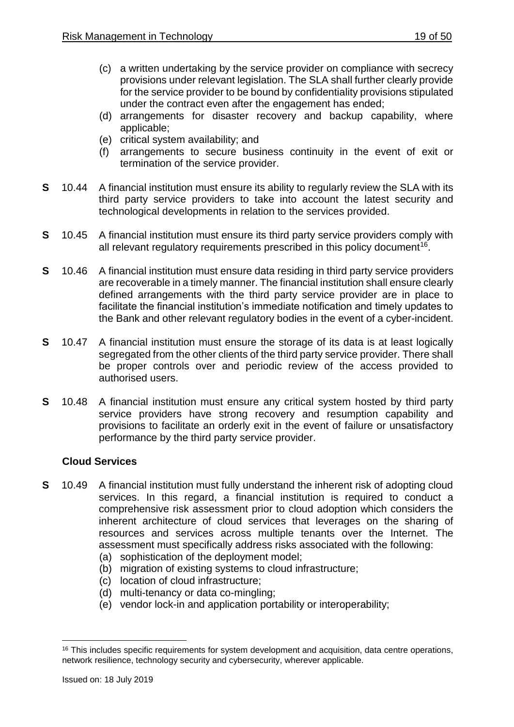(c) a written undertaking by the service provider on compliance with secrecy provisions under relevant legislation. The SLA shall further clearly provide for the service provider to be bound by confidentiality provisions stipulated under the contract even after the engagement has ended;

(d) arrangements for disaster recovery and backup capability, where applicable;

(e) critical system availability; and

(f) arrangements to secure business continuity in the event of exit or termination of the service provider.

**S** 10.44 A financial institution must ensure its ability to regularly review the SLA with its third party service providers to take into account the latest security and technological developments in relation to the services provided.

**S** 10.45 A financial institution must ensure its third party service providers comply with all relevant regulatory requirements prescribed in this policy document[16].

**S** 10.46 A financial institution must ensure data residing in third party service providers are recoverable in a timely manner. The financial institution shall ensure clearly defined arrangements with the third party service provider are in place to facilitate the financial institution's immediate notification and timely updates to the Bank and other relevant regulatory bodies in the event of a cyber-incident.

**S** 10.47 A financial institution must ensure the storage of its data is at least logically segregated from the other clients of the third party service provider. There shall be proper controls over and periodic review of the access provided to authorised users.

**S** 10.48 A financial institution must ensure any critical system hosted by third party service providers have strong recovery and resumption capability and provisions to facilitate an orderly exit in the event of failure or unsatisfactory performance by the third party service provider.

**Cloud Services**

**S** 10.49 A financial institution must fully understand the inherent risk of adopting cloud services. In this regard, a financial institution is required to conduct a comprehensive risk assessment prior to cloud adoption which considers the inherent architecture of cloud services that leverages on the sharing of resources and services across multiple tenants over the Internet. The assessment must specifically address risks associated with the following:

(a) sophistication of the deployment model;

(b) migration of existing systems to cloud infrastructure;

(c) location of cloud infrastructure;

(d) multi-tenancy or data co-mingling;

(e) vendor lock-in and application portability or interoperability;

---

[16] This includes specific requirements for system development and acquisition, data centre operations, network resilience, technology security and cybersecurity, wherever applicable.

Issued on: 18 July 2019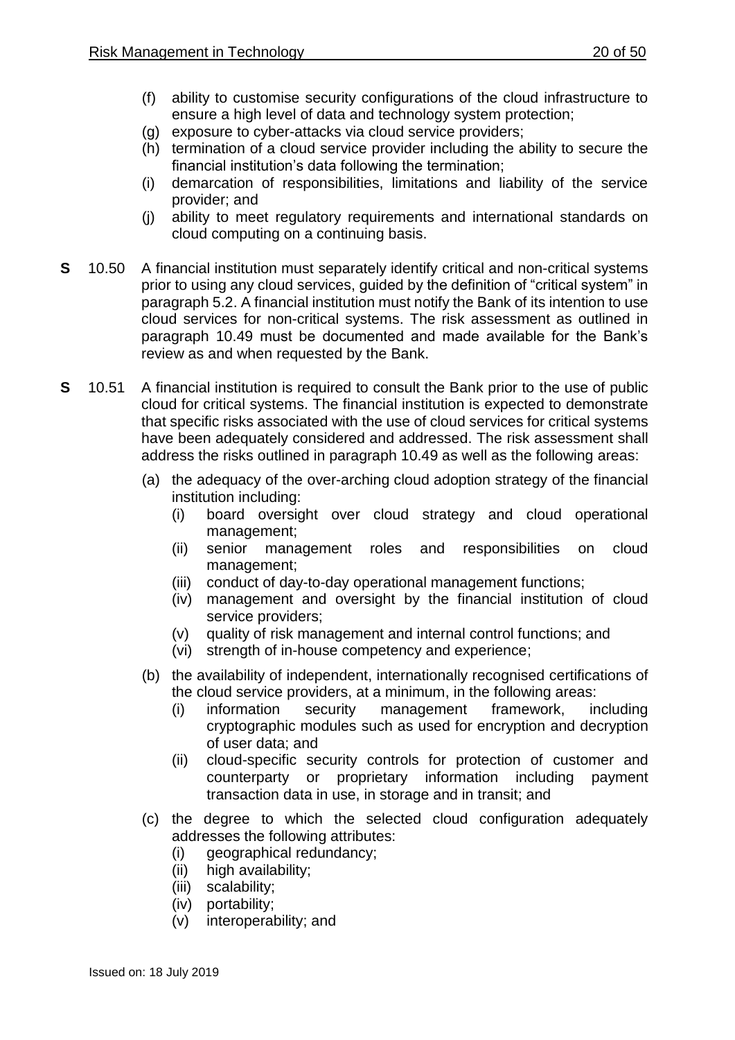(f) ability to customise security configurations of the cloud infrastructure to ensure a high level of data and technology system protection;

(g) exposure to cyber-attacks via cloud service providers;

(h) termination of a cloud service provider including the ability to secure the financial institution's data following the termination;

(i) demarcation of responsibilities, limitations and liability of the service provider; and

(j) ability to meet regulatory requirements and international standards on cloud computing on a continuing basis.

**S** 10.50 A financial institution must separately identify critical and non-critical systems prior to using any cloud services, guided by the definition of "critical system" in paragraph 5.2. A financial institution must notify the Bank of its intention to use cloud services for non-critical systems. The risk assessment as outlined in paragraph 10.49 must be documented and made available for the Bank's review as and when requested by the Bank.

**S** 10.51 A financial institution is required to consult the Bank prior to the use of public cloud for critical systems. The financial institution is expected to demonstrate that specific risks associated with the use of cloud services for critical systems have been adequately considered and addressed. The risk assessment shall address the risks outlined in paragraph 10.49 as well as the following areas:

(a) the adequacy of the over-arching cloud adoption strategy of the financial institution including:

  (i) board oversight over cloud strategy and cloud operational management;

  (ii) senior management roles and responsibilities on cloud management;

  (iii) conduct of day-to-day operational management functions;

  (iv) management and oversight by the financial institution of cloud service providers;

  (v) quality of risk management and internal control functions; and

  (vi) strength of in-house competency and experience;

(b) the availability of independent, internationally recognised certifications of the cloud service providers, at a minimum, in the following areas:

  (i) information security management framework, including cryptographic modules such as used for encryption and decryption of user data; and

  (ii) cloud-specific security controls for protection of customer and counterparty or proprietary information including payment transaction data in use, in storage and in transit; and

(c) the degree to which the selected cloud configuration adequately addresses the following attributes:

  (i) geographical redundancy;

  (ii) high availability;

  (iii) scalability;

  (iv) portability;

  (v) interoperability; and

Issued on: 18 July 2019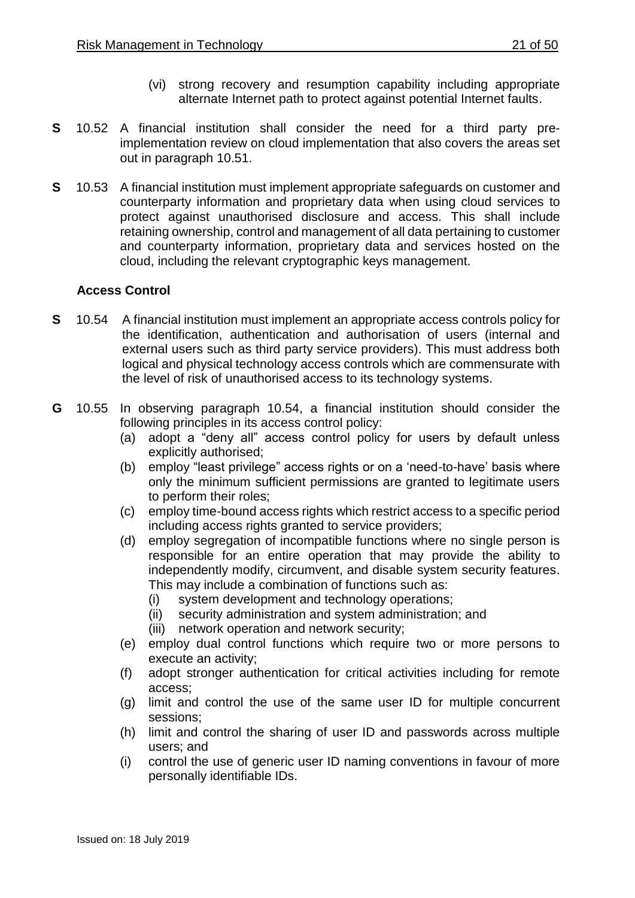(vi) strong recovery and resumption capability including appropriate alternate Internet path to protect against potential Internet faults.

**S** 10.52 A financial institution shall consider the need for a third party pre-implementation review on cloud implementation that also covers the areas set out in paragraph 10.51.

**S** 10.53 A financial institution must implement appropriate safeguards on customer and counterparty information and proprietary data when using cloud services to protect against unauthorised disclosure and access. This shall include retaining ownership, control and management of all data pertaining to customer and counterparty information, proprietary data and services hosted on the cloud, including the relevant cryptographic keys management.

### Access Control

**S** 10.54 A financial institution must implement an appropriate access controls policy for the identification, authentication and authorisation of users (internal and external users such as third party service providers). This must address both logical and physical technology access controls which are commensurate with the level of risk of unauthorised access to its technology systems.

**G** 10.55 In observing paragraph 10.54, a financial institution should consider the following principles in its access control policy:

- (a) adopt a "deny all" access control policy for users by default unless explicitly authorised;
- (b) employ "least privilege" access rights or on a 'need-to-have' basis where only the minimum sufficient permissions are granted to legitimate users to perform their roles;
- (c) employ time-bound access rights which restrict access to a specific period including access rights granted to service providers;
- (d) employ segregation of incompatible functions where no single person is responsible for an entire operation that may provide the ability to independently modify, circumvent, and disable system security features. This may include a combination of functions such as:
  - (i) system development and technology operations;
  - (ii) security administration and system administration; and
  - (iii) network operation and network security;
- (e) employ dual control functions which require two or more persons to execute an activity;
- (f) adopt stronger authentication for critical activities including for remote access;
- (g) limit and control the use of the same user ID for multiple concurrent sessions;
- (h) limit and control the sharing of user ID and passwords across multiple users; and
- (i) control the use of generic user ID naming conventions in favour of more personally identifiable IDs.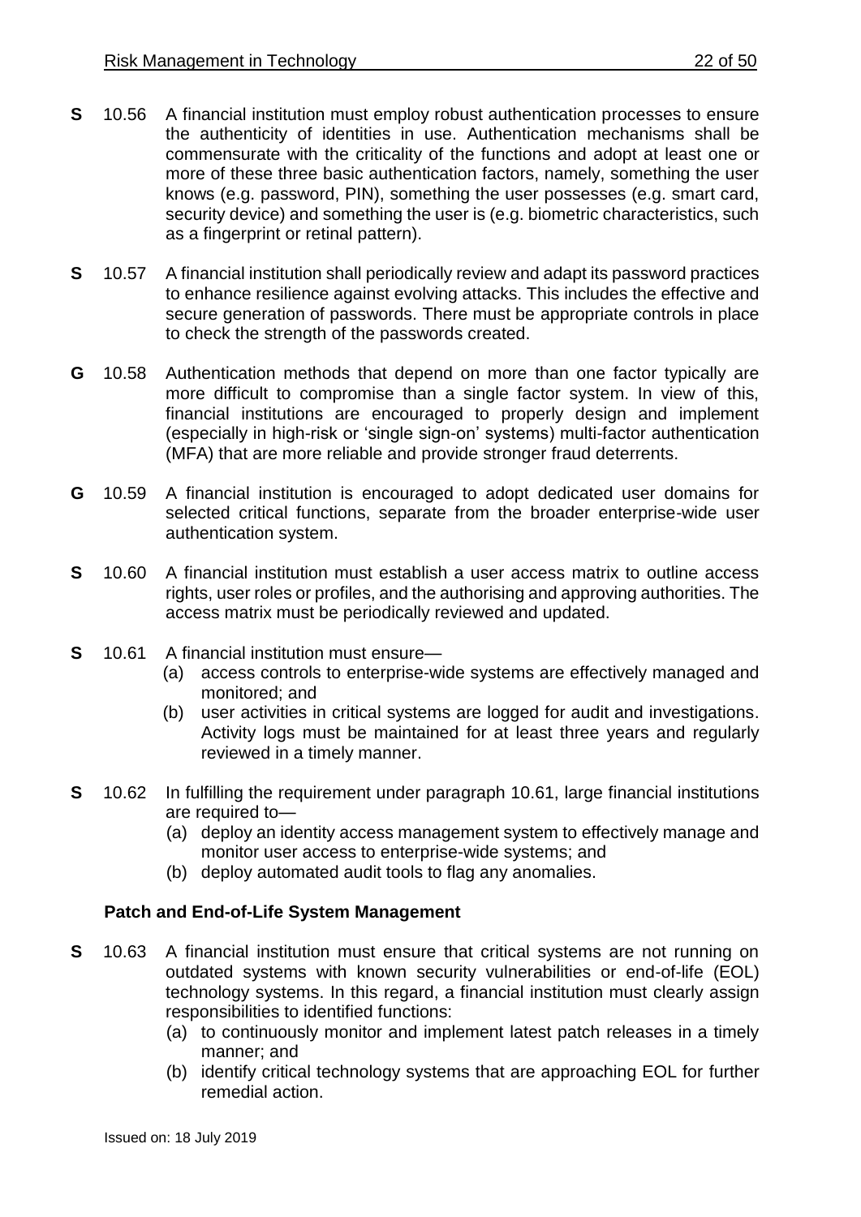**S** 10.56 A financial institution must employ robust authentication processes to ensure the authenticity of identities in use. Authentication mechanisms shall be commensurate with the criticality of the functions and adopt at least one or more of these three basic authentication factors, namely, something the user knows (e.g. password, PIN), something the user possesses (e.g. smart card, security device) and something the user is (e.g. biometric characteristics, such as a fingerprint or retinal pattern).

**S** 10.57 A financial institution shall periodically review and adapt its password practices to enhance resilience against evolving attacks. This includes the effective and secure generation of passwords. There must be appropriate controls in place to check the strength of the passwords created.

**G** 10.58 Authentication methods that depend on more than one factor typically are more difficult to compromise than a single factor system. In view of this, financial institutions are encouraged to properly design and implement (especially in high-risk or 'single sign-on' systems) multi-factor authentication (MFA) that are more reliable and provide stronger fraud deterrents.

**G** 10.59 A financial institution is encouraged to adopt dedicated user domains for selected critical functions, separate from the broader enterprise-wide user authentication system.

**S** 10.60 A financial institution must establish a user access matrix to outline access rights, user roles or profiles, and the authorising and approving authorities. The access matrix must be periodically reviewed and updated.

**S** 10.61 A financial institution must ensure—

(a) access controls to enterprise-wide systems are effectively managed and monitored; and

(b) user activities in critical systems are logged for audit and investigations. Activity logs must be maintained for at least three years and regularly reviewed in a timely manner.

**S** 10.62 In fulfilling the requirement under paragraph 10.61, large financial institutions are required to—

(a) deploy an identity access management system to effectively manage and monitor user access to enterprise-wide systems; and

(b) deploy automated audit tools to flag any anomalies.

### Patch and End-of-Life System Management

**S** 10.63 A financial institution must ensure that critical systems are not running on outdated systems with known security vulnerabilities or end-of-life (EOL) technology systems. In this regard, a financial institution must clearly assign responsibilities to identified functions:

(a) to continuously monitor and implement latest patch releases in a timely manner; and

(b) identify critical technology systems that are approaching EOL for further remedial action.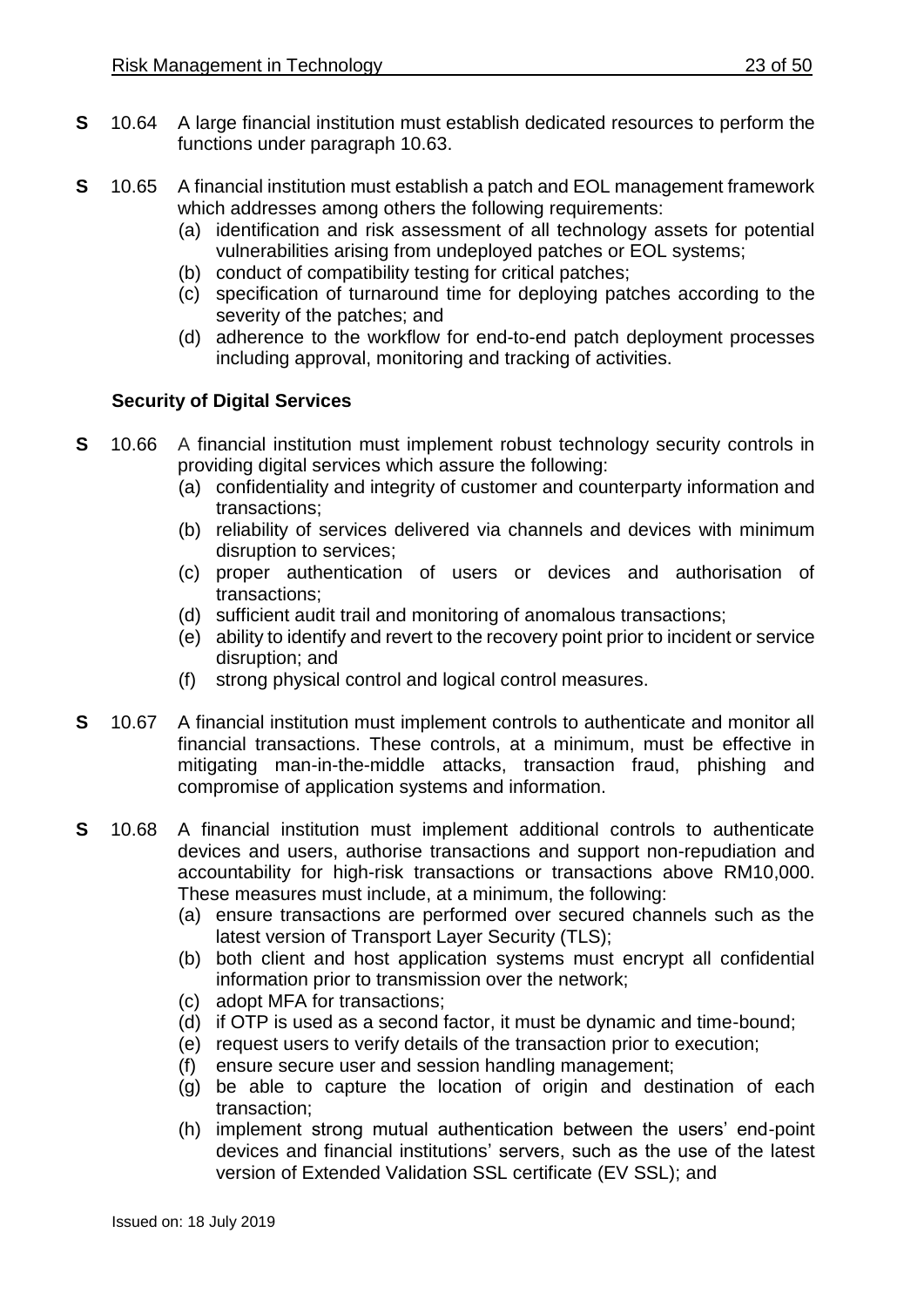**S** 10.64 A large financial institution must establish dedicated resources to perform the functions under paragraph 10.63.

**S** 10.65 A financial institution must establish a patch and EOL management framework which addresses among others the following requirements:

(a) identification and risk assessment of all technology assets for potential vulnerabilities arising from undeployed patches or EOL systems;
(b) conduct of compatibility testing for critical patches;
(c) specification of turnaround time for deploying patches according to the severity of the patches; and
(d) adherence to the workflow for end-to-end patch deployment processes including approval, monitoring and tracking of activities.

### Security of Digital Services

**S** 10.66 A financial institution must implement robust technology security controls in providing digital services which assure the following:

(a) confidentiality and integrity of customer and counterparty information and transactions;
(b) reliability of services delivered via channels and devices with minimum disruption to services;
(c) proper authentication of users or devices and authorisation of transactions;
(d) sufficient audit trail and monitoring of anomalous transactions;
(e) ability to identify and revert to the recovery point prior to incident or service disruption; and
(f) strong physical control and logical control measures.

**S** 10.67 A financial institution must implement controls to authenticate and monitor all financial transactions. These controls, at a minimum, must be effective in mitigating man-in-the-middle attacks, transaction fraud, phishing and compromise of application systems and information.

**S** 10.68 A financial institution must implement additional controls to authenticate devices and users, authorise transactions and support non-repudiation and accountability for high-risk transactions or transactions above RM10,000. These measures must include, at a minimum, the following:

(a) ensure transactions are performed over secured channels such as the latest version of Transport Layer Security (TLS);
(b) both client and host application systems must encrypt all confidential information prior to transmission over the network;
(c) adopt MFA for transactions;
(d) if OTP is used as a second factor, it must be dynamic and time-bound;
(e) request users to verify details of the transaction prior to execution;
(f) ensure secure user and session handling management;
(g) be able to capture the location of origin and destination of each transaction;
(h) implement strong mutual authentication between the users' end-point devices and financial institutions' servers, such as the use of the latest version of Extended Validation SSL certificate (EV SSL); and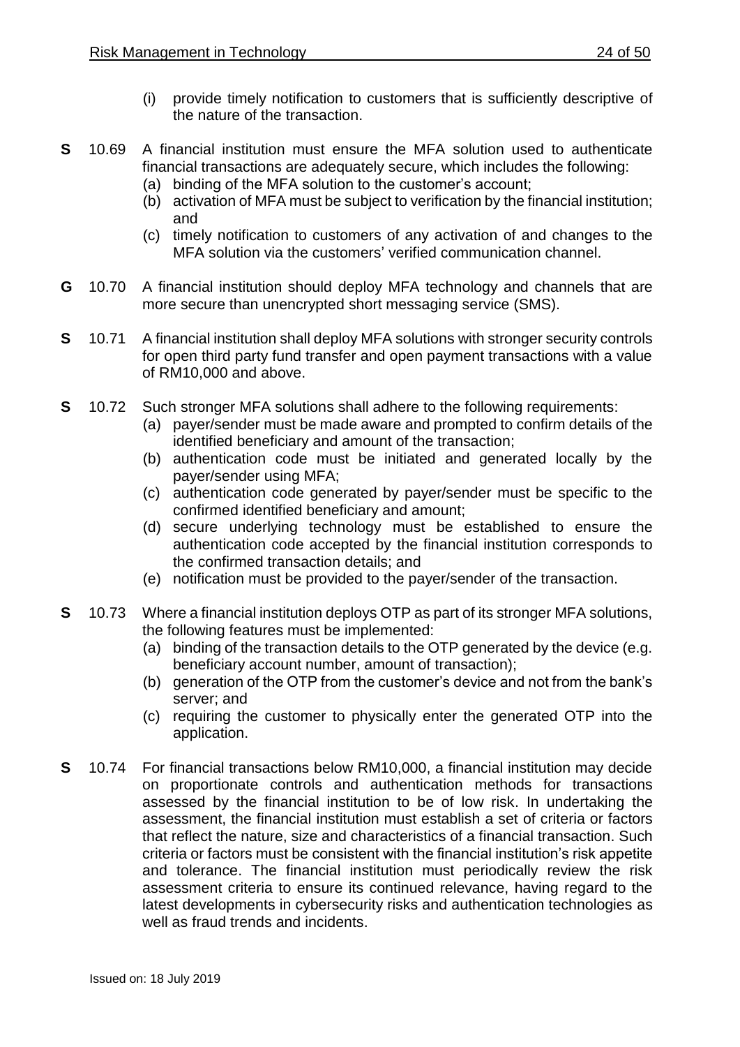(i) provide timely notification to customers that is sufficiently descriptive of the nature of the transaction.

**S** 10.69 A financial institution must ensure the MFA solution used to authenticate financial transactions are adequately secure, which includes the following:

(a) binding of the MFA solution to the customer's account;

(b) activation of MFA must be subject to verification by the financial institution; and

(c) timely notification to customers of any activation of and changes to the MFA solution via the customers' verified communication channel.

**G** 10.70 A financial institution should deploy MFA technology and channels that are more secure than unencrypted short messaging service (SMS).

**S** 10.71 A financial institution shall deploy MFA solutions with stronger security controls for open third party fund transfer and open payment transactions with a value of RM10,000 and above.

**S** 10.72 Such stronger MFA solutions shall adhere to the following requirements:

(a) payer/sender must be made aware and prompted to confirm details of the identified beneficiary and amount of the transaction;

(b) authentication code must be initiated and generated locally by the payer/sender using MFA;

(c) authentication code generated by payer/sender must be specific to the confirmed identified beneficiary and amount;

(d) secure underlying technology must be established to ensure the authentication code accepted by the financial institution corresponds to the confirmed transaction details; and

(e) notification must be provided to the payer/sender of the transaction.

**S** 10.73 Where a financial institution deploys OTP as part of its stronger MFA solutions, the following features must be implemented:

(a) binding of the transaction details to the OTP generated by the device (e.g. beneficiary account number, amount of transaction);

(b) generation of the OTP from the customer's device and not from the bank's server; and

(c) requiring the customer to physically enter the generated OTP into the application.

**S** 10.74 For financial transactions below RM10,000, a financial institution may decide on proportionate controls and authentication methods for transactions assessed by the financial institution to be of low risk. In undertaking the assessment, the financial institution must establish a set of criteria or factors that reflect the nature, size and characteristics of a financial transaction. Such criteria or factors must be consistent with the financial institution's risk appetite and tolerance. The financial institution must periodically review the risk assessment criteria to ensure its continued relevance, having regard to the latest developments in cybersecurity risks and authentication technologies as well as fraud trends and incidents.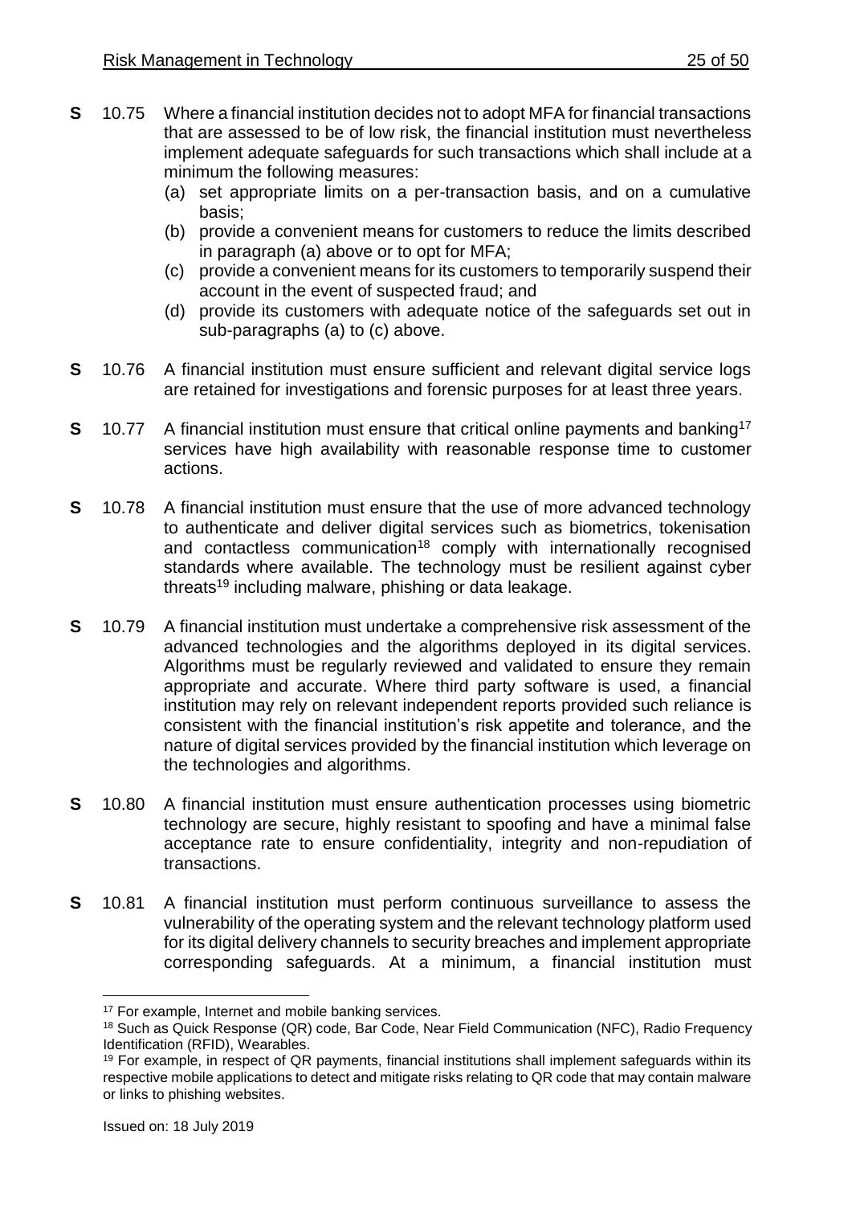**S** 10.75 Where a financial institution decides not to adopt MFA for financial transactions that are assessed to be of low risk, the financial institution must nevertheless implement adequate safeguards for such transactions which shall include at a minimum the following measures:

(a) set appropriate limits on a per-transaction basis, and on a cumulative basis;

(b) provide a convenient means for customers to reduce the limits described in paragraph (a) above or to opt for MFA;

(c) provide a convenient means for its customers to temporarily suspend their account in the event of suspected fraud; and

(d) provide its customers with adequate notice of the safeguards set out in sub-paragraphs (a) to (c) above.

**S** 10.76 A financial institution must ensure sufficient and relevant digital service logs are retained for investigations and forensic purposes for at least three years.

**S** 10.77 A financial institution must ensure that critical online payments and banking[17] services have high availability with reasonable response time to customer actions.

**S** 10.78 A financial institution must ensure that the use of more advanced technology to authenticate and deliver digital services such as biometrics, tokenisation and contactless communication[18] comply with internationally recognised standards where available. The technology must be resilient against cyber threats[19] including malware, phishing or data leakage.

**S** 10.79 A financial institution must undertake a comprehensive risk assessment of the advanced technologies and the algorithms deployed in its digital services. Algorithms must be regularly reviewed and validated to ensure they remain appropriate and accurate. Where third party software is used, a financial institution may rely on relevant independent reports provided such reliance is consistent with the financial institution's risk appetite and tolerance, and the nature of digital services provided by the financial institution which leverage on the technologies and algorithms.

**S** 10.80 A financial institution must ensure authentication processes using biometric technology are secure, highly resistant to spoofing and have a minimal false acceptance rate to ensure confidentiality, integrity and non-repudiation of transactions.

**S** 10.81 A financial institution must perform continuous surveillance to assess the vulnerability of the operating system and the relevant technology platform used for its digital delivery channels to security breaches and implement appropriate corresponding safeguards. At a minimum, a financial institution must

---

[17] For example, Internet and mobile banking services.

[18] Such as Quick Response (QR) code, Bar Code, Near Field Communication (NFC), Radio Frequency Identification (RFID), Wearables.

[19] For example, in respect of QR payments, financial institutions shall implement safeguards within its respective mobile applications to detect and mitigate risks relating to QR code that may contain malware or links to phishing websites.

Issued on: 18 July 2019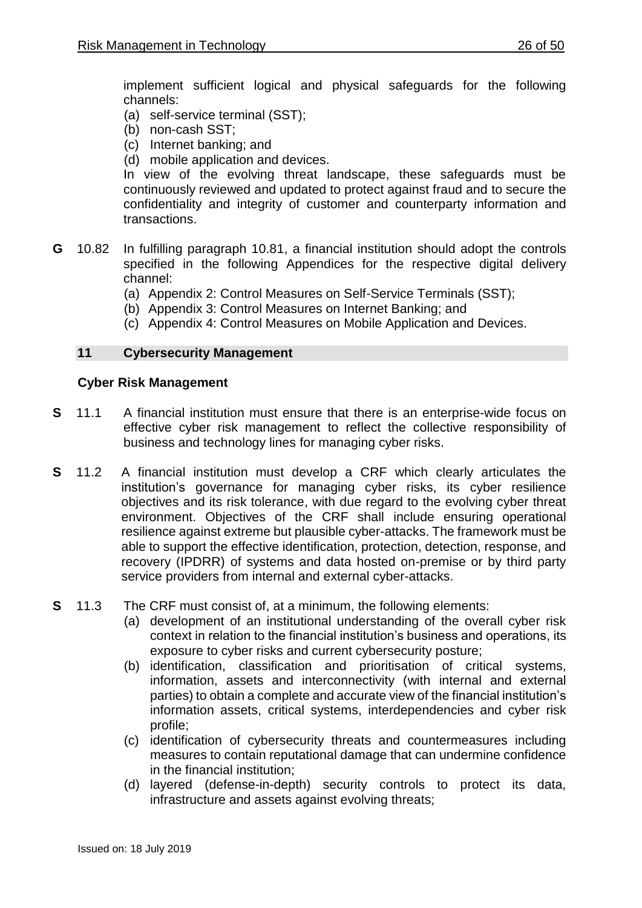implement sufficient logical and physical safeguards for the following channels:

(a) self-service terminal (SST);
(b) non-cash SST;
(c) Internet banking; and
(d) mobile application and devices.

In view of the evolving threat landscape, these safeguards must be continuously reviewed and updated to protect against fraud and to secure the confidentiality and integrity of customer and counterparty information and transactions.

**G** 10.82 In fulfilling paragraph 10.81, a financial institution should adopt the controls specified in the following Appendices for the respective digital delivery channel:

(a) Appendix 2: Control Measures on Self-Service Terminals (SST);
(b) Appendix 3: Control Measures on Internet Banking; and
(c) Appendix 4: Control Measures on Mobile Application and Devices.

## 11 Cybersecurity Management

### Cyber Risk Management

**S** 11.1 A financial institution must ensure that there is an enterprise-wide focus on effective cyber risk management to reflect the collective responsibility of business and technology lines for managing cyber risks.

**S** 11.2 A financial institution must develop a CRF which clearly articulates the institution's governance for managing cyber risks, its cyber resilience objectives and its risk tolerance, with due regard to the evolving cyber threat environment. Objectives of the CRF shall include ensuring operational resilience against extreme but plausible cyber-attacks. The framework must be able to support the effective identification, protection, detection, response, and recovery (IPDRR) of systems and data hosted on-premise or by third party service providers from internal and external cyber-attacks.

**S** 11.3 The CRF must consist of, at a minimum, the following elements:

(a) development of an institutional understanding of the overall cyber risk context in relation to the financial institution's business and operations, its exposure to cyber risks and current cybersecurity posture;
(b) identification, classification and prioritisation of critical systems, information, assets and interconnectivity (with internal and external parties) to obtain a complete and accurate view of the financial institution's information assets, critical systems, interdependencies and cyber risk profile;
(c) identification of cybersecurity threats and countermeasures including measures to contain reputational damage that can undermine confidence in the financial institution;
(d) layered (defense-in-depth) security controls to protect its data, infrastructure and assets against evolving threats;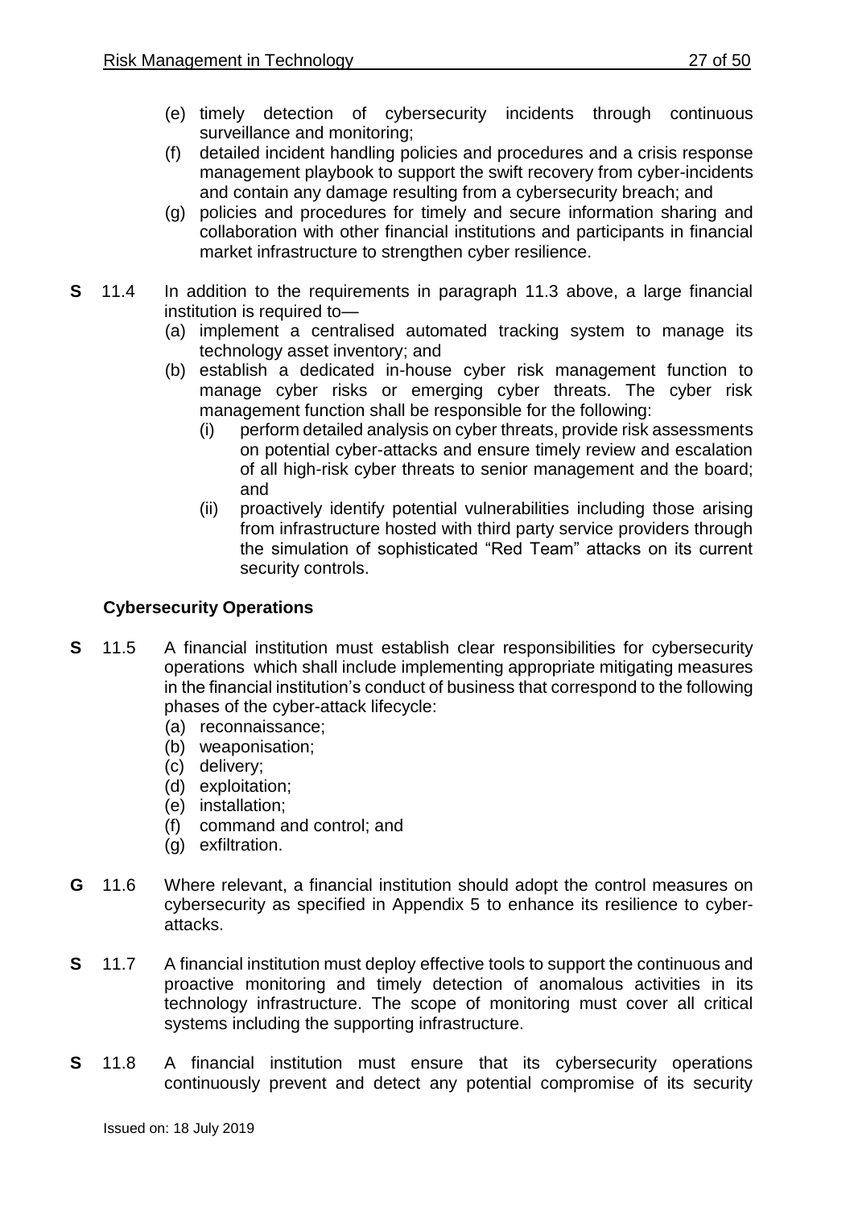(e) timely detection of cybersecurity incidents through continuous surveillance and monitoring;

(f) detailed incident handling policies and procedures and a crisis response management playbook to support the swift recovery from cyber-incidents and contain any damage resulting from a cybersecurity breach; and

(g) policies and procedures for timely and secure information sharing and collaboration with other financial institutions and participants in financial market infrastructure to strengthen cyber resilience.

**S** 11.4 In addition to the requirements in paragraph 11.3 above, a large financial institution is required to—

(a) implement a centralised automated tracking system to manage its technology asset inventory; and

(b) establish a dedicated in-house cyber risk management function to manage cyber risks or emerging cyber threats. The cyber risk management function shall be responsible for the following:

   (i) perform detailed analysis on cyber threats, provide risk assessments on potential cyber-attacks and ensure timely review and escalation of all high-risk cyber threats to senior management and the board; and

   (ii) proactively identify potential vulnerabilities including those arising from infrastructure hosted with third party service providers through the simulation of sophisticated "Red Team" attacks on its current security controls.

### Cybersecurity Operations

**S** 11.5 A financial institution must establish clear responsibilities for cybersecurity operations which shall include implementing appropriate mitigating measures in the financial institution's conduct of business that correspond to the following phases of the cyber-attack lifecycle:

(a) reconnaissance;

(b) weaponisation;

(c) delivery;

(d) exploitation;

(e) installation;

(f) command and control; and

(g) exfiltration.

**G** 11.6 Where relevant, a financial institution should adopt the control measures on cybersecurity as specified in Appendix 5 to enhance its resilience to cyber-attacks.

**S** 11.7 A financial institution must deploy effective tools to support the continuous and proactive monitoring and timely detection of anomalous activities in its technology infrastructure. The scope of monitoring must cover all critical systems including the supporting infrastructure.

**S** 11.8 A financial institution must ensure that its cybersecurity operations continuously prevent and detect any potential compromise of its security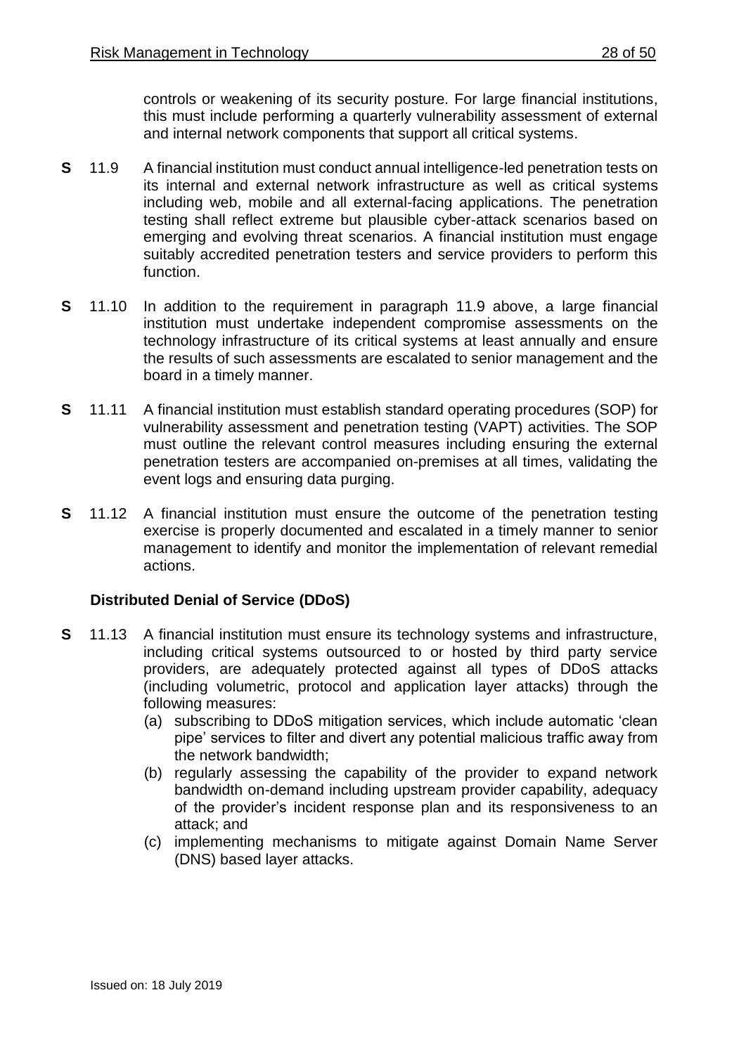controls or weakening of its security posture. For large financial institutions, this must include performing a quarterly vulnerability assessment of external and internal network components that support all critical systems.

**S** 11.9 A financial institution must conduct annual intelligence-led penetration tests on its internal and external network infrastructure as well as critical systems including web, mobile and all external-facing applications. The penetration testing shall reflect extreme but plausible cyber-attack scenarios based on emerging and evolving threat scenarios. A financial institution must engage suitably accredited penetration testers and service providers to perform this function.

**S** 11.10 In addition to the requirement in paragraph 11.9 above, a large financial institution must undertake independent compromise assessments on the technology infrastructure of its critical systems at least annually and ensure the results of such assessments are escalated to senior management and the board in a timely manner.

**S** 11.11 A financial institution must establish standard operating procedures (SOP) for vulnerability assessment and penetration testing (VAPT) activities. The SOP must outline the relevant control measures including ensuring the external penetration testers are accompanied on-premises at all times, validating the event logs and ensuring data purging.

**S** 11.12 A financial institution must ensure the outcome of the penetration testing exercise is properly documented and escalated in a timely manner to senior management to identify and monitor the implementation of relevant remedial actions.

### Distributed Denial of Service (DDoS)

**S** 11.13 A financial institution must ensure its technology systems and infrastructure, including critical systems outsourced to or hosted by third party service providers, are adequately protected against all types of DDoS attacks (including volumetric, protocol and application layer attacks) through the following measures:

(a) subscribing to DDoS mitigation services, which include automatic 'clean pipe' services to filter and divert any potential malicious traffic away from the network bandwidth;

(b) regularly assessing the capability of the provider to expand network bandwidth on-demand including upstream provider capability, adequacy of the provider's incident response plan and its responsiveness to an attack; and

(c) implementing mechanisms to mitigate against Domain Name Server (DNS) based layer attacks.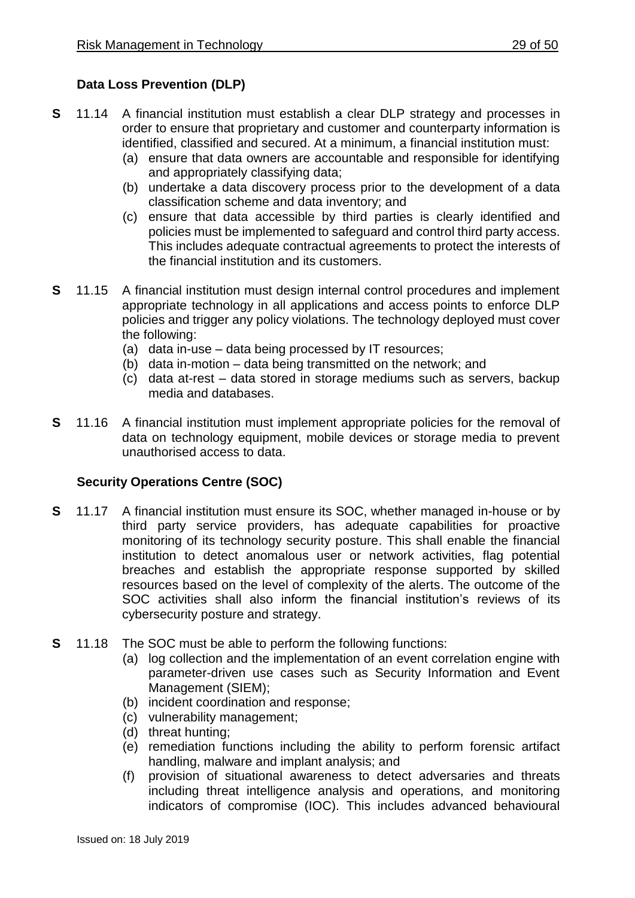### Data Loss Prevention (DLP)

**S** 11.14 A financial institution must establish a clear DLP strategy and processes in order to ensure that proprietary and customer and counterparty information is identified, classified and secured. At a minimum, a financial institution must:

(a) ensure that data owners are accountable and responsible for identifying and appropriately classifying data;

(b) undertake a data discovery process prior to the development of a data classification scheme and data inventory; and

(c) ensure that data accessible by third parties is clearly identified and policies must be implemented to safeguard and control third party access. This includes adequate contractual agreements to protect the interests of the financial institution and its customers.

**S** 11.15 A financial institution must design internal control procedures and implement appropriate technology in all applications and access points to enforce DLP policies and trigger any policy violations. The technology deployed must cover the following:

(a) data in-use – data being processed by IT resources;

(b) data in-motion – data being transmitted on the network; and

(c) data at-rest – data stored in storage mediums such as servers, backup media and databases.

**S** 11.16 A financial institution must implement appropriate policies for the removal of data on technology equipment, mobile devices or storage media to prevent unauthorised access to data.

### Security Operations Centre (SOC)

**S** 11.17 A financial institution must ensure its SOC, whether managed in-house or by third party service providers, has adequate capabilities for proactive monitoring of its technology security posture. This shall enable the financial institution to detect anomalous user or network activities, flag potential breaches and establish the appropriate response supported by skilled resources based on the level of complexity of the alerts. The outcome of the SOC activities shall also inform the financial institution's reviews of its cybersecurity posture and strategy.

**S** 11.18 The SOC must be able to perform the following functions:

(a) log collection and the implementation of an event correlation engine with parameter-driven use cases such as Security Information and Event Management (SIEM);

(b) incident coordination and response;

(c) vulnerability management;

(d) threat hunting;

(e) remediation functions including the ability to perform forensic artifact handling, malware and implant analysis; and

(f) provision of situational awareness to detect adversaries and threats including threat intelligence analysis and operations, and monitoring indicators of compromise (IOC). This includes advanced behavioural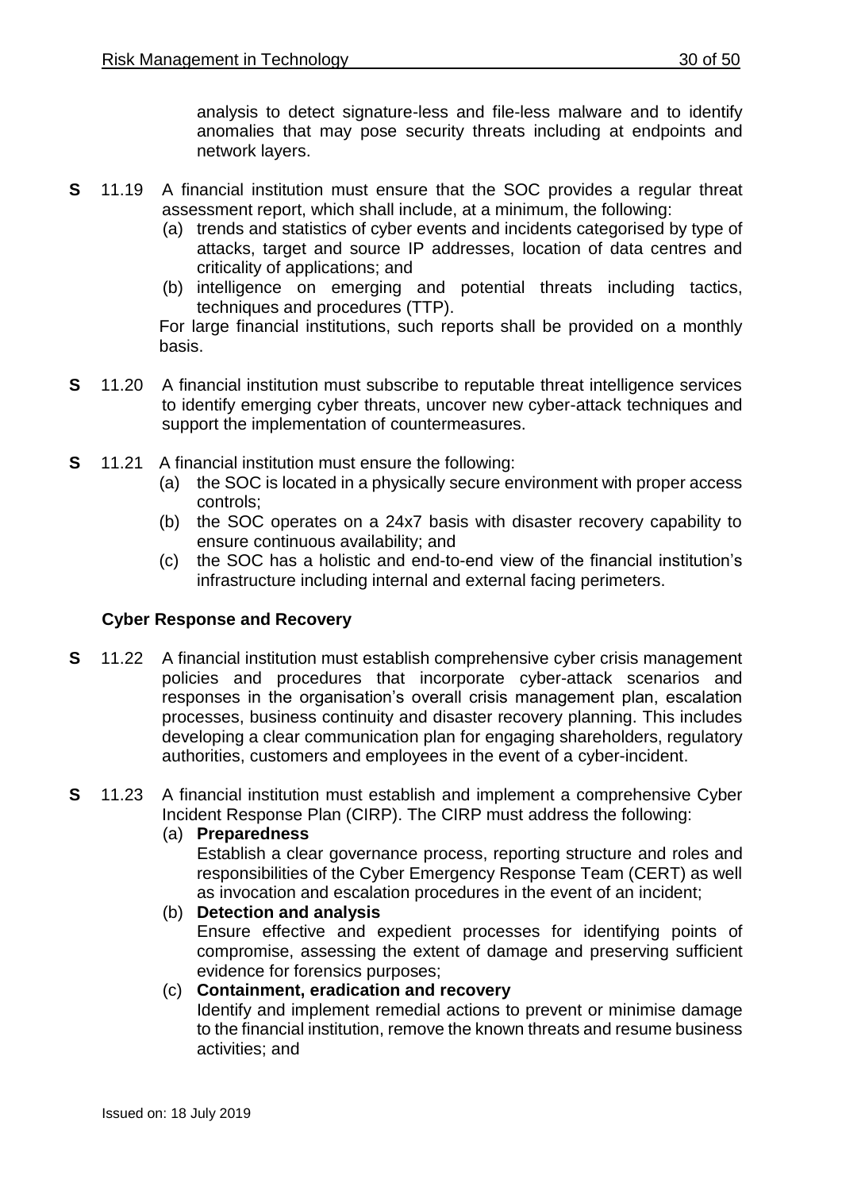analysis to detect signature-less and file-less malware and to identify anomalies that may pose security threats including at endpoints and network layers.

**S** 11.19 A financial institution must ensure that the SOC provides a regular threat assessment report, which shall include, at a minimum, the following:

(a) trends and statistics of cyber events and incidents categorised by type of attacks, target and source IP addresses, location of data centres and criticality of applications; and

(b) intelligence on emerging and potential threats including tactics, techniques and procedures (TTP).

For large financial institutions, such reports shall be provided on a monthly basis.

**S** 11.20 A financial institution must subscribe to reputable threat intelligence services to identify emerging cyber threats, uncover new cyber-attack techniques and support the implementation of countermeasures.

**S** 11.21 A financial institution must ensure the following:

(a) the SOC is located in a physically secure environment with proper access controls;

(b) the SOC operates on a 24x7 basis with disaster recovery capability to ensure continuous availability; and

(c) the SOC has a holistic and end-to-end view of the financial institution's infrastructure including internal and external facing perimeters.

**Cyber Response and Recovery**

**S** 11.22 A financial institution must establish comprehensive cyber crisis management policies and procedures that incorporate cyber-attack scenarios and responses in the organisation's overall crisis management plan, escalation processes, business continuity and disaster recovery planning. This includes developing a clear communication plan for engaging shareholders, regulatory authorities, customers and employees in the event of a cyber-incident.

**S** 11.23 A financial institution must establish and implement a comprehensive Cyber Incident Response Plan (CIRP). The CIRP must address the following:

(a) **Preparedness**
Establish a clear governance process, reporting structure and roles and responsibilities of the Cyber Emergency Response Team (CERT) as well as invocation and escalation procedures in the event of an incident;

(b) **Detection and analysis**
Ensure effective and expedient processes for identifying points of compromise, assessing the extent of damage and preserving sufficient evidence for forensics purposes;

(c) **Containment, eradication and recovery**
Identify and implement remedial actions to prevent or minimise damage to the financial institution, remove the known threats and resume business activities; and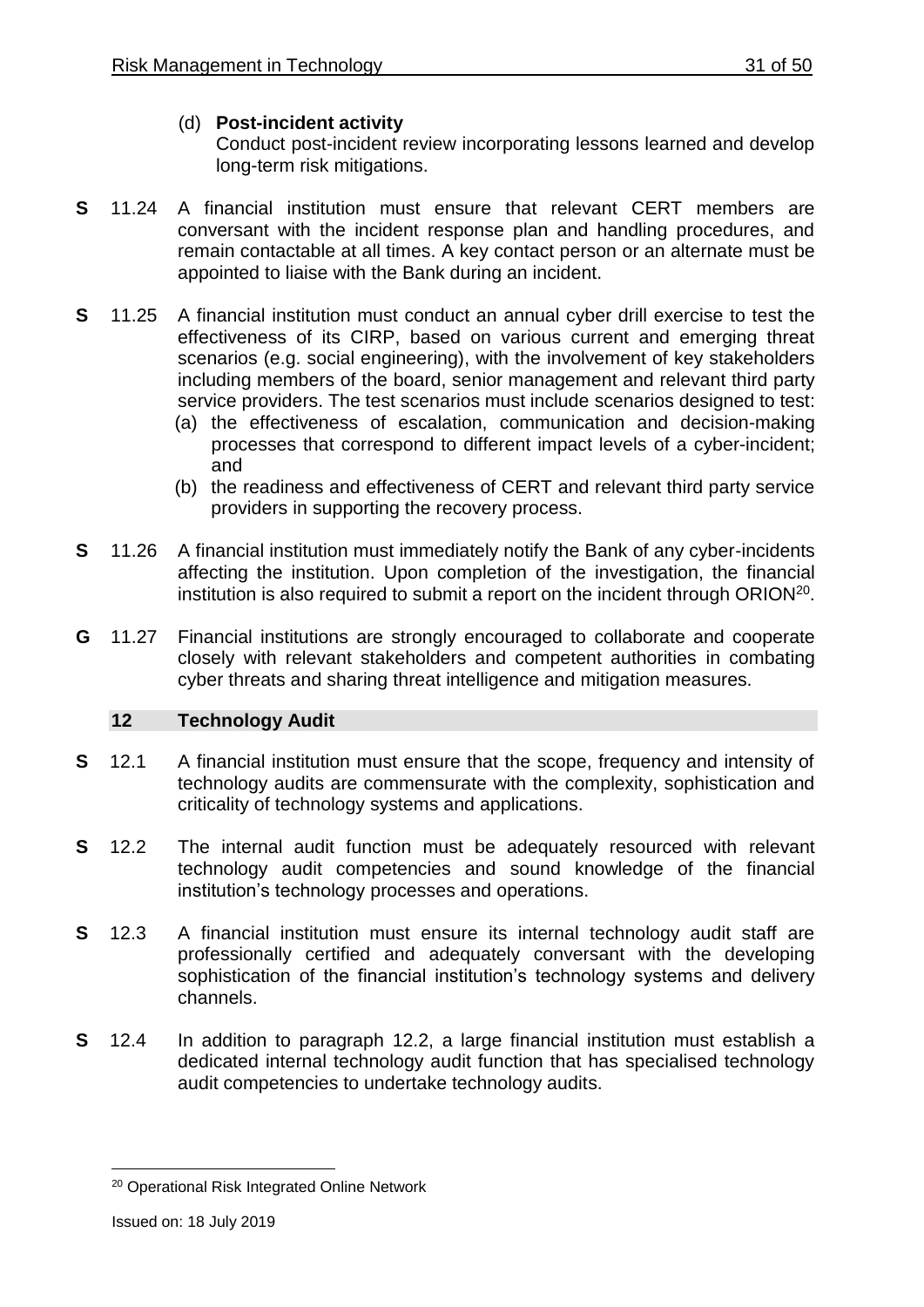(d) **Post-incident activity**
Conduct post-incident review incorporating lessons learned and develop long-term risk mitigations.

**S** 11.24 A financial institution must ensure that relevant CERT members are conversant with the incident response plan and handling procedures, and remain contactable at all times. A key contact person or an alternate must be appointed to liaise with the Bank during an incident.

**S** 11.25 A financial institution must conduct an annual cyber drill exercise to test the effectiveness of its CIRP, based on various current and emerging threat scenarios (e.g. social engineering), with the involvement of key stakeholders including members of the board, senior management and relevant third party service providers. The test scenarios must include scenarios designed to test:

(a) the effectiveness of escalation, communication and decision-making processes that correspond to different impact levels of a cyber-incident; and

(b) the readiness and effectiveness of CERT and relevant third party service providers in supporting the recovery process.

**S** 11.26 A financial institution must immediately notify the Bank of any cyber-incidents affecting the institution. Upon completion of the investigation, the financial institution is also required to submit a report on the incident through ORION[20].

**G** 11.27 Financial institutions are strongly encouraged to collaborate and cooperate closely with relevant stakeholders and competent authorities in combating cyber threats and sharing threat intelligence and mitigation measures.

## 12 Technology Audit

**S** 12.1 A financial institution must ensure that the scope, frequency and intensity of technology audits are commensurate with the complexity, sophistication and criticality of technology systems and applications.

**S** 12.2 The internal audit function must be adequately resourced with relevant technology audit competencies and sound knowledge of the financial institution's technology processes and operations.

**S** 12.3 A financial institution must ensure its internal technology audit staff are professionally certified and adequately conversant with the developing sophistication of the financial institution's technology systems and delivery channels.

**S** 12.4 In addition to paragraph 12.2, a large financial institution must establish a dedicated internal technology audit function that has specialised technology audit competencies to undertake technology audits.

---

[20] Operational Risk Integrated Online Network

Issued on: 18 July 2019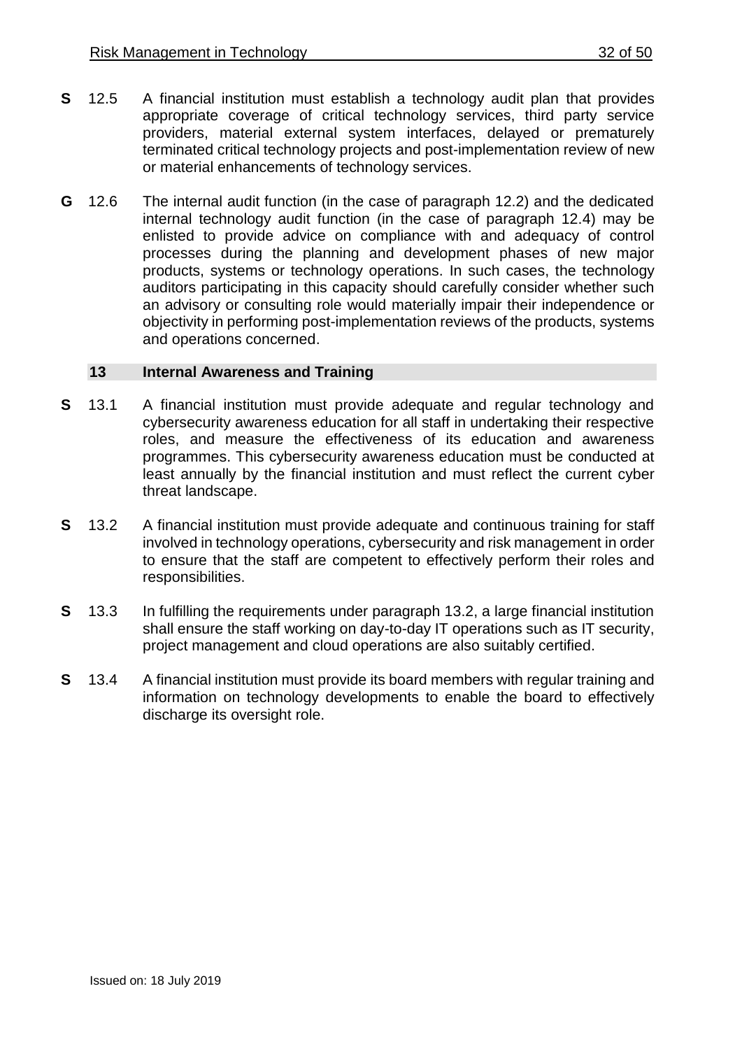**S** 12.5 A financial institution must establish a technology audit plan that provides appropriate coverage of critical technology services, third party service providers, material external system interfaces, delayed or prematurely terminated critical technology projects and post-implementation review of new or material enhancements of technology services.

**G** 12.6 The internal audit function (in the case of paragraph 12.2) and the dedicated internal technology audit function (in the case of paragraph 12.4) may be enlisted to provide advice on compliance with and adequacy of control processes during the planning and development phases of new major products, systems or technology operations. In such cases, the technology auditors participating in this capacity should carefully consider whether such an advisory or consulting role would materially impair their independence or objectivity in performing post-implementation reviews of the products, systems and operations concerned.

## 13 Internal Awareness and Training

**S** 13.1 A financial institution must provide adequate and regular technology and cybersecurity awareness education for all staff in undertaking their respective roles, and measure the effectiveness of its education and awareness programmes. This cybersecurity awareness education must be conducted at least annually by the financial institution and must reflect the current cyber threat landscape.

**S** 13.2 A financial institution must provide adequate and continuous training for staff involved in technology operations, cybersecurity and risk management in order to ensure that the staff are competent to effectively perform their roles and responsibilities.

**S** 13.3 In fulfilling the requirements under paragraph 13.2, a large financial institution shall ensure the staff working on day-to-day IT operations such as IT security, project management and cloud operations are also suitably certified.

**S** 13.4 A financial institution must provide its board members with regular training and information on technology developments to enable the board to effectively discharge its oversight role.

Issued on: 18 July 2019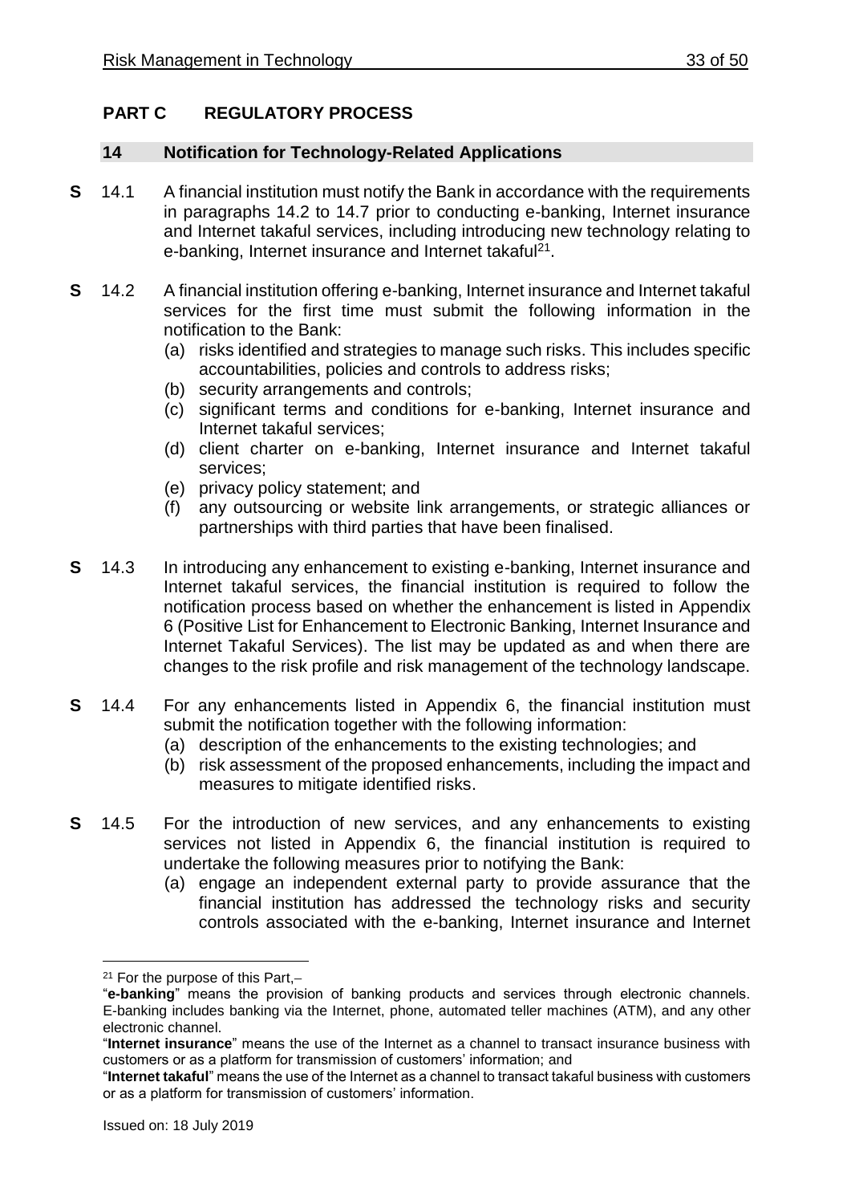# PART C REGULATORY PROCESS

## 14 Notification for Technology-Related Applications

**S** 14.1 A financial institution must notify the Bank in accordance with the requirements in paragraphs 14.2 to 14.7 prior to conducting e-banking, Internet insurance and Internet takaful services, including introducing new technology relating to e-banking, Internet insurance and Internet takaful[21].

**S** 14.2 A financial institution offering e-banking, Internet insurance and Internet takaful services for the first time must submit the following information in the notification to the Bank:

(a) risks identified and strategies to manage such risks. This includes specific accountabilities, policies and controls to address risks;

(b) security arrangements and controls;

(c) significant terms and conditions for e-banking, Internet insurance and Internet takaful services;

(d) client charter on e-banking, Internet insurance and Internet takaful services;

(e) privacy policy statement; and

(f) any outsourcing or website link arrangements, or strategic alliances or partnerships with third parties that have been finalised.

**S** 14.3 In introducing any enhancement to existing e-banking, Internet insurance and Internet takaful services, the financial institution is required to follow the notification process based on whether the enhancement is listed in Appendix 6 (Positive List for Enhancement to Electronic Banking, Internet Insurance and Internet Takaful Services). The list may be updated as and when there are changes to the risk profile and risk management of the technology landscape.

**S** 14.4 For any enhancements listed in Appendix 6, the financial institution must submit the notification together with the following information:

(a) description of the enhancements to the existing technologies; and

(b) risk assessment of the proposed enhancements, including the impact and measures to mitigate identified risks.

**S** 14.5 For the introduction of new services, and any enhancements to existing services not listed in Appendix 6, the financial institution is required to undertake the following measures prior to notifying the Bank:

(a) engage an independent external party to provide assurance that the financial institution has addressed the technology risks and security controls associated with the e-banking, Internet insurance and Internet

---

[21] For the purpose of this Part,–

"**e-banking**" means the provision of banking products and services through electronic channels. E-banking includes banking via the Internet, phone, automated teller machines (ATM), and any other electronic channel.

"**Internet insurance**" means the use of the Internet as a channel to transact insurance business with customers or as a platform for transmission of customers' information; and

"**Internet takaful**" means the use of the Internet as a channel to transact takaful business with customers or as a platform for transmission of customers' information.

Issued on: 18 July 2019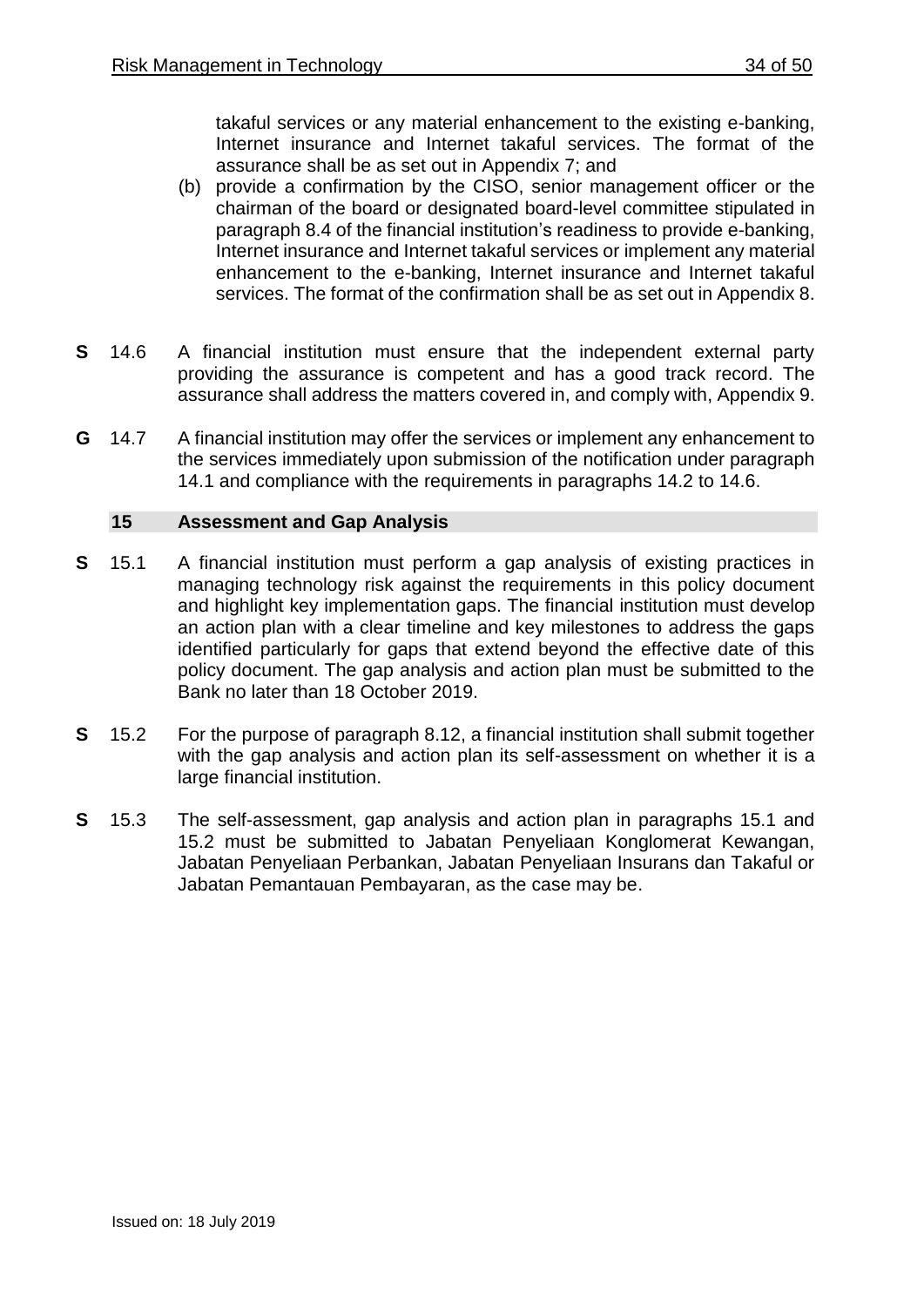takaful services or any material enhancement to the existing e-banking, Internet insurance and Internet takaful services. The format of the assurance shall be as set out in Appendix 7; and

(b) provide a confirmation by the CISO, senior management officer or the chairman of the board or designated board-level committee stipulated in paragraph 8.4 of the financial institution's readiness to provide e-banking, Internet insurance and Internet takaful services or implement any material enhancement to the e-banking, Internet insurance and Internet takaful services. The format of the confirmation shall be as set out in Appendix 8.

**S** 14.6 A financial institution must ensure that the independent external party providing the assurance is competent and has a good track record. The assurance shall address the matters covered in, and comply with, Appendix 9.

**G** 14.7 A financial institution may offer the services or implement any enhancement to the services immediately upon submission of the notification under paragraph 14.1 and compliance with the requirements in paragraphs 14.2 to 14.6.

## 15 Assessment and Gap Analysis

**S** 15.1 A financial institution must perform a gap analysis of existing practices in managing technology risk against the requirements in this policy document and highlight key implementation gaps. The financial institution must develop an action plan with a clear timeline and key milestones to address the gaps identified particularly for gaps that extend beyond the effective date of this policy document. The gap analysis and action plan must be submitted to the Bank no later than 18 October 2019.

**S** 15.2 For the purpose of paragraph 8.12, a financial institution shall submit together with the gap analysis and action plan its self-assessment on whether it is a large financial institution.

**S** 15.3 The self-assessment, gap analysis and action plan in paragraphs 15.1 and 15.2 must be submitted to Jabatan Penyeliaan Konglomerat Kewangan, Jabatan Penyeliaan Perbankan, Jabatan Penyeliaan Insurans dan Takaful or Jabatan Pemantauan Pembayaran, as the case may be.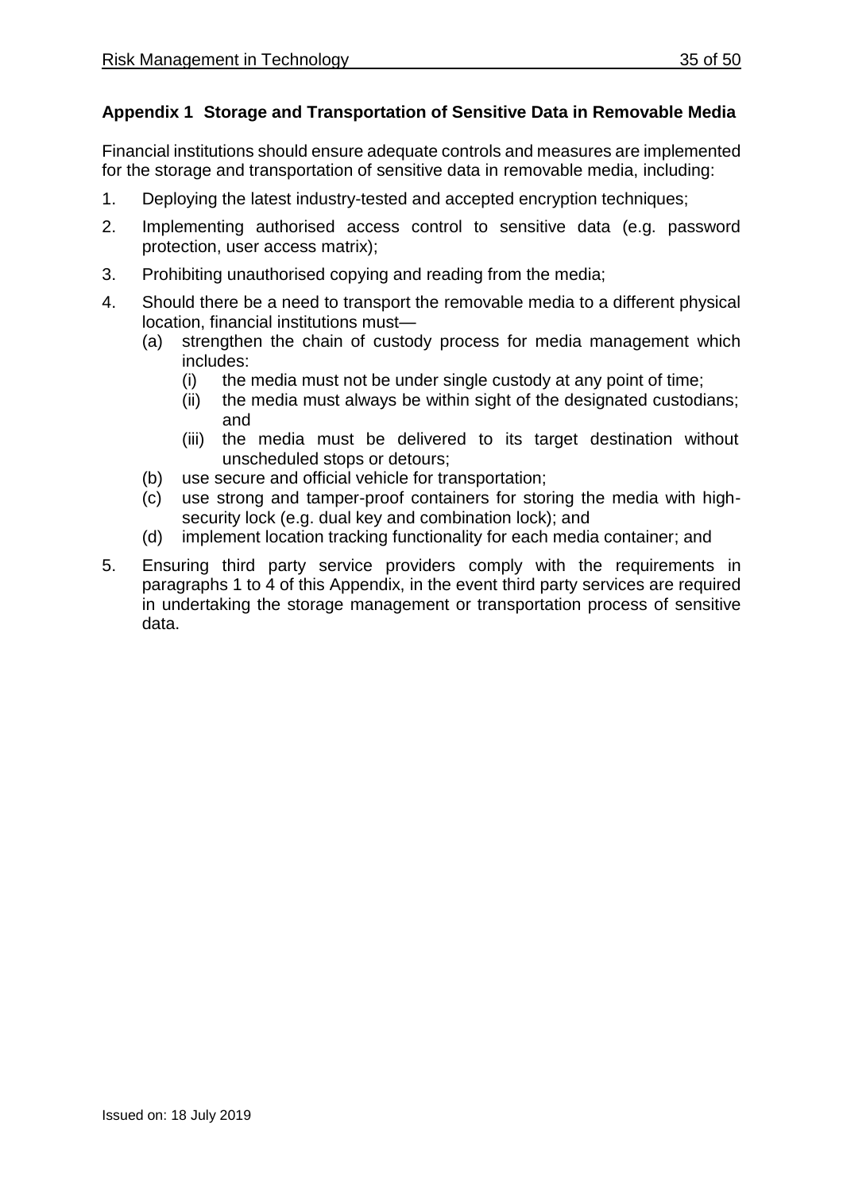## Appendix 1 Storage and Transportation of Sensitive Data in Removable Media

Financial institutions should ensure adequate controls and measures are implemented for the storage and transportation of sensitive data in removable media, including:

1. Deploying the latest industry-tested and accepted encryption techniques;
2. Implementing authorised access control to sensitive data (e.g. password protection, user access matrix);
3. Prohibiting unauthorised copying and reading from the media;
4. Should there be a need to transport the removable media to a different physical location, financial institutions must—
   - (a) strengthen the chain of custody process for media management which includes:
     - (i) the media must not be under single custody at any point of time;
     - (ii) the media must always be within sight of the designated custodians; and
     - (iii) the media must be delivered to its target destination without unscheduled stops or detours;
   - (b) use secure and official vehicle for transportation;
   - (c) use strong and tamper-proof containers for storing the media with high-security lock (e.g. dual key and combination lock); and
   - (d) implement location tracking functionality for each media container; and
5. Ensuring third party service providers comply with the requirements in paragraphs 1 to 4 of this Appendix, in the event third party services are required in undertaking the storage management or transportation process of sensitive data.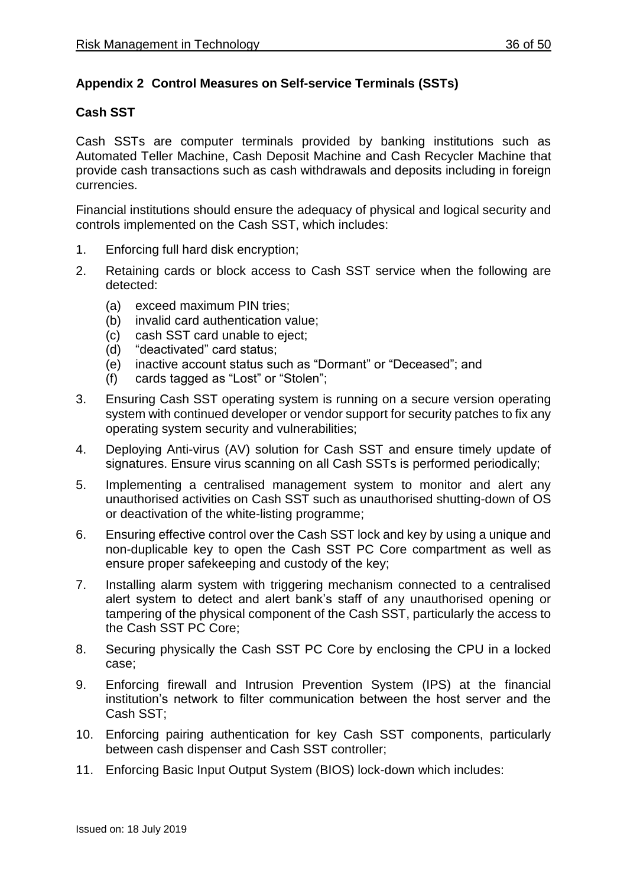## Appendix 2 Control Measures on Self-service Terminals (SSTs)

### Cash SST

Cash SSTs are computer terminals provided by banking institutions such as Automated Teller Machine, Cash Deposit Machine and Cash Recycler Machine that provide cash transactions such as cash withdrawals and deposits including in foreign currencies.

Financial institutions should ensure the adequacy of physical and logical security and controls implemented on the Cash SST, which includes:

1. Enforcing full hard disk encryption;
2. Retaining cards or block access to Cash SST service when the following are detected:
   - (a) exceed maximum PIN tries;
   - (b) invalid card authentication value;
   - (c) cash SST card unable to eject;
   - (d) “deactivated” card status;
   - (e) inactive account status such as “Dormant” or “Deceased”; and
   - (f) cards tagged as “Lost” or “Stolen”;
3. Ensuring Cash SST operating system is running on a secure version operating system with continued developer or vendor support for security patches to fix any operating system security and vulnerabilities;
4. Deploying Anti-virus (AV) solution for Cash SST and ensure timely update of signatures. Ensure virus scanning on all Cash SSTs is performed periodically;
5. Implementing a centralised management system to monitor and alert any unauthorised activities on Cash SST such as unauthorised shutting-down of OS or deactivation of the white-listing programme;
6. Ensuring effective control over the Cash SST lock and key by using a unique and non-duplicable key to open the Cash SST PC Core compartment as well as ensure proper safekeeping and custody of the key;
7. Installing alarm system with triggering mechanism connected to a centralised alert system to detect and alert bank’s staff of any unauthorised opening or tampering of the physical component of the Cash SST, particularly the access to the Cash SST PC Core;
8. Securing physically the Cash SST PC Core by enclosing the CPU in a locked case;
9. Enforcing firewall and Intrusion Prevention System (IPS) at the financial institution’s network to filter communication between the host server and the Cash SST;
10. Enforcing pairing authentication for key Cash SST components, particularly between cash dispenser and Cash SST controller;
11. Enforcing Basic Input Output System (BIOS) lock-down which includes: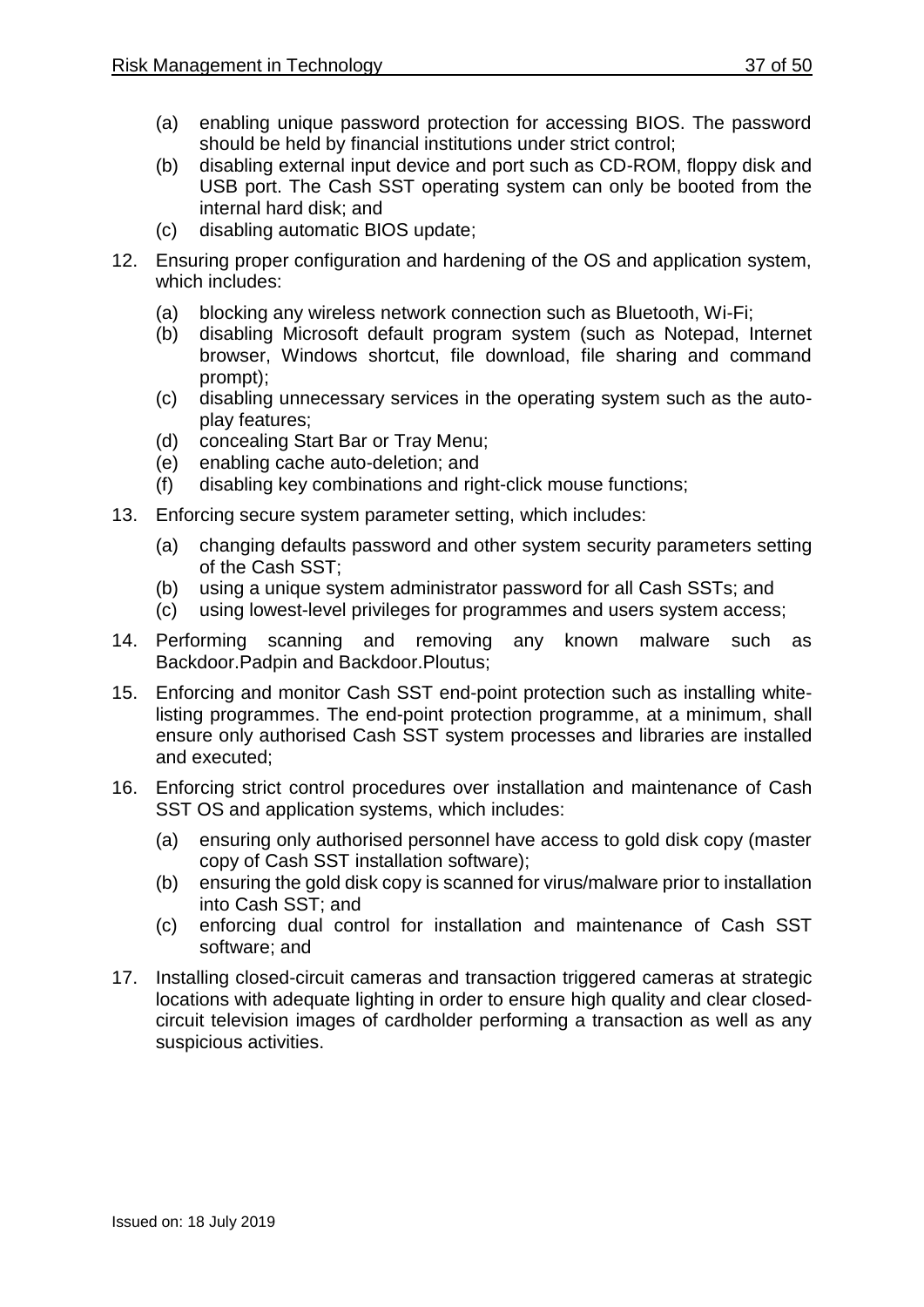(a) enabling unique password protection for accessing BIOS. The password should be held by financial institutions under strict control;
(b) disabling external input device and port such as CD-ROM, floppy disk and USB port. The Cash SST operating system can only be booted from the internal hard disk; and
(c) disabling automatic BIOS update;

12. Ensuring proper configuration and hardening of the OS and application system, which includes:
    (a) blocking any wireless network connection such as Bluetooth, Wi-Fi;
    (b) disabling Microsoft default program system (such as Notepad, Internet browser, Windows shortcut, file download, file sharing and command prompt);
    (c) disabling unnecessary services in the operating system such as the auto-play features;
    (d) concealing Start Bar or Tray Menu;
    (e) enabling cache auto-deletion; and
    (f) disabling key combinations and right-click mouse functions;

13. Enforcing secure system parameter setting, which includes:
    (a) changing defaults password and other system security parameters setting of the Cash SST;
    (b) using a unique system administrator password for all Cash SSTs; and
    (c) using lowest-level privileges for programmes and users system access;

14. Performing scanning and removing any known malware such as Backdoor.Padpin and Backdoor.Ploutus;

15. Enforcing and monitor Cash SST end-point protection such as installing white-listing programmes. The end-point protection programme, at a minimum, shall ensure only authorised Cash SST system processes and libraries are installed and executed;

16. Enforcing strict control procedures over installation and maintenance of Cash SST OS and application systems, which includes:
    (a) ensuring only authorised personnel have access to gold disk copy (master copy of Cash SST installation software);
    (b) ensuring the gold disk copy is scanned for virus/malware prior to installation into Cash SST; and
    (c) enforcing dual control for installation and maintenance of Cash SST software; and

17. Installing closed-circuit cameras and transaction triggered cameras at strategic locations with adequate lighting in order to ensure high quality and clear closed-circuit television images of cardholder performing a transaction as well as any suspicious activities.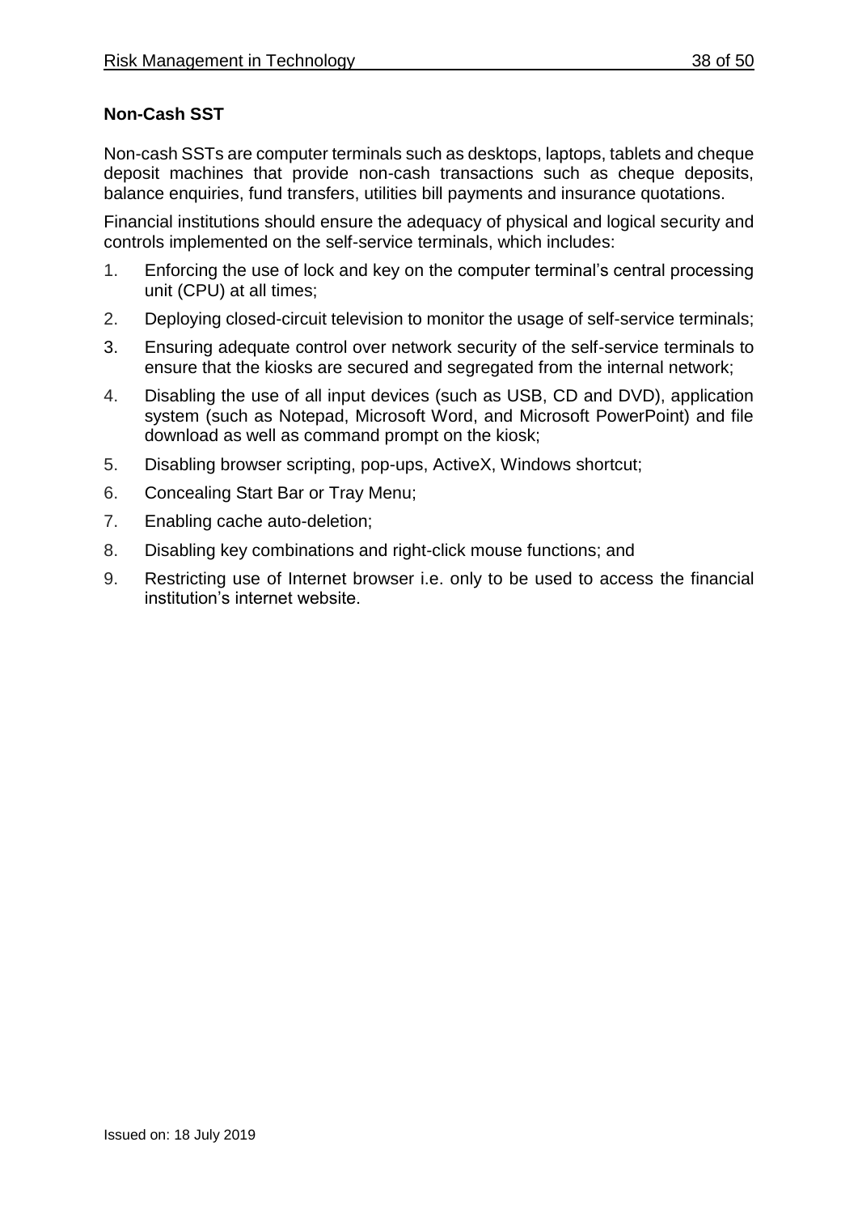**Non-Cash SST**

Non-cash SSTs are computer terminals such as desktops, laptops, tablets and cheque deposit machines that provide non-cash transactions such as cheque deposits, balance enquiries, fund transfers, utilities bill payments and insurance quotations.

Financial institutions should ensure the adequacy of physical and logical security and controls implemented on the self-service terminals, which includes:

1. Enforcing the use of lock and key on the computer terminal's central processing unit (CPU) at all times;
2. Deploying closed-circuit television to monitor the usage of self-service terminals;
3. Ensuring adequate control over network security of the self-service terminals to ensure that the kiosks are secured and segregated from the internal network;
4. Disabling the use of all input devices (such as USB, CD and DVD), application system (such as Notepad, Microsoft Word, and Microsoft PowerPoint) and file download as well as command prompt on the kiosk;
5. Disabling browser scripting, pop-ups, ActiveX, Windows shortcut;
6. Concealing Start Bar or Tray Menu;
7. Enabling cache auto-deletion;
8. Disabling key combinations and right-click mouse functions; and
9. Restricting use of Internet browser i.e. only to be used to access the financial institution's internet website.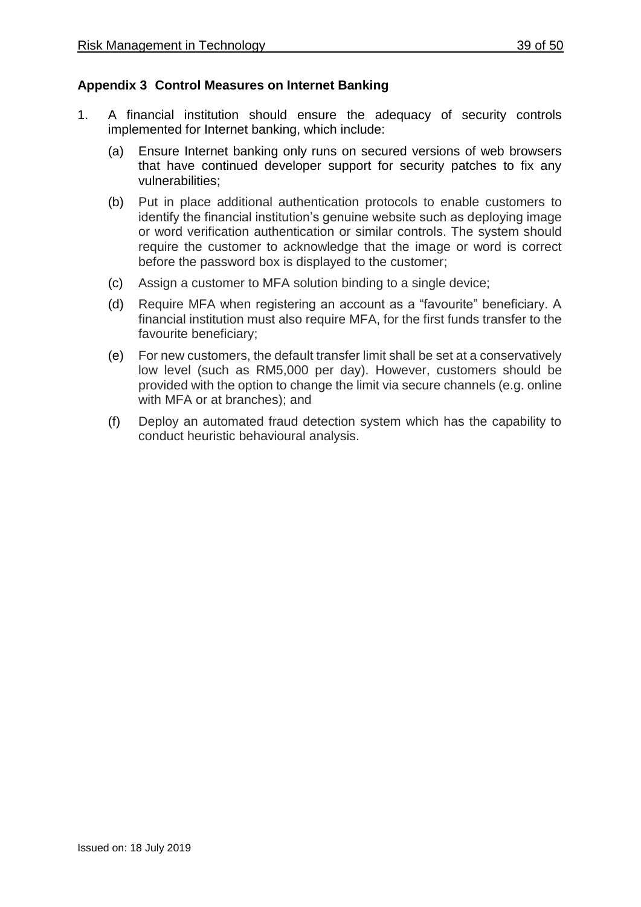## Appendix 3 Control Measures on Internet Banking

1. A financial institution should ensure the adequacy of security controls implemented for Internet banking, which include:

   (a) Ensure Internet banking only runs on secured versions of web browsers that have continued developer support for security patches to fix any vulnerabilities;

   (b) Put in place additional authentication protocols to enable customers to identify the financial institution's genuine website such as deploying image or word verification authentication or similar controls. The system should require the customer to acknowledge that the image or word is correct before the password box is displayed to the customer;

   (c) Assign a customer to MFA solution binding to a single device;

   (d) Require MFA when registering an account as a "favourite" beneficiary. A financial institution must also require MFA, for the first funds transfer to the favourite beneficiary;

   (e) For new customers, the default transfer limit shall be set at a conservatively low level (such as RM5,000 per day). However, customers should be provided with the option to change the limit via secure channels (e.g. online with MFA or at branches); and

   (f) Deploy an automated fraud detection system which has the capability to conduct heuristic behavioural analysis.

Issued on: 18 July 2019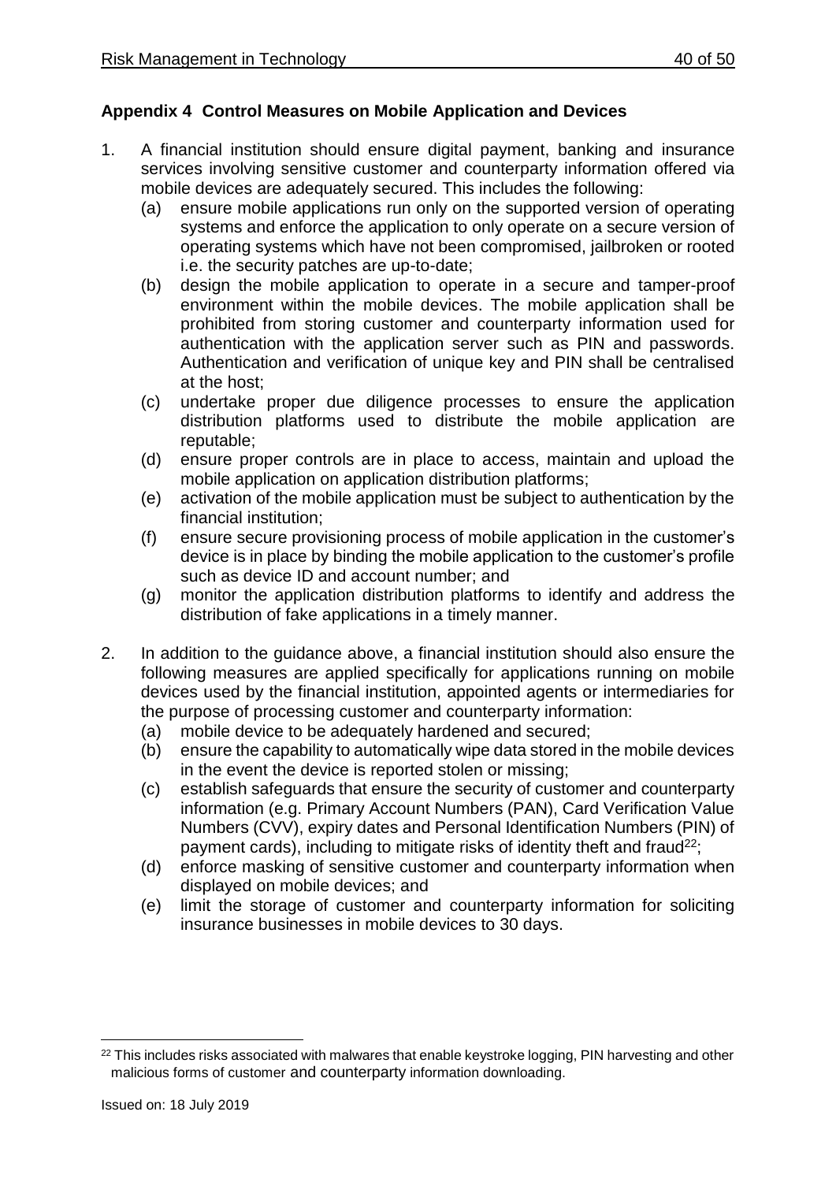## Appendix 4 Control Measures on Mobile Application and Devices

1. A financial institution should ensure digital payment, banking and insurance services involving sensitive customer and counterparty information offered via mobile devices are adequately secured. This includes the following:
   (a) ensure mobile applications run only on the supported version of operating systems and enforce the application to only operate on a secure version of operating systems which have not been compromised, jailbroken or rooted i.e. the security patches are up-to-date;
   (b) design the mobile application to operate in a secure and tamper-proof environment within the mobile devices. The mobile application shall be prohibited from storing customer and counterparty information used for authentication with the application server such as PIN and passwords. Authentication and verification of unique key and PIN shall be centralised at the host;
   (c) undertake proper due diligence processes to ensure the application distribution platforms used to distribute the mobile application are reputable;
   (d) ensure proper controls are in place to access, maintain and upload the mobile application on application distribution platforms;
   (e) activation of the mobile application must be subject to authentication by the financial institution;
   (f) ensure secure provisioning process of mobile application in the customer's device is in place by binding the mobile application to the customer's profile such as device ID and account number; and
   (g) monitor the application distribution platforms to identify and address the distribution of fake applications in a timely manner.

2. In addition to the guidance above, a financial institution should also ensure the following measures are applied specifically for applications running on mobile devices used by the financial institution, appointed agents or intermediaries for the purpose of processing customer and counterparty information:
   (a) mobile device to be adequately hardened and secured;
   (b) ensure the capability to automatically wipe data stored in the mobile devices in the event the device is reported stolen or missing;
   (c) establish safeguards that ensure the security of customer and counterparty information (e.g. Primary Account Numbers (PAN), Card Verification Value Numbers (CVV), expiry dates and Personal Identification Numbers (PIN) of payment cards), including to mitigate risks of identity theft and fraud[22];
   (d) enforce masking of sensitive customer and counterparty information when displayed on mobile devices; and
   (e) limit the storage of customer and counterparty information for soliciting insurance businesses in mobile devices to 30 days.

---

[22] This includes risks associated with malwares that enable keystroke logging, PIN harvesting and other malicious forms of customer and counterparty information downloading.

Issued on: 18 July 2019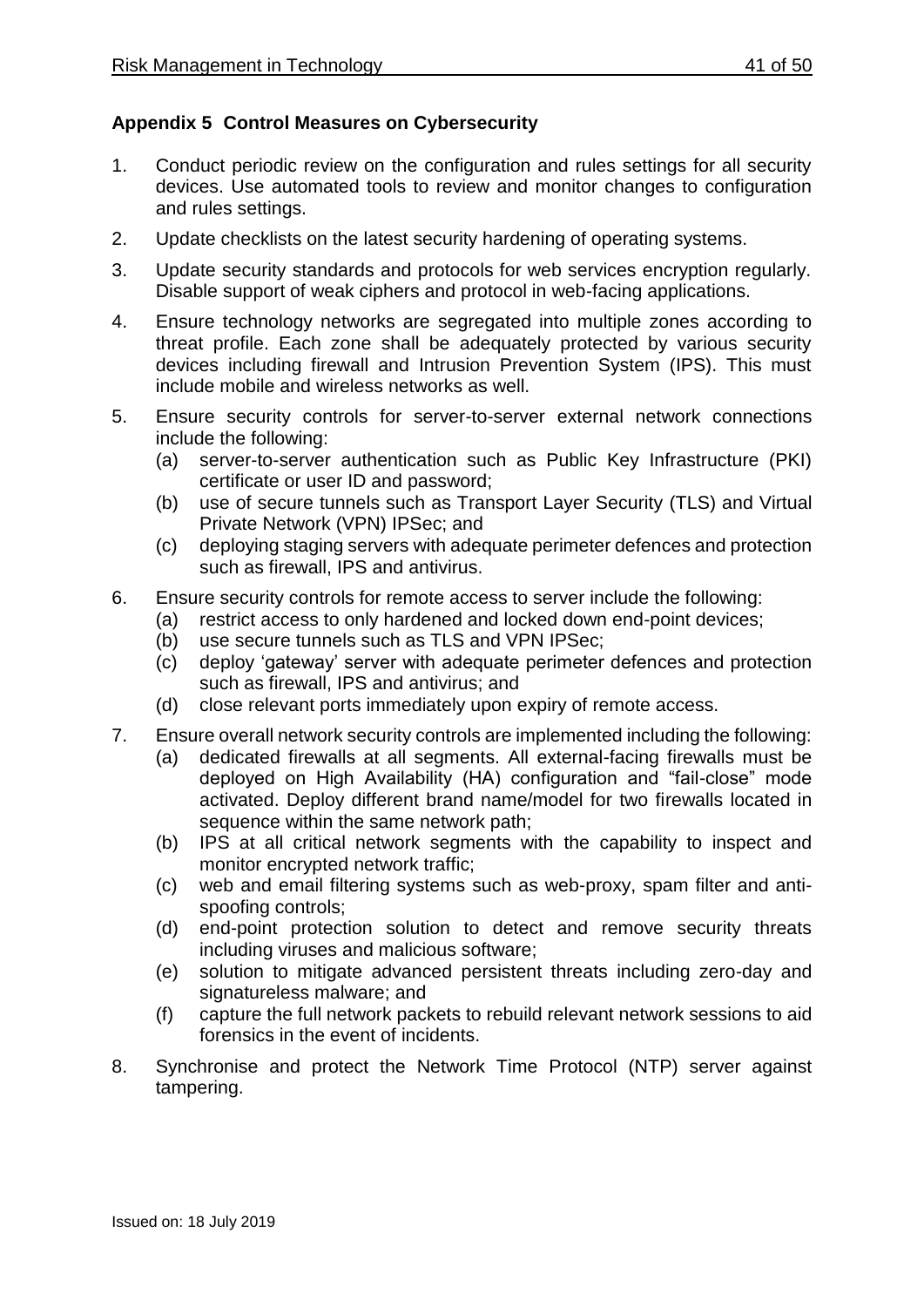## Appendix 5 Control Measures on Cybersecurity

1. Conduct periodic review on the configuration and rules settings for all security devices. Use automated tools to review and monitor changes to configuration and rules settings.
2. Update checklists on the latest security hardening of operating systems.
3. Update security standards and protocols for web services encryption regularly. Disable support of weak ciphers and protocol in web-facing applications.
4. Ensure technology networks are segregated into multiple zones according to threat profile. Each zone shall be adequately protected by various security devices including firewall and Intrusion Prevention System (IPS). This must include mobile and wireless networks as well.
5. Ensure security controls for server-to-server external network connections include the following:
   (a) server-to-server authentication such as Public Key Infrastructure (PKI) certificate or user ID and password;
   (b) use of secure tunnels such as Transport Layer Security (TLS) and Virtual Private Network (VPN) IPSec; and
   (c) deploying staging servers with adequate perimeter defences and protection such as firewall, IPS and antivirus.
6. Ensure security controls for remote access to server include the following:
   (a) restrict access to only hardened and locked down end-point devices;
   (b) use secure tunnels such as TLS and VPN IPSec;
   (c) deploy 'gateway' server with adequate perimeter defences and protection such as firewall, IPS and antivirus; and
   (d) close relevant ports immediately upon expiry of remote access.
7. Ensure overall network security controls are implemented including the following:
   (a) dedicated firewalls at all segments. All external-facing firewalls must be deployed on High Availability (HA) configuration and "fail-close" mode activated. Deploy different brand name/model for two firewalls located in sequence within the same network path;
   (b) IPS at all critical network segments with the capability to inspect and monitor encrypted network traffic;
   (c) web and email filtering systems such as web-proxy, spam filter and anti-spoofing controls;
   (d) end-point protection solution to detect and remove security threats including viruses and malicious software;
   (e) solution to mitigate advanced persistent threats including zero-day and signatureless malware; and
   (f) capture the full network packets to rebuild relevant network sessions to aid forensics in the event of incidents.
8. Synchronise and protect the Network Time Protocol (NTP) server against tampering.

Issued on: 18 July 2019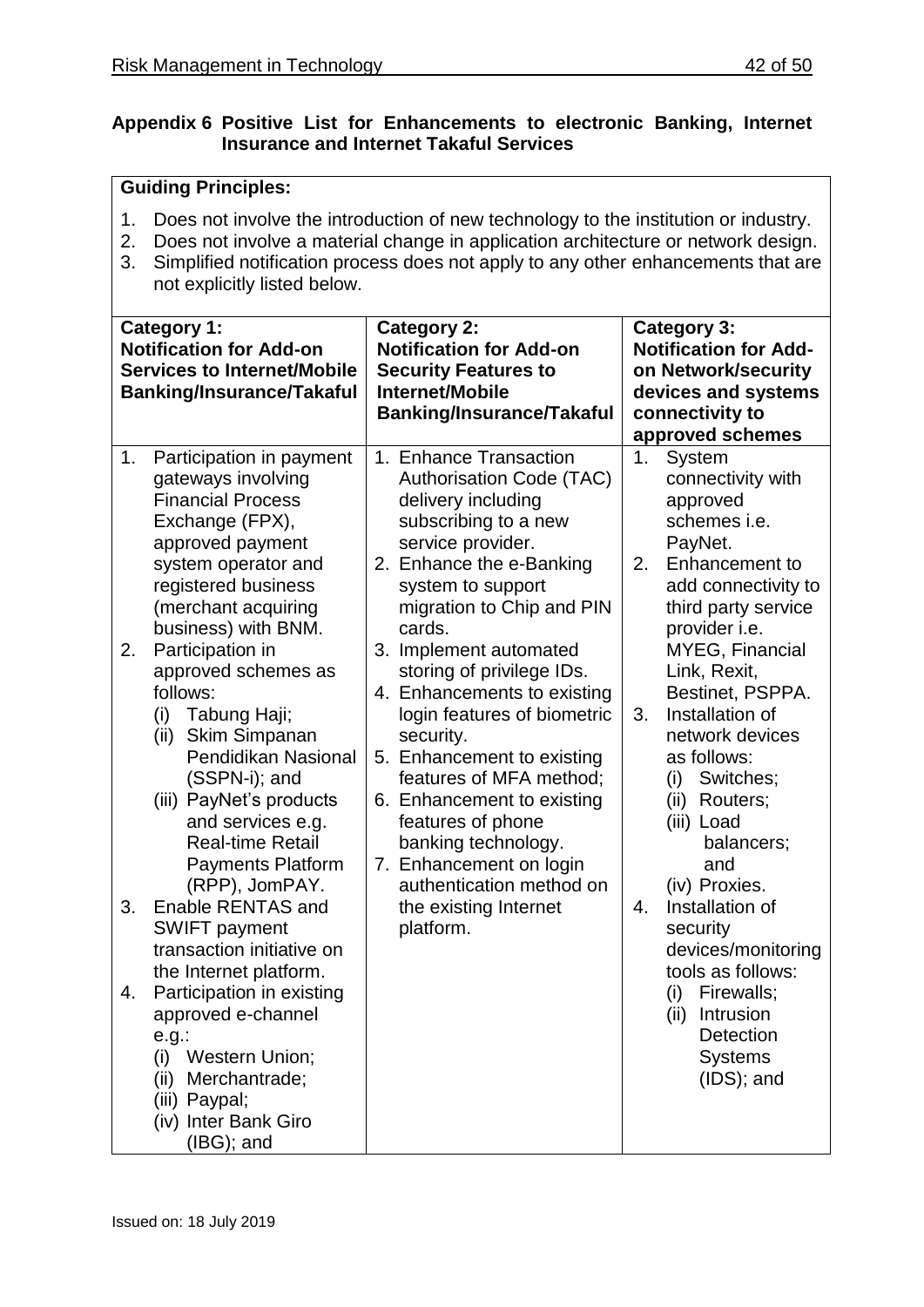## Appendix 6 Positive List for Enhancements to electronic Banking, Internet Insurance and Internet Takaful Services

**Guiding Principles:**

1. Does not involve the introduction of new technology to the institution or industry.
2. Does not involve a material change in application architecture or network design.
3. Simplified notification process does not apply to any other enhancements that are not explicitly listed below.

| **Category 1: Notification for Add-on Services to Internet/Mobile Banking/Insurance/Takaful** | **Category 2: Notification for Add-on Security Features to Internet/Mobile Banking/Insurance/Takaful** | **Category 3: Notification for Add-on Network/security devices and systems connectivity to approved schemes** |
|---|---|---|
| 1. Participation in payment gateways involving Financial Process Exchange (FPX), approved payment system operator and registered business (merchant acquiring business) with BNM.<br>2. Participation in approved schemes as follows:<br>(i) Tabung Haji;<br>(ii) Skim Simpanan Pendidikan Nasional (SSPN-i); and<br>(iii) PayNet's products and services e.g. Real-time Retail Payments Platform (RPP), JomPAY.<br>3. Enable RENTAS and SWIFT payment transaction initiative on the Internet platform.<br>4. Participation in existing approved e-channel e.g.:<br>(i) Western Union;<br>(ii) Merchantrade;<br>(iii) Paypal;<br>(iv) Inter Bank Giro (IBG); and | 1. Enhance Transaction Authorisation Code (TAC) delivery including subscribing to a new service provider.<br>2. Enhance the e-Banking system to support migration to Chip and PIN cards.<br>3. Implement automated storing of privilege IDs.<br>4. Enhancements to existing login features of biometric security.<br>5. Enhancement to existing features of MFA method;<br>6. Enhancement to existing features of phone banking technology.<br>7. Enhancement on login authentication method on the existing Internet platform. | 1. System connectivity with approved schemes i.e. PayNet.<br>2. Enhancement to add connectivity to third party service provider i.e. MYEG, Financial Link, Rexit, Bestinet, PSPPA.<br>3. Installation of network devices as follows:<br>(i) Switches;<br>(ii) Routers;<br>(iii) Load balancers; and<br>(iv) Proxies.<br>4. Installation of security devices/monitoring tools as follows:<br>(i) Firewalls;<br>(ii) Intrusion Detection Systems (IDS); and |

Issued on: 18 July 2019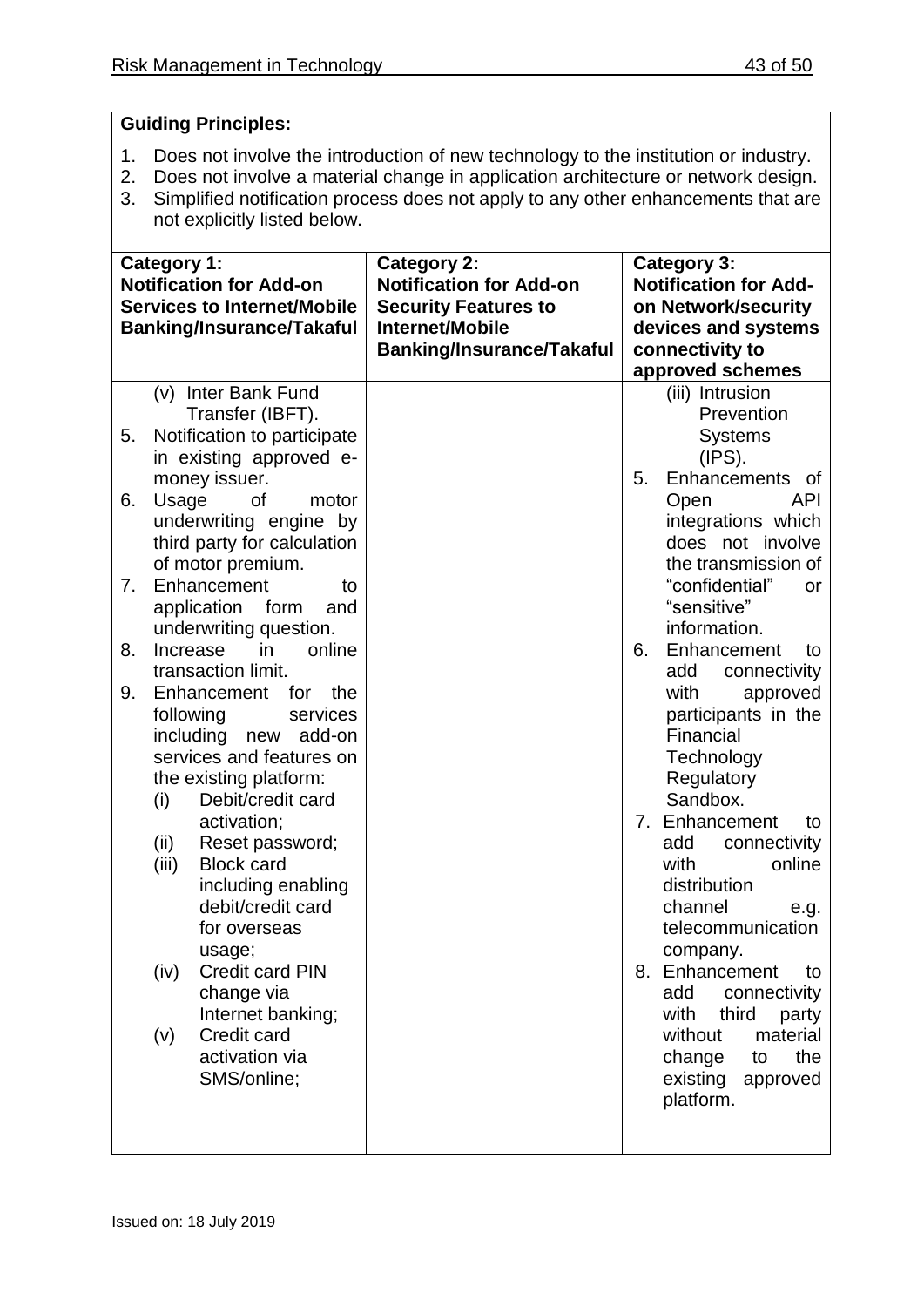**Guiding Principles:**

1. Does not involve the introduction of new technology to the institution or industry.
2. Does not involve a material change in application architecture or network design.
3. Simplified notification process does not apply to any other enhancements that are not explicitly listed below.

| **Category 1: Notification for Add-on Services to Internet/Mobile Banking/Insurance/Takaful** | **Category 2: Notification for Add-on Security Features to Internet/Mobile Banking/Insurance/Takaful** | **Category 3: Notification for Add-on Network/security devices and systems connectivity to approved schemes** |
|---|---|---|
| (v) Inter Bank Fund Transfer (IBFT).<br>5. Notification to participate in existing approved e-money issuer.<br>6. Usage of motor underwriting engine by third party for calculation of motor premium.<br>7. Enhancement to application form and underwriting question.<br>8. Increase in online transaction limit.<br>9. Enhancement for the following services including new add-on services and features on the existing platform:<br>(i) Debit/credit card activation;<br>(ii) Reset password;<br>(iii) Block card including enabling debit/credit card for overseas usage;<br>(iv) Credit card PIN change via Internet banking;<br>(v) Credit card activation via SMS/online; | | (iii) Intrusion Prevention Systems (IPS).<br>5. Enhancements of Open API integrations which does not involve the transmission of "confidential" or "sensitive" information.<br>6. Enhancement to add connectivity with approved participants in the Financial Technology Regulatory Sandbox.<br>7. Enhancement to add connectivity with online distribution channel e.g. telecommunication company.<br>8. Enhancement to add connectivity with third party without material change to the existing approved platform. |

Issued on: 18 July 2019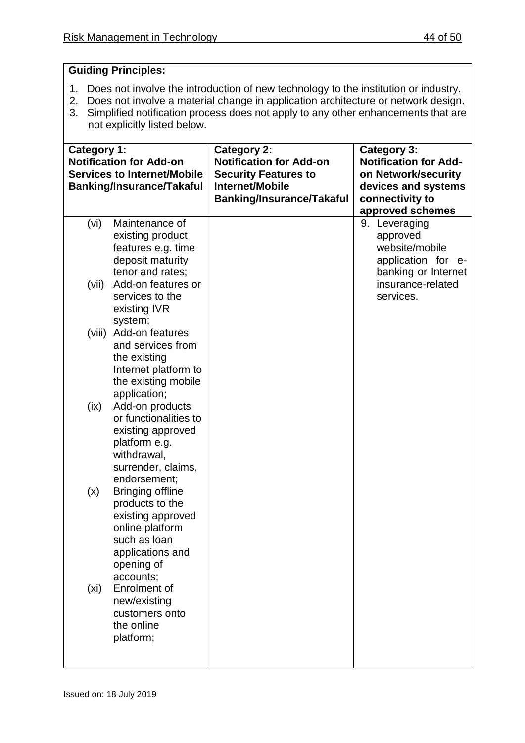**Guiding Principles:**

1. Does not involve the introduction of new technology to the institution or industry.
2. Does not involve a material change in application architecture or network design.
3. Simplified notification process does not apply to any other enhancements that are not explicitly listed below.

| Category 1: Notification for Add-on Services to Internet/Mobile Banking/Insurance/Takaful | Category 2: Notification for Add-on Security Features to Internet/Mobile Banking/Insurance/Takaful | Category 3: Notification for Add-on Network/security devices and systems connectivity to approved schemes |
|---|---|---|
| (vi) Maintenance of existing product features e.g. time deposit maturity tenor and rates;<br>(vii) Add-on features or services to the existing IVR system;<br>(viii) Add-on features and services from the existing Internet platform to the existing mobile application;<br>(ix) Add-on products or functionalities to existing approved platform e.g. withdrawal, surrender, claims, endorsement;<br>(x) Bringing offline products to the existing approved online platform such as loan applications and opening of accounts;<br>(xi) Enrolment of new/existing customers onto the online platform; | | 9. Leveraging approved website/mobile application for e-banking or Internet insurance-related services. |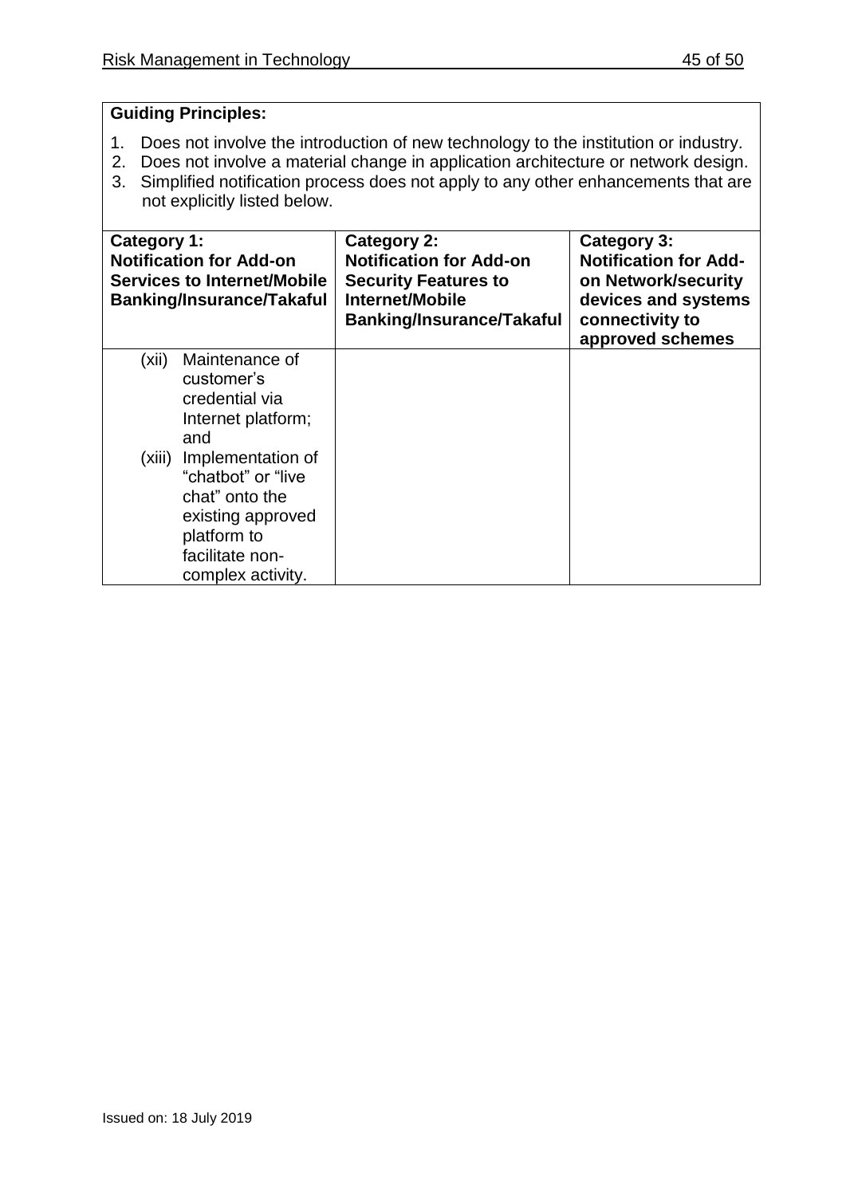**Guiding Principles:**

1. Does not involve the introduction of new technology to the institution or industry.
2. Does not involve a material change in application architecture or network design.
3. Simplified notification process does not apply to any other enhancements that are not explicitly listed below.

| **Category 1: Notification for Add-on Services to Internet/Mobile Banking/Insurance/Takaful** | **Category 2: Notification for Add-on Security Features to Internet/Mobile Banking/Insurance/Takaful** | **Category 3: Notification for Add-on Network/security devices and systems connectivity to approved schemes** |
|---|---|---|
| (xii) Maintenance of customer's credential via Internet platform; and<br>(xiii) Implementation of "chatbot" or "live chat" onto the existing approved platform to facilitate non-complex activity. | | |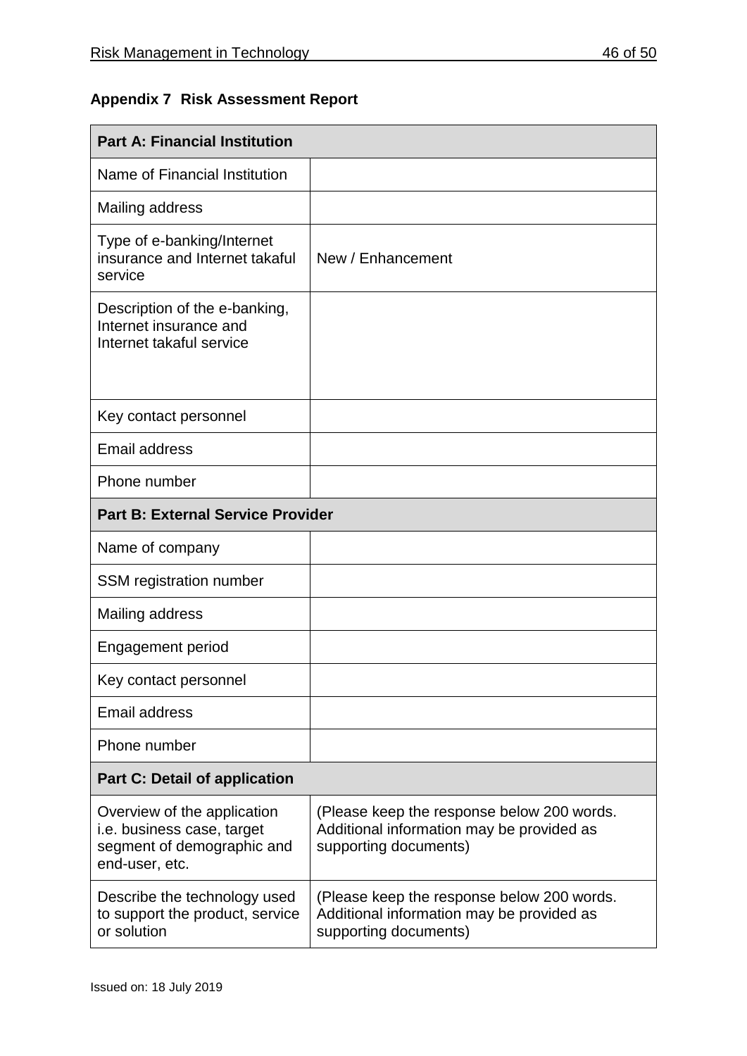**Appendix 7 Risk Assessment Report**

| **Part A: Financial Institution** | |
|---|---|
| Name of Financial Institution | |
| Mailing address | |
| Type of e-banking/Internet insurance and Internet takaful service | New / Enhancement |
| Description of the e-banking, Internet insurance and Internet takaful service | |
| Key contact personnel | |
| Email address | |
| Phone number | |
| **Part B: External Service Provider** | |
| Name of company | |
| SSM registration number | |
| Mailing address | |
| Engagement period | |
| Key contact personnel | |
| Email address | |
| Phone number | |
| **Part C: Detail of application** | |
| Overview of the application i.e. business case, target segment of demographic and end-user, etc. | (Please keep the response below 200 words. Additional information may be provided as supporting documents) |
| Describe the technology used to support the product, service or solution | (Please keep the response below 200 words. Additional information may be provided as supporting documents) |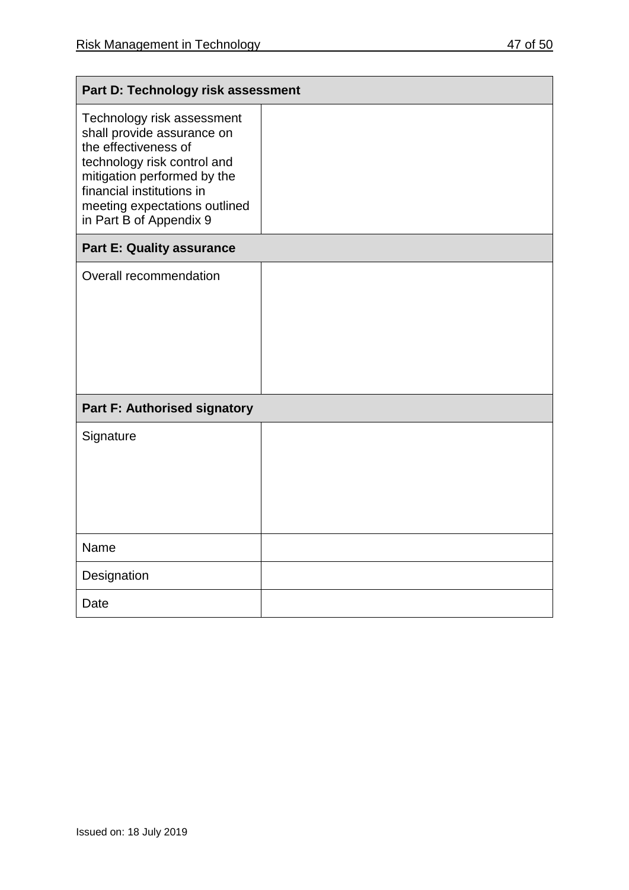| Part D: Technology risk assessment | |
|---|---|
| Technology risk assessment shall provide assurance on the effectiveness of technology risk control and mitigation performed by the financial institutions in meeting expectations outlined in Part B of Appendix 9 | |
| **Part E: Quality assurance** | |
| Overall recommendation | |
| **Part F: Authorised signatory** | |
| Signature | |
| Name | |
| Designation | |
| Date | |

Issued on: 18 July 2019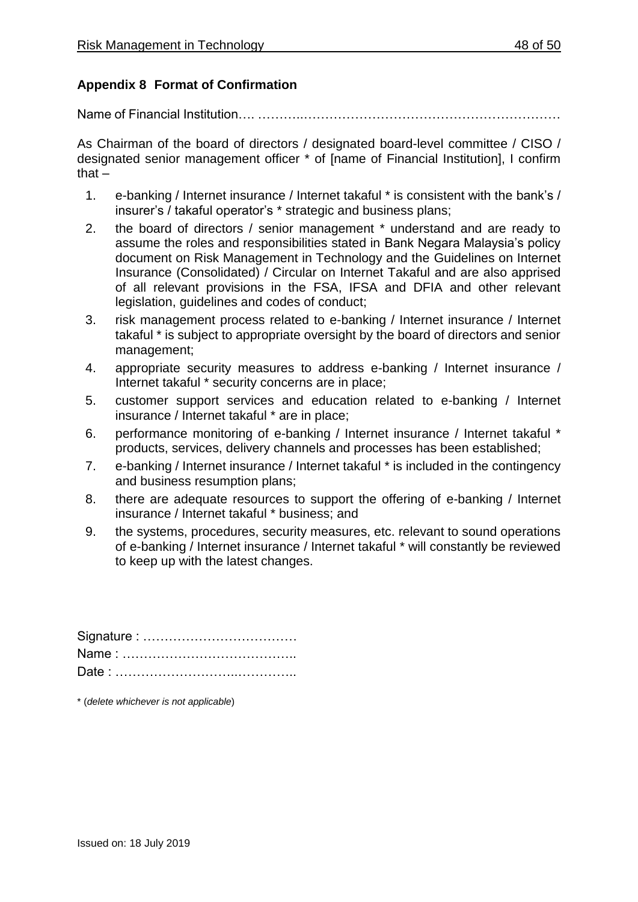## Appendix 8 Format of Confirmation

Name of Financial Institution…. ………..……………………………………………………

As Chairman of the board of directors / designated board-level committee / CISO / designated senior management officer * of [name of Financial Institution], I confirm that –

1. e-banking / Internet insurance / Internet takaful * is consistent with the bank's / insurer's / takaful operator's * strategic and business plans;
2. the board of directors / senior management * understand and are ready to assume the roles and responsibilities stated in Bank Negara Malaysia's policy document on Risk Management in Technology and the Guidelines on Internet Insurance (Consolidated) / Circular on Internet Takaful and are also apprised of all relevant provisions in the FSA, IFSA and DFIA and other relevant legislation, guidelines and codes of conduct;
3. risk management process related to e-banking / Internet insurance / Internet takaful * is subject to appropriate oversight by the board of directors and senior management;
4. appropriate security measures to address e-banking / Internet insurance / Internet takaful * security concerns are in place;
5. customer support services and education related to e-banking / Internet insurance / Internet takaful * are in place;
6. performance monitoring of e-banking / Internet insurance / Internet takaful * products, services, delivery channels and processes has been established;
7. e-banking / Internet insurance / Internet takaful * is included in the contingency and business resumption plans;
8. there are adequate resources to support the offering of e-banking / Internet insurance / Internet takaful * business; and
9. the systems, procedures, security measures, etc. relevant to sound operations of e-banking / Internet insurance / Internet takaful * will constantly be reviewed to keep up with the latest changes.

Signature : ………………………………
Name : …………………………………..
Date : ……………………..…………..

* (*delete whichever is not applicable*)

Issued on: 18 July 2019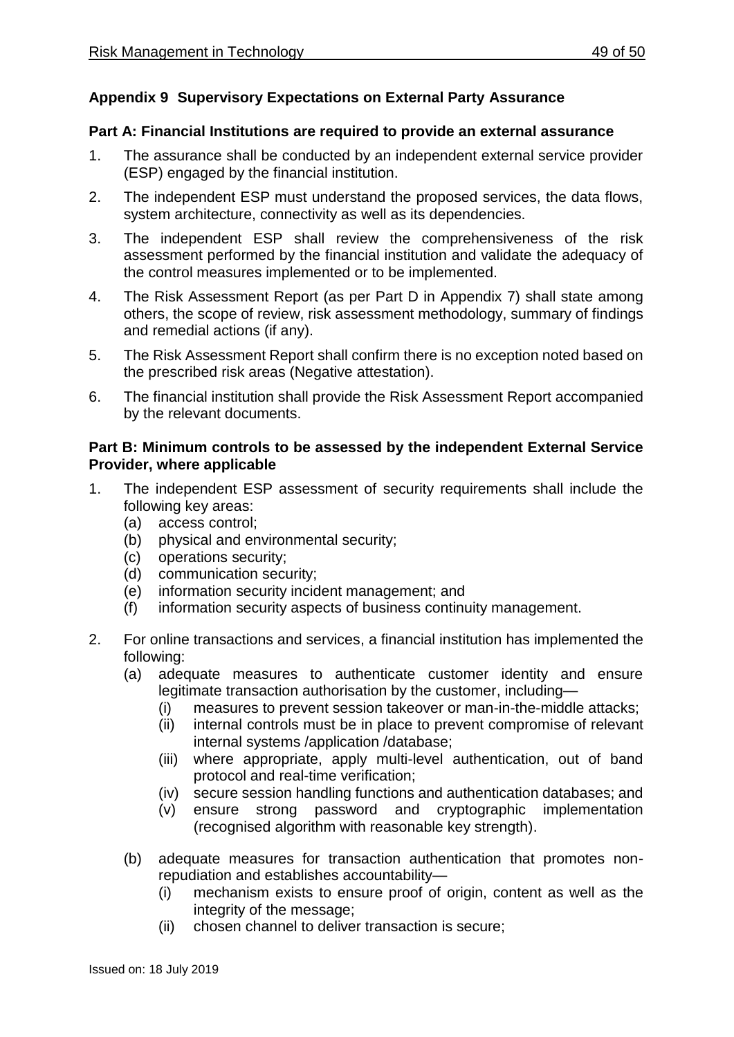## Appendix 9 Supervisory Expectations on External Party Assurance

### Part A: Financial Institutions are required to provide an external assurance

1. The assurance shall be conducted by an independent external service provider (ESP) engaged by the financial institution.
2. The independent ESP must understand the proposed services, the data flows, system architecture, connectivity as well as its dependencies.
3. The independent ESP shall review the comprehensiveness of the risk assessment performed by the financial institution and validate the adequacy of the control measures implemented or to be implemented.
4. The Risk Assessment Report (as per Part D in Appendix 7) shall state among others, the scope of review, risk assessment methodology, summary of findings and remedial actions (if any).
5. The Risk Assessment Report shall confirm there is no exception noted based on the prescribed risk areas (Negative attestation).
6. The financial institution shall provide the Risk Assessment Report accompanied by the relevant documents.

### Part B: Minimum controls to be assessed by the independent External Service Provider, where applicable

1. The independent ESP assessment of security requirements shall include the following key areas:
   (a) access control;
   (b) physical and environmental security;
   (c) operations security;
   (d) communication security;
   (e) information security incident management; and
   (f) information security aspects of business continuity management.

2. For online transactions and services, a financial institution has implemented the following:
   (a) adequate measures to authenticate customer identity and ensure legitimate transaction authorisation by the customer, including—
      (i) measures to prevent session takeover or man-in-the-middle attacks;
      (ii) internal controls must be in place to prevent compromise of relevant internal systems /application /database;
      (iii) where appropriate, apply multi-level authentication, out of band protocol and real-time verification;
      (iv) secure session handling functions and authentication databases; and
      (v) ensure strong password and cryptographic implementation (recognised algorithm with reasonable key strength).

   (b) adequate measures for transaction authentication that promotes non-repudiation and establishes accountability—
      (i) mechanism exists to ensure proof of origin, content as well the integrity of the message;
      (ii) chosen channel to deliver transaction is secure;

Issued on: 18 July 2019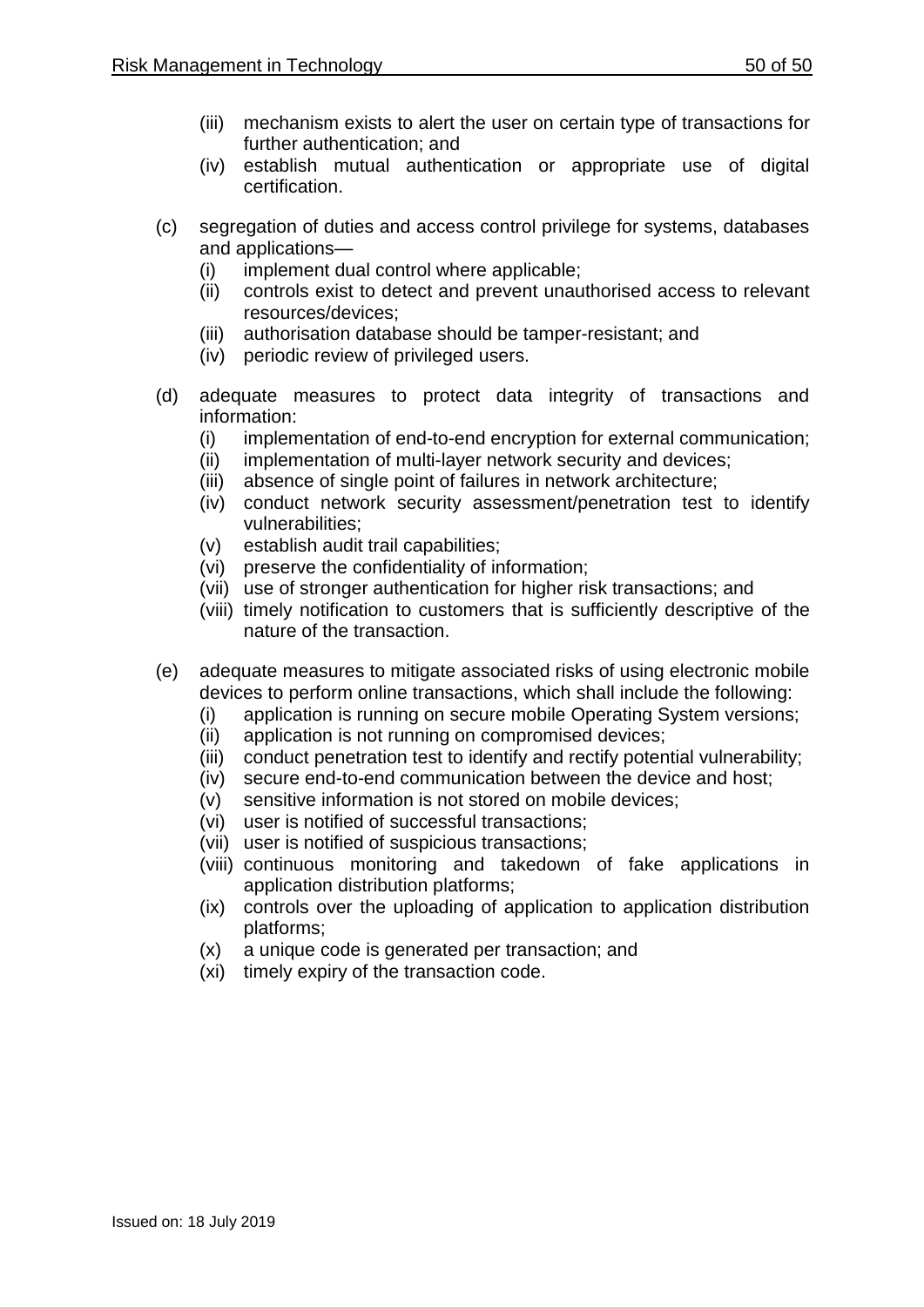(iii) mechanism exists to alert the user on certain type of transactions for further authentication; and

(iv) establish mutual authentication or appropriate use of digital certification.

(c) segregation of duties and access control privilege for systems, databases and applications—

  (i) implement dual control where applicable;

  (ii) controls exist to detect and prevent unauthorised access to relevant resources/devices;

  (iii) authorisation database should be tamper-resistant; and

  (iv) periodic review of privileged users.

(d) adequate measures to protect data integrity of transactions and information:

  (i) implementation of end-to-end encryption for external communication;

  (ii) implementation of multi-layer network security and devices;

  (iii) absence of single point of failures in network architecture;

  (iv) conduct network security assessment/penetration test to identify vulnerabilities;

  (v) establish audit trail capabilities;

  (vi) preserve the confidentiality of information;

  (vii) use of stronger authentication for higher risk transactions; and

  (viii) timely notification to customers that is sufficiently descriptive of the nature of the transaction.

(e) adequate measures to mitigate associated risks of using electronic mobile devices to perform online transactions, which shall include the following:

  (i) application is running on secure mobile Operating System versions;

  (ii) application is not running on compromised devices;

  (iii) conduct penetration test to identify and rectify potential vulnerability;

  (iv) secure end-to-end communication between the device and host;

  (v) sensitive information is not stored on mobile devices;

  (vi) user is notified of successful transactions;

  (vii) user is notified of suspicious transactions;

  (viii) continuous monitoring and takedown of fake applications in application distribution platforms;

  (ix) controls over the uploading of application to application distribution platforms;

  (x) a unique code is generated per transaction; and

  (xi) timely expiry of the transaction code.